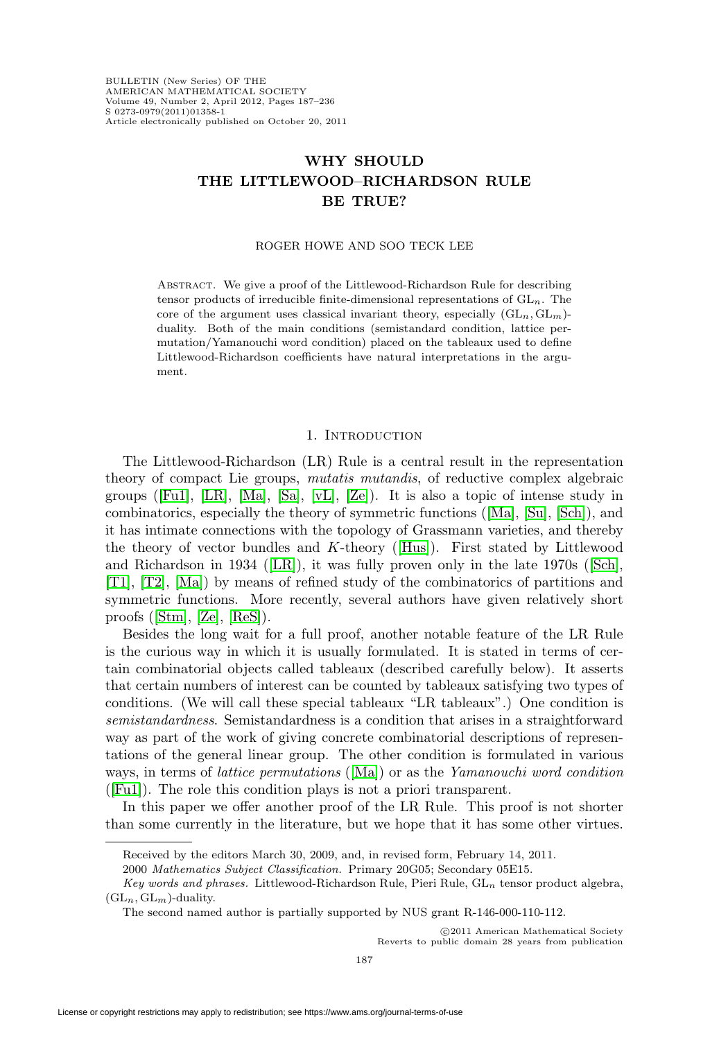# WHY SHOULD THE LITTLEWOOD–RICHARDSON RULE BE TRUE?

ROGER HOWE AND SOO TECK LEE

Abstract. We give a proof of the Littlewood-Richardson Rule for describing tensor products of irreducible finite-dimensional representations of $\mathrm{GL}_n$. The core of the argument uses classical invariant theory, especially $(\mathrm{GL}_n, \mathrm{GL}_m)$-duality. Both of the main conditions (semistandard condition, lattice permutation/Yamanouchi word condition) placed on the tableaux used to define Littlewood-Richardson coefficients have natural interpretations in the argument.

## 1. Introduction

The Littlewood-Richardson (LR) Rule is a central result in the representation theory of compact Lie groups, *mutatis mutandis*, of reductive complex algebraic groups ([Fu1], [LR], [Ma], [Sa], [vL], [Ze]). It is also a topic of intense study in combinatorics, especially the theory of symmetric functions ([Ma], [Su], [Sch]), and it has intimate connections with the topology of Grassmann varieties, and thereby the theory of vector bundles and $K$-theory ([Hus]). First stated by Littlewood and Richardson in 1934 ([LR]), it was fully proven only in the late 1970s ([Sch], [T1], [T2], [Ma]) by means of refined study of the combinatorics of partitions and symmetric functions. More recently, several authors have given relatively short proofs ([Stm], [Ze], [ReS]).

Besides the long wait for a full proof, another notable feature of the LR Rule is the curious way in which it is usually formulated. It is stated in terms of certain combinatorial objects called tableaux (described carefully below). It asserts that certain numbers of interest can be counted by tableaux satisfying two types of conditions. (We will call these special tableaux "LR tableaux".) One condition is *semistandardness*. Semistandardness is a condition that arises in a straightforward way as part of the work of giving concrete combinatorial descriptions of representations of the general linear group. The other condition is formulated in various ways, in terms of *lattice permutations* ([Ma]) or as the *Yamanouchi word condition* ([Fu1]). The role this condition plays is not a priori transparent.

In this paper we offer another proof of the LR Rule. This proof is not shorter than some currently in the literature, but we hope that it has some other virtues.

---

Received by the editors March 30, 2009, and, in revised form, February 14, 2011.

2000 *Mathematics Subject Classification.* Primary 20G05; Secondary 05E15.

*Key words and phrases.* Littlewood-Richardson Rule, Pieri Rule, $\mathrm{GL}_n$ tensor product algebra, $(\mathrm{GL}_n, \mathrm{GL}_m)$-duality.

The second named author is partially supported by NUS grant R-146-000-110-112.

©2011 American Mathematical Society
Reverts to public domain 28 years from publication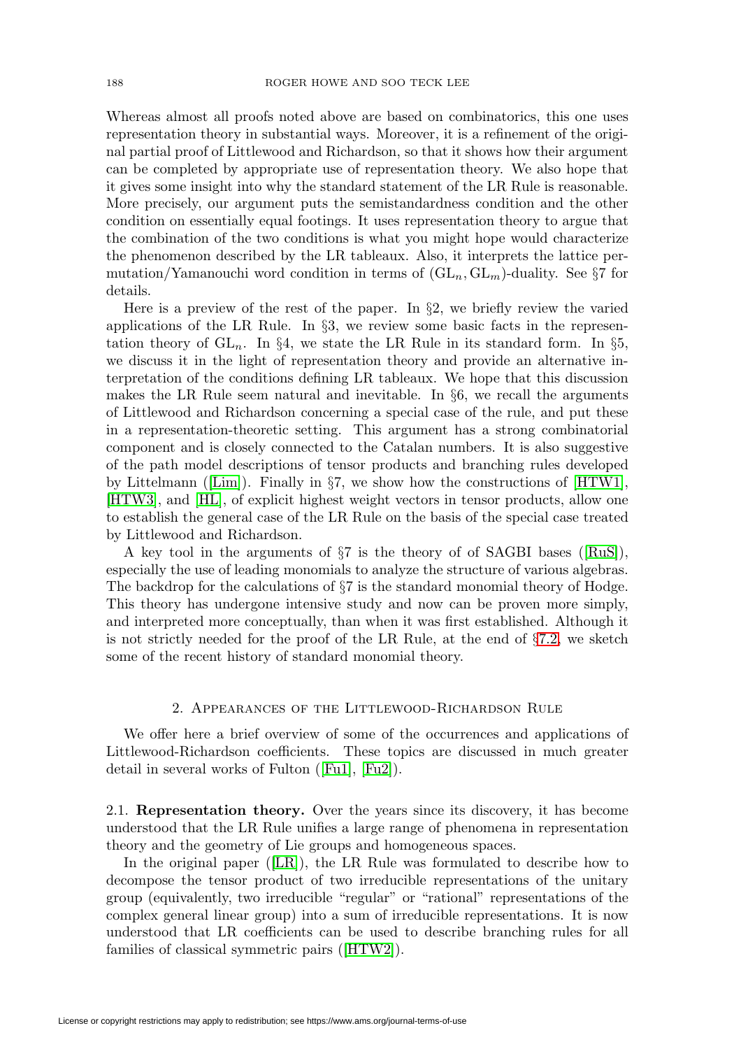Whereas almost all proofs noted above are based on combinatorics, this one uses representation theory in substantial ways. Moreover, it is a refinement of the original partial proof of Littlewood and Richardson, so that it shows how their argument can be completed by appropriate use of representation theory. We also hope that it gives some insight into why the standard statement of the LR Rule is reasonable. More precisely, our argument puts the semistandardness condition and the other condition on essentially equal footings. It uses representation theory to argue that the combination of the two conditions is what you might hope would characterize the phenomenon described by the LR tableaux. Also, it interprets the lattice permutation/Yamanouchi word condition in terms of $(\mathrm{GL}_n, \mathrm{GL}_m)$-duality. See §7 for details.

Here is a preview of the rest of the paper. In §2, we briefly review the varied applications of the LR Rule. In §3, we review some basic facts in the representation theory of $\mathrm{GL}_n$. In §4, we state the LR Rule in its standard form. In §5, we discuss it in the light of representation theory and provide an alternative interpretation of the conditions defining LR tableaux. We hope that this discussion makes the LR Rule seem natural and inevitable. In §6, we recall the arguments of Littlewood and Richardson concerning a special case of the rule, and put these in a representation-theoretic setting. This argument has a strong combinatorial component and is closely connected to the Catalan numbers. It is also suggestive of the path model descriptions of tensor products and branching rules developed by Littelmann ([Lim]). Finally in §7, we show how the constructions of [HTW1], [HTW3], and [HL], of explicit highest weight vectors in tensor products, allow one to establish the general case of the LR Rule on the basis of the special case treated by Littlewood and Richardson.

A key tool in the arguments of §7 is the theory of of SAGBI bases ([RuS]), especially the use of leading monomials to analyze the structure of various algebras. The backdrop for the calculations of §7 is the standard monomial theory of Hodge. This theory has undergone intensive study and now can be proven more simply, and interpreted more conceptually, than when it was first established. Although it is not strictly needed for the proof of the LR Rule, at the end of §7.2, we sketch some of the recent history of standard monomial theory.

## 2. Appearances of the Littlewood-Richardson Rule

We offer here a brief overview of some of the occurrences and applications of Littlewood-Richardson coefficients. These topics are discussed in much greater detail in several works of Fulton ([Fu1], [Fu2]).

2.1. **Representation theory.** Over the years since its discovery, it has become understood that the LR Rule unifies a large range of phenomena in representation theory and the geometry of Lie groups and homogeneous spaces.

In the original paper ([LR]), the LR Rule was formulated to describe how to decompose the tensor product of two irreducible representations of the unitary group (equivalently, two irreducible "regular" or "rational" representations of the complex general linear group) into a sum of irreducible representations. It is now understood that LR coefficients can be used to describe branching rules for all families of classical symmetric pairs ([HTW2]).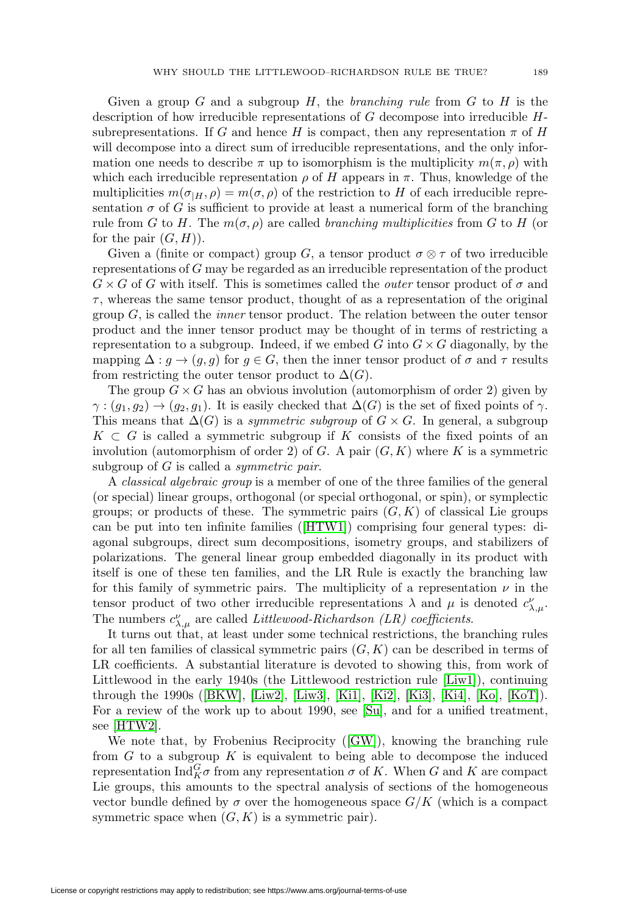Given a group $G$ and a subgroup $H$, the *branching rule* from $G$ to $H$ is the description of how irreducible representations of $G$ decompose into irreducible $H$-subrepresentations. If $G$ and hence $H$ is compact, then any representation $\pi$ of $H$ will decompose into a direct sum of irreducible representations, and the only information one needs to describe $\pi$ up to isomorphism is the multiplicity $m(\pi, \rho)$ with which each irreducible representation $\rho$ of $H$ appears in $\pi$. Thus, knowledge of the multiplicities $m(\sigma_{|H}, \rho) = m(\sigma, \rho)$ of the restriction to $H$ of each irreducible representation $\sigma$ of $G$ is sufficient to provide at least a numerical form of the branching rule from $G$ to $H$. The $m(\sigma, \rho)$ are called *branching multiplicities* from $G$ to $H$ (or for the pair $(G, H)$).

Given a (finite or compact) group $G$, a tensor product $\sigma \otimes \tau$ of two irreducible representations of $G$ may be regarded as an irreducible representation of the product $G \times G$ of $G$ with itself. This is sometimes called the *outer* tensor product of $\sigma$ and $\tau$, whereas the same tensor product, thought of as a representation of the original group $G$, is called the *inner* tensor product. The relation between the outer tensor product and the inner tensor product may be thought of in terms of restricting a representation to a subgroup. Indeed, if we embed $G$ into $G \times G$ diagonally, by the mapping $\Delta : g \to (g, g)$ for $g \in G$, then the inner tensor product of $\sigma$ and $\tau$ results from restricting the outer tensor product to $\Delta(G)$.

The group $G \times G$ has an obvious involution (automorphism of order 2) given by $\gamma : (g_1, g_2) \to (g_2, g_1)$. It is easily checked that $\Delta(G)$ is the set of fixed points of $\gamma$. This means that $\Delta(G)$ is a *symmetric subgroup* of $G \times G$. In general, a subgroup $K \subset G$ is called a symmetric subgroup if $K$ consists of the fixed points of an involution (automorphism of order 2) of $G$. A pair $(G, K)$ where $K$ is a symmetric subgroup of $G$ is called a *symmetric pair*.

A *classical algebraic group* is a member of one of the three families of the general (or special) linear groups, orthogonal (or special orthogonal, or spin), or symplectic groups; or products of these. The symmetric pairs $(G, K)$ of classical Lie groups can be put into ten infinite families ([HTW1]) comprising four general types: diagonal subgroups, direct sum decompositions, isometry groups, and stabilizers of polarizations. The general linear group embedded diagonally in its product with itself is one of these ten families, and the LR Rule is exactly the branching law for this family of symmetric pairs. The multiplicity of a representation $\nu$ in the tensor product of two other irreducible representations $\lambda$ and $\mu$ is denoted $c^{\nu}_{\lambda,\mu}$. The numbers $c^{\nu}_{\lambda,\mu}$ are called *Littlewood-Richardson (LR) coefficients*.

It turns out that, at least under some technical restrictions, the branching rules for all ten families of classical symmetric pairs $(G, K)$ can be described in terms of LR coefficients. A substantial literature is devoted to showing this, from work of Littlewood in the early 1940s (the Littlewood restriction rule [Liw1]), continuing through the 1990s ([BKW], [Liw2], [Liw3], [Ki1], [Ki2], [Ki3], [Ki4], [Ko], [KoT]). For a review of the work up to about 1990, see [Su], and for a unified treatment, see [HTW2].

We note that, by Frobenius Reciprocity ([GW]), knowing the branching rule from $G$ to a subgroup $K$ is equivalent to being able to decompose the induced representation $\mathrm{Ind}_K^G \sigma$ from any representation $\sigma$ of $K$. When $G$ and $K$ are compact Lie groups, this amounts to the spectral analysis of sections of the homogeneous vector bundle defined by $\sigma$ over the homogeneous space $G/K$ (which is a compact symmetric space when $(G, K)$ is a symmetric pair).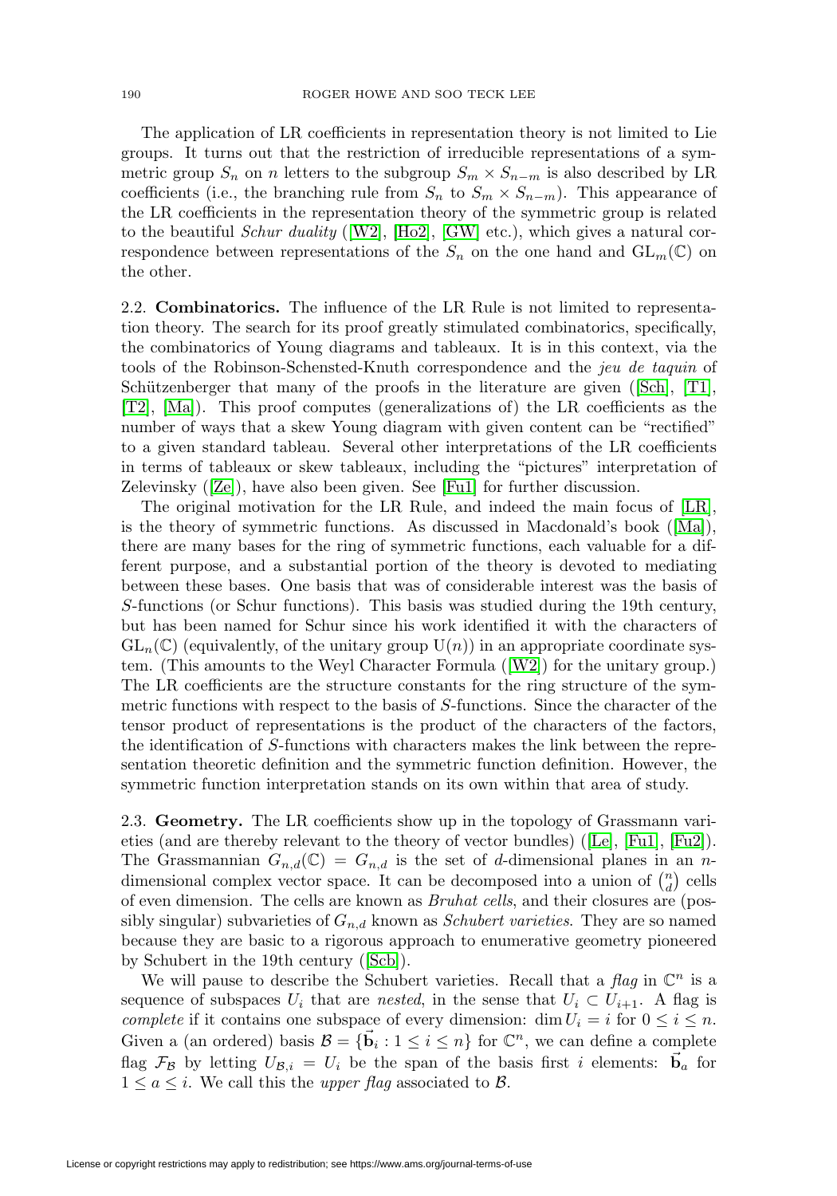The application of LR coefficients in representation theory is not limited to Lie groups. It turns out that the restriction of irreducible representations of a symmetric group $S_n$ on $n$ letters to the subgroup $S_m \times S_{n-m}$ is also described by LR coefficients (i.e., the branching rule from $S_n$ to $S_m \times S_{n-m}$). This appearance of the LR coefficients in the representation theory of the symmetric group is related to the beautiful *Schur duality* ([W2], [Ho2], [GW] etc.), which gives a natural correspondence between representations of the $S_n$ on the one hand and $\mathrm{GL}_m(\mathbb{C})$ on the other.

2.2. **Combinatorics.** The influence of the LR Rule is not limited to representation theory. The search for its proof greatly stimulated combinatorics, specifically, the combinatorics of Young diagrams and tableaux. It is in this context, via the tools of the Robinson-Schensted-Knuth correspondence and the *jeu de taquin* of Schützenberger that many of the proofs in the literature are given ([Sch], [T1], [T2], [Ma]). This proof computes (generalizations of) the LR coefficients as the number of ways that a skew Young diagram with given content can be "rectified" to a given standard tableau. Several other interpretations of the LR coefficients in terms of tableaux or skew tableaux, including the "pictures" interpretation of Zelevinsky ([Ze]), have also been given. See [Fu1] for further discussion.

The original motivation for the LR Rule, and indeed the main focus of [LR], is the theory of symmetric functions. As discussed in Macdonald's book ([Ma]), there are many bases for the ring of symmetric functions, each valuable for a different purpose, and a substantial portion of the theory is devoted to mediating between these bases. One basis that was of considerable interest was the basis of $S$-functions (or Schur functions). This basis was studied during the 19th century, but has been named for Schur since his work identified it with the characters of $\mathrm{GL}_n(\mathbb{C})$ (equivalently, of the unitary group $\mathrm{U}(n)$) in an appropriate coordinate system. (This amounts to the Weyl Character Formula ([W2]) for the unitary group.) The LR coefficients are the structure constants for the ring structure of the symmetric functions with respect to the basis of $S$-functions. Since the character of the tensor product of representations is the product of the characters of the factors, the identification of $S$-functions with characters makes the link between the representation theoretic definition and the symmetric function definition. However, the symmetric function interpretation stands on its own within that area of study.

2.3. **Geometry.** The LR coefficients show up in the topology of Grassmann varieties (and are thereby relevant to the theory of vector bundles) ([Le], [Fu1], [Fu2]). The Grassmannian $G_{n,d}(\mathbb{C}) = G_{n,d}$ is the set of $d$-dimensional planes in an $n$-dimensional complex vector space. It can be decomposed into a union of $\binom{n}{d}$ cells of even dimension. The cells are known as *Bruhat cells*, and their closures are (possibly singular) subvarieties of $G_{n,d}$ known as *Schubert varieties*. They are so named because they are basic to a rigorous approach to enumerative geometry pioneered by Schubert in the 19th century ([Scb]).

We will pause to describe the Schubert varieties. Recall that a *flag* in $\mathbb{C}^n$ is a sequence of subspaces $U_i$ that are *nested*, in the sense that $U_i \subset U_{i+1}$. A flag is *complete* if it contains one subspace of every dimension: $\dim U_i = i$ for $0 \leq i \leq n$. Given a (an ordered) basis $\mathcal{B} = \{\vec{\mathbf{b}}_i : 1 \leq i \leq n\}$ for $\mathbb{C}^n$, we can define a complete flag $\mathcal{F}_{\mathcal{B}}$ by letting $U_{\mathcal{B},i} = U_i$ be the span of the basis first $i$ elements: $\vec{\mathbf{b}}_a$ for $1 \leq a \leq i$. We call this the *upper flag* associated to $\mathcal{B}$.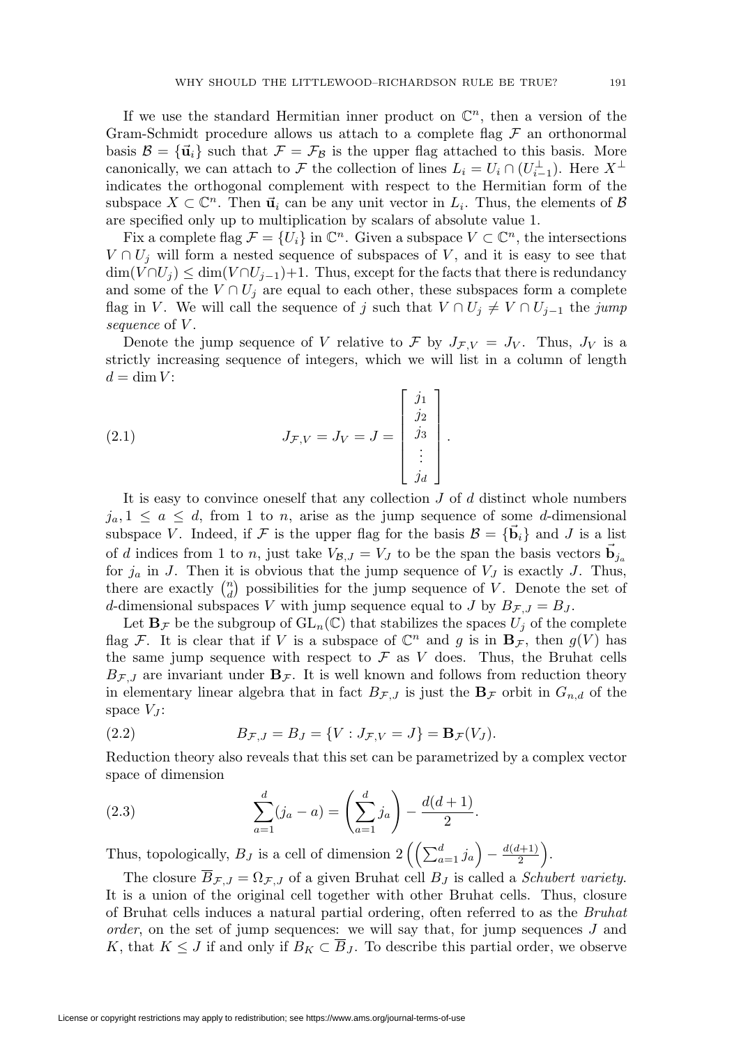If we use the standard Hermitian inner product on $\mathbb{C}^n$, then a version of the Gram-Schmidt procedure allows us attach to a complete flag $\mathcal{F}$ an orthonormal basis $\mathcal{B} = \{\vec{\mathbf{u}}_i\}$ such that $\mathcal{F} = \mathcal{F}_\mathcal{B}$ is the upper flag attached to this basis. More canonically, we can attach to $\mathcal{F}$ the collection of lines $L_i = U_i \cap (U_{i-1}^\perp)$. Here $X^\perp$ indicates the orthogonal complement with respect to the Hermitian form of the subspace $X \subset \mathbb{C}^n$. Then $\vec{\mathbf{u}}_i$ can be any unit vector in $L_i$. Thus, the elements of $\mathcal{B}$ are specified only up to multiplication by scalars of absolute value 1.

Fix a complete flag $\mathcal{F} = \{U_i\}$ in $\mathbb{C}^n$. Given a subspace $V \subset \mathbb{C}^n$, the intersections $V \cap U_j$ will form a nested sequence of subspaces of $V$, and it is easy to see that $\dim(V \cap U_j) \leq \dim(V \cap U_{j-1}) + 1$. Thus, except for the facts that there is redundancy and some of the $V \cap U_j$ are equal to each other, these subspaces form a complete flag in $V$. We will call the sequence of $j$ such that $V \cap U_j \neq V \cap U_{j-1}$ the *jump sequence* of $V$.

Denote the jump sequence of $V$ relative to $\mathcal{F}$ by $J_{\mathcal{F},V} = J_V$. Thus, $J_V$ is a strictly increasing sequence of integers, which we will list in a column of length $d = \dim V$:

$$J_{\mathcal{F},V} = J_V = J = \begin{bmatrix} j_1 \\ j_2 \\ j_3 \\ \vdots \\ j_d \end{bmatrix}. \tag{2.1}$$

It is easy to convince oneself that any collection $J$ of $d$ distinct whole numbers $j_a, 1 \leq a \leq d$, from 1 to $n$, arise as the jump sequence of some $d$-dimensional subspace $V$. Indeed, if $\mathcal{F}$ is the upper flag for the basis $\mathcal{B} = \{\vec{\mathbf{b}}_i\}$ and $J$ is a list of $d$ indices from 1 to $n$, just take $V_{\mathcal{B},J} = V_J$ to be the span the basis vectors $\vec{\mathbf{b}}_{j_a}$ for $j_a$ in $J$. Then it is obvious that the jump sequence of $V_J$ is exactly $J$. Thus, there are exactly $\binom{n}{d}$ possibilities for the jump sequence of $V$. Denote the set of $d$-dimensional subspaces $V$ with jump sequence equal to $J$ by $B_{\mathcal{F},J} = B_J$.

Let $\mathbf{B}_\mathcal{F}$ be the subgroup of $\mathrm{GL}_n(\mathbb{C})$ that stabilizes the spaces $U_j$ of the complete flag $\mathcal{F}$. It is clear that if $V$ is a subspace of $\mathbb{C}^n$ and $g$ is in $\mathbf{B}_\mathcal{F}$, then $g(V)$ has the same jump sequence with respect to $\mathcal{F}$ as $V$ does. Thus, the Bruhat cells $B_{\mathcal{F},J}$ are invariant under $\mathbf{B}_\mathcal{F}$. It is well known and follows from reduction theory in elementary linear algebra that in fact $B_{\mathcal{F},J}$ is just the $\mathbf{B}_\mathcal{F}$ orbit in $G_{n,d}$ of the space $V_J$:

$$B_{\mathcal{F},J} = B_J = \{V : J_{\mathcal{F},V} = J\} = \mathbf{B}_\mathcal{F}(V_J). \tag{2.2}$$

Reduction theory also reveals that this set can be parametrized by a complex vector space of dimension

$$\sum_{a=1}^{d} (j_a - a) = \left( \sum_{a=1}^{d} j_a \right) - \frac{d(d+1)}{2}. \tag{2.3}$$

Thus, topologically, $B_J$ is a cell of dimension $2\left( \left( \sum_{a=1}^{d} j_a \right) - \frac{d(d+1)}{2} \right)$.

The closure $\overline{B}_{\mathcal{F},J} = \Omega_{\mathcal{F},J}$ of a given Bruhat cell $B_J$ is called a *Schubert variety*. It is a union of the original cell together with other Bruhat cells. Thus, closure of Bruhat cells induces a natural partial ordering, often referred to as the *Bruhat order*, on the set of jump sequences: we will say that, for jump sequences $J$ and $K$, that $K \leq J$ if and only if $B_K \subset \overline{B}_J$. To describe this partial order, we observe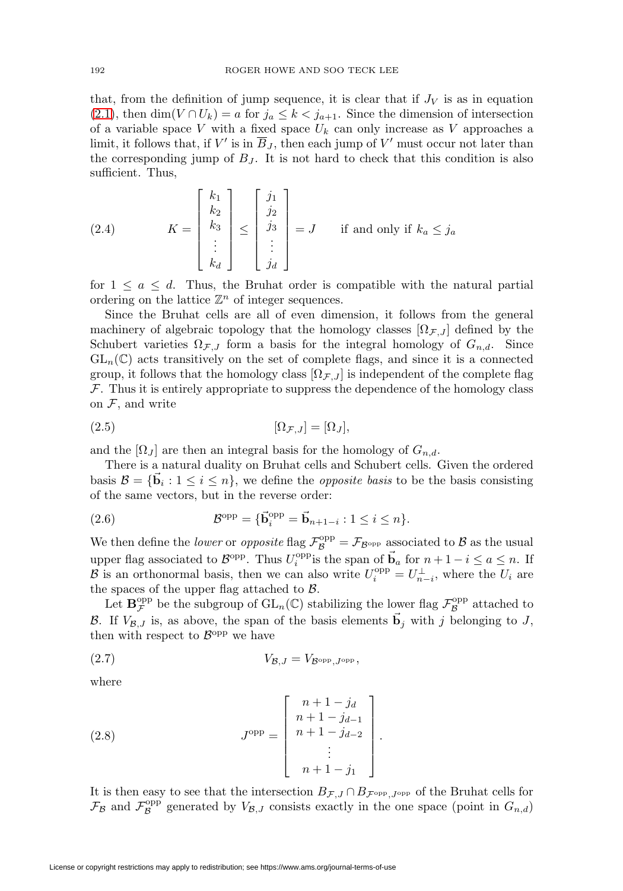that, from the definition of jump sequence, it is clear that if $J_V$ is as in equation (2.1), then $\dim(V \cap U_k) = a$ for $j_a \leq k < j_{a+1}$. Since the dimension of intersection of a variable space $V$ with a fixed space $U_k$ can only increase as $V$ approaches a limit, it follows that, if $V'$ is in $\overline{B}_J$, then each jump of $V'$ must occur not later than the corresponding jump of $B_J$. It is not hard to check that this condition is also sufficient. Thus,

$$K = \begin{bmatrix} k_1 \\ k_2 \\ k_3 \\ \vdots \\ k_d \end{bmatrix} \leq \begin{bmatrix} j_1 \\ j_2 \\ j_3 \\ \vdots \\ j_d \end{bmatrix} = J \qquad \text{if and only if } k_a \leq j_a \tag{2.4}$$

for $1 \leq a \leq d$. Thus, the Bruhat order is compatible with the natural partial ordering on the lattice $\mathbb{Z}^n$ of integer sequences.

Since the Bruhat cells are all of even dimension, it follows from the general machinery of algebraic topology that the homology classes $[\Omega_{\mathcal{F},J}]$ defined by the Schubert varieties $\Omega_{\mathcal{F},J}$ form a basis for the integral homology of $G_{n,d}$. Since $\mathrm{GL}_n(\mathbb{C})$ acts transitively on the set of complete flags, and since it is a connected group, it follows that the homology class $[\Omega_{\mathcal{F},J}]$ is independent of the complete flag $\mathcal{F}$. Thus it is entirely appropriate to suppress the dependence of the homology class on $\mathcal{F}$, and write

$$[\Omega_{\mathcal{F},J}] = [\Omega_J], \tag{2.5}$$

and the $[\Omega_J]$ are then an integral basis for the homology of $G_{n,d}$.

There is a natural duality on Bruhat cells and Schubert cells. Given the ordered basis $\mathcal{B} = \{\vec{\mathbf{b}}_i : 1 \leq i \leq n\}$, we define the *opposite basis* to be the basis consisting of the same vectors, but in the reverse order:

$$\mathcal{B}^{\mathrm{opp}} = \{\vec{\mathbf{b}}_i^{\mathrm{opp}} = \vec{\mathbf{b}}_{n+1-i} : 1 \leq i \leq n\}. \tag{2.6}$$

We then define the *lower* or *opposite* flag $\mathcal{F}_{\mathcal{B}}^{\mathrm{opp}} = \mathcal{F}_{\mathcal{B}^{\mathrm{opp}}}$ associated to $\mathcal{B}$ as the usual upper flag associated to $\mathcal{B}^{\mathrm{opp}}$. Thus $U_i^{\mathrm{opp}}$is the span of $\vec{\mathbf{b}}_a$ for $n+1-i \leq a \leq n$. If $\mathcal{B}$ is an orthonormal basis, then we can also write $U_i^{\mathrm{opp}} = U_{n-i}^{\perp}$, where the $U_i$ are the spaces of the upper flag attached to $\mathcal{B}$.

Let $\mathbf{B}_{\mathcal{F}}^{\mathrm{opp}}$ be the subgroup of $\mathrm{GL}_n(\mathbb{C})$ stabilizing the lower flag $\mathcal{F}_{\mathcal{B}}^{\mathrm{opp}}$ attached to $\mathcal{B}$. If $V_{\mathcal{B},J}$ is, as above, the span of the basis elements $\vec{\mathbf{b}}_j$ with $j$ belonging to $J$, then with respect to $\mathcal{B}^{\mathrm{opp}}$ we have

$$V_{\mathcal{B},J} = V_{\mathcal{B}^{\mathrm{opp}},J^{\mathrm{opp}}}, \tag{2.7}$$

where

$$J^{\mathrm{opp}} = \begin{bmatrix} n+1-j_d \\ n+1-j_{d-1} \\ n+1-j_{d-2} \\ \vdots \\ n+1-j_1 \end{bmatrix}. \tag{2.8}$$

It is then easy to see that the intersection $B_{\mathcal{F},J} \cap B_{\mathcal{F}^{\mathrm{opp}},J^{\mathrm{opp}}}$ of the Bruhat cells for $\mathcal{F}_{\mathcal{B}}$ and $\mathcal{F}_{\mathcal{B}}^{\mathrm{opp}}$ generated by $V_{\mathcal{B},J}$ consists exactly in the one space (point in $G_{n,d}$)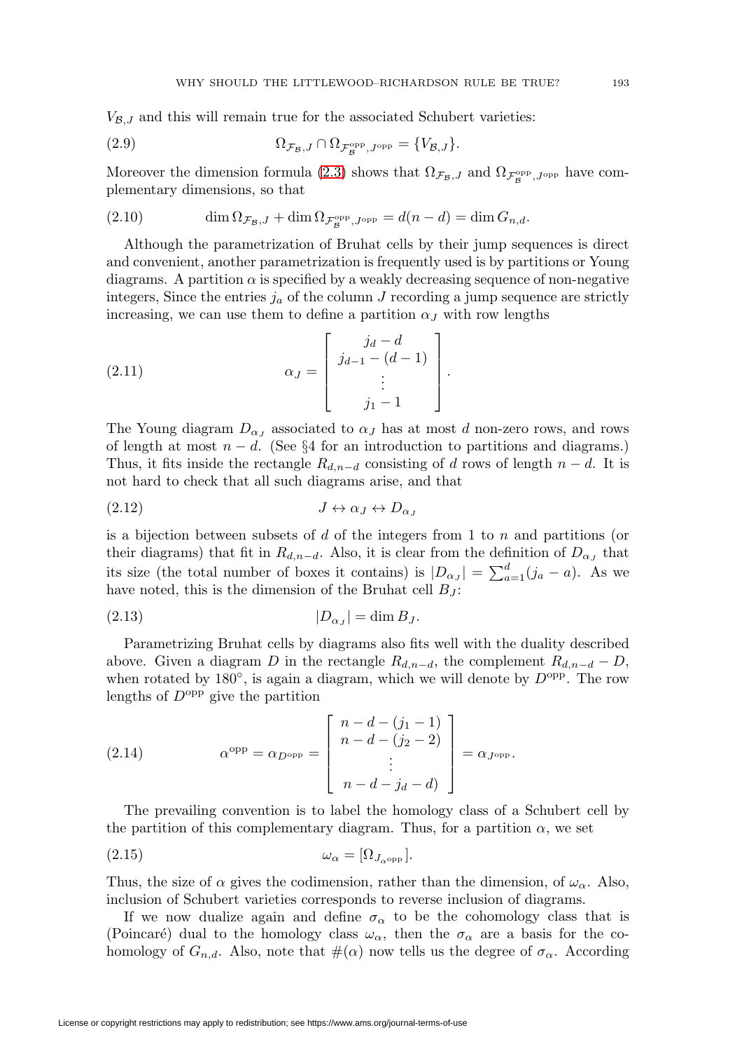$V_{\mathcal{B},J}$ and this will remain true for the associated Schubert varieties:

$$\Omega_{\mathcal{F}_\mathcal{B},J} \cap \Omega_{\mathcal{F}_\mathcal{B}^{\text{opp}},J^{\text{opp}}} = \{V_{\mathcal{B},J}\}. \tag{2.9}$$

Moreover the dimension formula (2.3) shows that $\Omega_{\mathcal{F}_\mathcal{B},J}$ and $\Omega_{\mathcal{F}_\mathcal{B}^{\text{opp}},J^{\text{opp}}}$ have complementary dimensions, so that

$$\dim \Omega_{\mathcal{F}_\mathcal{B},J} + \dim \Omega_{\mathcal{F}_\mathcal{B}^{\text{opp}},J^{\text{opp}}} = d(n-d) = \dim G_{n,d}. \tag{2.10}$$

Although the parametrization of Bruhat cells by their jump sequences is direct and convenient, another parametrization is frequently used is by partitions or Young diagrams. A partition $\alpha$ is specified by a weakly decreasing sequence of non-negative integers, Since the entries $j_a$ of the column $J$ recording a jump sequence are strictly increasing, we can use them to define a partition $\alpha_J$ with row lengths

$$\alpha_J = \begin{bmatrix} j_d - d \\ j_{d-1} - (d-1) \\ \vdots \\ j_1 - 1 \end{bmatrix}. \tag{2.11}$$

The Young diagram $D_{\alpha_J}$ associated to $\alpha_J$ has at most $d$ non-zero rows, and rows of length at most $n-d$. (See §4 for an introduction to partitions and diagrams.) Thus, it fits inside the rectangle $R_{d,n-d}$ consisting of $d$ rows of length $n-d$. It is not hard to check that all such diagrams arise, and that

$$J \leftrightarrow \alpha_J \leftrightarrow D_{\alpha_J} \tag{2.12}$$

is a bijection between subsets of $d$ of the integers from 1 to $n$ and partitions (or their diagrams) that fit in $R_{d,n-d}$. Also, it is clear from the definition of $D_{\alpha_J}$ that its size (the total number of boxes it contains) is $|D_{\alpha_J}| = \sum_{a=1}^{d}(j_a - a)$. As we have noted, this is the dimension of the Bruhat cell $B_J$:

$$|D_{\alpha_J}| = \dim B_J. \tag{2.13}$$

Parametrizing Bruhat cells by diagrams also fits well with the duality described above. Given a diagram $D$ in the rectangle $R_{d,n-d}$, the complement $R_{d,n-d} - D$, when rotated by $180^\circ$, is again a diagram, which we will denote by $D^{\text{opp}}$. The row lengths of $D^{\text{opp}}$ give the partition

$$\alpha^{\text{opp}} = \alpha_{D^{\text{opp}}} = \begin{bmatrix} n-d-(j_1-1) \\ n-d-(j_2-2) \\ \vdots \\ n-d-j_d-d) \end{bmatrix} = \alpha_{J^{\text{opp}}}. \tag{2.14}$$

The prevailing convention is to label the homology class of a Schubert cell by the partition of this complementary diagram. Thus, for a partition $\alpha$, we set

$$\omega_\alpha = [\Omega_{J_{\alpha^{\text{opp}}}}]. \tag{2.15}$$

Thus, the size of $\alpha$ gives the codimension, rather than the dimension, of $\omega_\alpha$. Also, inclusion of Schubert varieties corresponds to reverse inclusion of diagrams.

If we now dualize again and define $\sigma_\alpha$ to be the cohomology class that is (Poincaré) dual to the homology class $\omega_\alpha$, then the $\sigma_\alpha$ are a basis for the cohomology of $G_{n,d}$. Also, note that $\#(\alpha)$ now tells us the degree of $\sigma_\alpha$. According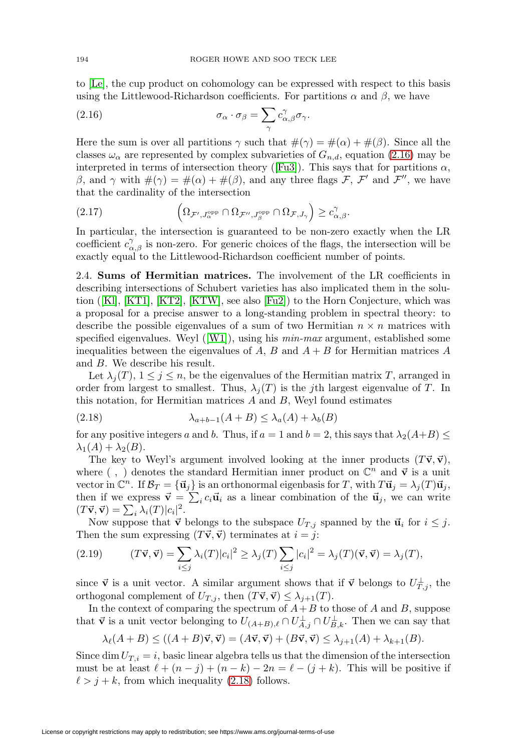to [Le], the cup product on cohomology can be expressed with respect to this basis using the Littlewood-Richardson coefficients. For partitions $\alpha$ and $\beta$, we have

$$\sigma_\alpha \cdot \sigma_\beta = \sum_\gamma c^\gamma_{\alpha,\beta} \sigma_\gamma. \tag{2.16}$$

Here the sum is over all partitions $\gamma$ such that $\#(\gamma) = \#(\alpha) + \#(\beta)$. Since all the classes $\omega_\alpha$ are represented by complex subvarieties of $G_{n,d}$, equation (2.16) may be interpreted in terms of intersection theory ([Fu3]). This says that for partitions $\alpha$, $\beta$, and $\gamma$ with $\#(\gamma) = \#(\alpha) + \#(\beta)$, and any three flags $\mathcal{F}$, $\mathcal{F}'$ and $\mathcal{F}''$, we have that the cardinality of the intersection

$$\left(\Omega_{\mathcal{F}',J_\alpha^{\mathrm{opp}}} \cap \Omega_{\mathcal{F}'',J_\beta^{\mathrm{opp}}} \cap \Omega_{\mathcal{F},J_\gamma}\right) \geq c^\gamma_{\alpha,\beta}. \tag{2.17}$$

In particular, the intersection is guaranteed to be non-zero exactly when the LR coefficient $c^\gamma_{\alpha,\beta}$ is non-zero. For generic choices of the flags, the intersection will be exactly equal to the Littlewood-Richardson coefficient number of points.

2.4. **Sums of Hermitian matrices.** The involvement of the LR coefficients in describing intersections of Schubert varieties has also implicated them in the solution ([Kl], [KT1], [KT2], [KTW], see also [Fu2]) to the Horn Conjecture, which was a proposal for a precise answer to a long-standing problem in spectral theory: to describe the possible eigenvalues of a sum of two Hermitian $n \times n$ matrices with specified eigenvalues. Weyl ([W1]), using his *min-max* argument, established some inequalities between the eigenvalues of $A$, $B$ and $A + B$ for Hermitian matrices $A$ and $B$. We describe his result.

Let $\lambda_j(T)$, $1 \leq j \leq n$, be the eigenvalues of the Hermitian matrix $T$, arranged in order from largest to smallest. Thus, $\lambda_j(T)$ is the $j$th largest eigenvalue of $T$. In this notation, for Hermitian matrices $A$ and $B$, Weyl found estimates

$$\lambda_{a+b-1}(A + B) \leq \lambda_a(A) + \lambda_b(B) \tag{2.18}$$

for any positive integers $a$ and $b$. Thus, if $a = 1$ and $b = 2$, this says that $\lambda_2(A+B) \leq \lambda_1(A) + \lambda_2(B)$.

The key to Weyl's argument involved looking at the inner products $(T\vec{\mathbf{v}}, \vec{\mathbf{v}})$, where $(\ ,\ )$ denotes the standard Hermitian inner product on $\mathbb{C}^n$ and $\vec{\mathbf{v}}$ is a unit vector in $\mathbb{C}^n$. If $\mathcal{B}_T = \{\vec{\mathbf{u}}_j\}$ is an orthonormal eigenbasis for $T$, with $T\vec{\mathbf{u}}_j = \lambda_j(T)\vec{\mathbf{u}}_j$, then if we express $\vec{\mathbf{v}} = \sum_i c_i \vec{\mathbf{u}}_i$ as a linear combination of the $\vec{\mathbf{u}}_j$, we can write $(T\vec{\mathbf{v}}, \vec{\mathbf{v}}) = \sum_i \lambda_i(T)|c_i|^2$.

Now suppose that $\vec{\mathbf{v}}$ belongs to the subspace $U_{T,j}$ spanned by the $\vec{\mathbf{u}}_i$ for $i \leq j$. Then the sum expressing $(T\vec{\mathbf{v}}, \vec{\mathbf{v}})$ terminates at $i = j$:

$$(T\vec{\mathbf{v}}, \vec{\mathbf{v}}) = \sum_{i \leq j} \lambda_i(T)|c_i|^2 \geq \lambda_j(T) \sum_{i \leq j} |c_i|^2 = \lambda_j(T)(\vec{\mathbf{v}}, \vec{\mathbf{v}}) = \lambda_j(T), \tag{2.19}$$

since $\vec{\mathbf{v}}$ is a unit vector. A similar argument shows that if $\vec{\mathbf{v}}$ belongs to $U_{T,j}^\perp$, the orthogonal complement of $U_{T,j}$, then $(T\vec{\mathbf{v}}, \vec{\mathbf{v}}) \leq \lambda_{j+1}(T)$.

In the context of comparing the spectrum of $A + B$ to those of $A$ and $B$, suppose that $\vec{\mathbf{v}}$ is a unit vector belonging to $U_{(A+B),\ell} \cap U_{A,j}^\perp \cap U_{B,k}^\perp$. Then we can say that

$$\lambda_\ell(A + B) \leq ((A + B)\vec{\mathbf{v}}, \vec{\mathbf{v}}) = (A\vec{\mathbf{v}}, \vec{\mathbf{v}}) + (B\vec{\mathbf{v}}, \vec{\mathbf{v}}) \leq \lambda_{j+1}(A) + \lambda_{k+1}(B).$$

Since $\dim U_{T,i} = i$, basic linear algebra tells us that the dimension of the intersection must be at least $\ell + (n - j) + (n - k) - 2n = \ell - (j + k)$. This will be positive if $\ell > j + k$, from which inequality (2.18) follows.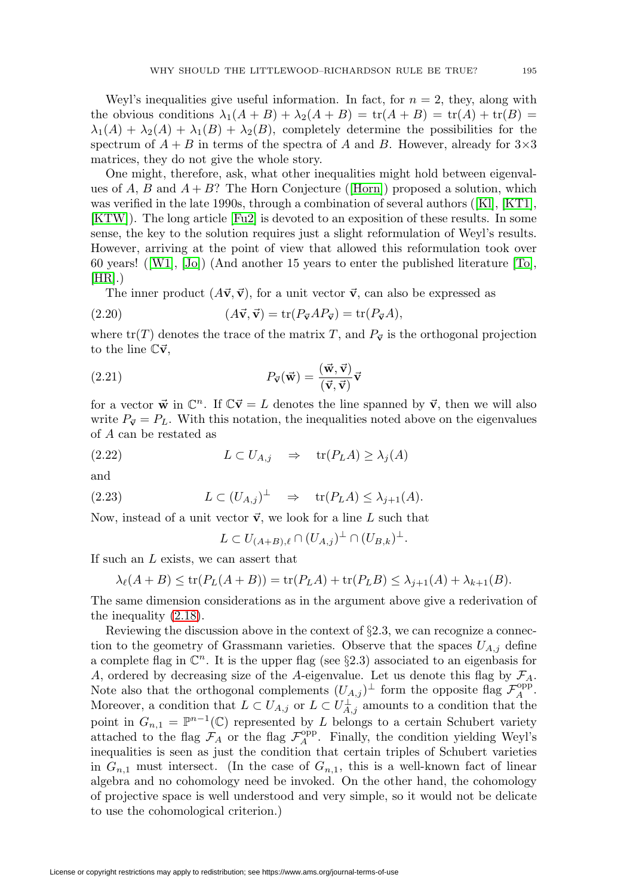Weyl's inequalities give useful information. In fact, for $n = 2$, they, along with the obvious conditions $\lambda_1(A+B) + \lambda_2(A+B) = \mathrm{tr}(A+B) = \mathrm{tr}(A) + \mathrm{tr}(B) = \lambda_1(A) + \lambda_2(A) + \lambda_1(B) + \lambda_2(B)$, completely determine the possibilities for the spectrum of $A+B$ in terms of the spectra of $A$ and $B$. However, already for $3\times 3$ matrices, they do not give the whole story.

One might, therefore, ask, what other inequalities might hold between eigenvalues of $A$, $B$ and $A+B$? The Horn Conjecture ([Horn]) proposed a solution, which was verified in the late 1990s, through a combination of several authors ([Kl], [KT1], [KTW]). The long article [Fu2] is devoted to an exposition of these results. In some sense, the key to the solution requires just a slight reformulation of Weyl's results. However, arriving at the point of view that allowed this reformulation took over 60 years! ([W1], [Jo]) (And another 15 years to enter the published literature [To], [HR].)

The inner product $(A\vec{\mathbf{v}}, \vec{\mathbf{v}})$, for a unit vector $\vec{\mathbf{v}}$, can also be expressed as

$$(A\vec{\mathbf{v}}, \vec{\mathbf{v}}) = \mathrm{tr}(P_{\vec{\mathbf{v}}} A P_{\vec{\mathbf{v}}}) = \mathrm{tr}(P_{\vec{\mathbf{v}}} A), \tag{2.20}$$

where $\mathrm{tr}(T)$ denotes the trace of the matrix $T$, and $P_{\vec{\mathbf{v}}}$ is the orthogonal projection to the line $\mathbb{C}\vec{\mathbf{v}}$,

$$P_{\vec{\mathbf{v}}}(\vec{\mathbf{w}}) = \frac{(\vec{\mathbf{w}}, \vec{\mathbf{v}})}{(\vec{\mathbf{v}}, \vec{\mathbf{v}})}\vec{\mathbf{v}} \tag{2.21}$$

for a vector $\vec{\mathbf{w}}$ in $\mathbb{C}^n$. If $\mathbb{C}\vec{\mathbf{v}} = L$ denotes the line spanned by $\vec{\mathbf{v}}$, then we will also write $P_{\vec{\mathbf{v}}} = P_L$. With this notation, the inequalities noted above on the eigenvalues of $A$ can be restated as

$$L \subset U_{A,j} \quad \Rightarrow \quad \mathrm{tr}(P_L A) \geq \lambda_j(A) \tag{2.22}$$

and

$$L \subset (U_{A,j})^{\perp} \quad \Rightarrow \quad \mathrm{tr}(P_L A) \leq \lambda_{j+1}(A). \tag{2.23}$$

Now, instead of a unit vector $\vec{\mathbf{v}}$, we look for a line $L$ such that

$$L \subset U_{(A+B),\ell} \cap (U_{A,j})^{\perp} \cap (U_{B,k})^{\perp}.$$

If such an $L$ exists, we can assert that

$$\lambda_\ell(A+B) \leq \mathrm{tr}(P_L(A+B)) = \mathrm{tr}(P_L A) + \mathrm{tr}(P_L B) \leq \lambda_{j+1}(A) + \lambda_{k+1}(B).$$

The same dimension considerations as in the argument above give a rederivation of the inequality (2.18).

Reviewing the discussion above in the context of §2.3, we can recognize a connection to the geometry of Grassmann varieties. Observe that the spaces $U_{A,j}$ define a complete flag in $\mathbb{C}^n$. It is the upper flag (see §2.3) associated to an eigenbasis for $A$, ordered by decreasing size of the $A$-eigenvalue. Let us denote this flag by $\mathcal{F}_A$. Note also that the orthogonal complements $(U_{A,j})^{\perp}$ form the opposite flag $\mathcal{F}_A^{\mathrm{opp}}$. Moreover, a condition that $L \subset U_{A,j}$ or $L \subset U_{A,j}^{\perp}$ amounts to a condition that the point in $G_{n,1} = \mathbb{P}^{n-1}(\mathbb{C})$ represented by $L$ belongs to a certain Schubert variety attached to the flag $\mathcal{F}_A$ or the flag $\mathcal{F}_A^{\mathrm{opp}}$. Finally, the condition yielding Weyl's inequalities is seen as just the condition that certain triples of Schubert varieties in $G_{n,1}$ must intersect. (In the case of $G_{n,1}$, this is a well-known fact of linear algebra and no cohomology need be invoked. On the other hand, the cohomology of projective space is well understood and very simple, so it would not be delicate to use the cohomological criterion.)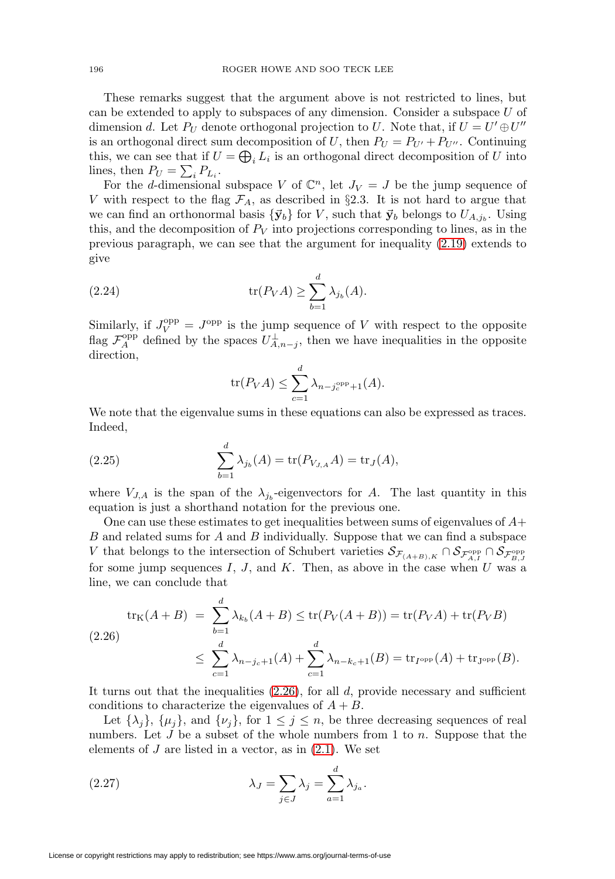These remarks suggest that the argument above is not restricted to lines, but can be extended to apply to subspaces of any dimension. Consider a subspace $U$ of dimension $d$. Let $P_U$ denote orthogonal projection to $U$. Note that, if $U = U' \oplus U''$ is an orthogonal direct sum decomposition of $U$, then $P_U = P_{U'} + P_{U''}$. Continuing this, we can see that if $U = \bigoplus_i L_i$ is an orthogonal direct decomposition of $U$ into lines, then $P_U = \sum_i P_{L_i}$.

For the $d$-dimensional subspace $V$ of $\mathbb{C}^n$, let $J_V = J$ be the jump sequence of $V$ with respect to the flag $\mathcal{F}_A$, as described in §2.3. It is not hard to argue that we can find an orthonormal basis $\{\vec{\mathbf{y}}_b\}$ for $V$, such that $\vec{\mathbf{y}}_b$ belongs to $U_{A,j_b}$. Using this, and the decomposition of $P_V$ into projections corresponding to lines, as in the previous paragraph, we can see that the argument for inequality (2.19) extends to give

$$\operatorname{tr}(P_V A) \geq \sum_{b=1}^{d} \lambda_{j_b}(A). \tag{2.24}$$

Similarly, if $J_V^{\mathrm{opp}} = J^{\mathrm{opp}}$ is the jump sequence of $V$ with respect to the opposite flag $\mathcal{F}_A^{\mathrm{opp}}$ defined by the spaces $U_{A,n-j}^{\perp}$, then we have inequalities in the opposite direction,

$$\operatorname{tr}(P_V A) \leq \sum_{c=1}^{d} \lambda_{n-j_c^{\mathrm{opp}}+1}(A).$$

We note that the eigenvalue sums in these equations can also be expressed as traces. Indeed,

$$\sum_{b=1}^{d} \lambda_{j_b}(A) = \operatorname{tr}(P_{V_{J,A}} A) = \operatorname{tr}_J(A), \tag{2.25}$$

where $V_{J,A}$ is the span of the $\lambda_{j_b}$-eigenvectors for $A$. The last quantity in this equation is just a shorthand notation for the previous one.

One can use these estimates to get inequalities between sums of eigenvalues of $A+B$ and related sums for $A$ and $B$ individually. Suppose that we can find a subspace $V$ that belongs to the intersection of Schubert varieties $\mathcal{S}_{\mathcal{F}_{(A+B)},K} \cap \mathcal{S}_{\mathcal{F}_{A,I}^{\mathrm{opp}}} \cap \mathcal{S}_{\mathcal{F}_{B,J}^{\mathrm{opp}}}$ for some jump sequences $I$, $J$, and $K$. Then, as above in the case when $U$ was a line, we can conclude that

$$\begin{aligned} \operatorname{tr}_{\mathrm{K}}(A+B) &= \sum_{b=1}^{d} \lambda_{k_b}(A+B) \leq \operatorname{tr}(P_V(A+B)) = \operatorname{tr}(P_V A) + \operatorname{tr}(P_V B) \\ &\leq \sum_{c=1}^{d} \lambda_{n-j_c+1}(A) + \sum_{c=1}^{d} \lambda_{n-k_c+1}(B) = \operatorname{tr}_{I^{\mathrm{opp}}}(A) + \operatorname{tr}_{\mathrm{J}^{\mathrm{opp}}}(B). \end{aligned} \tag{2.26}$$

It turns out that the inequalities (2.26), for all $d$, provide necessary and sufficient conditions to characterize the eigenvalues of $A+B$.

Let $\{\lambda_j\}$, $\{\mu_j\}$, and $\{\nu_j\}$, for $1 \leq j \leq n$, be three decreasing sequences of real numbers. Let $J$ be a subset of the whole numbers from 1 to $n$. Suppose that the elements of $J$ are listed in a vector, as in (2.1). We set

$$\lambda_J = \sum_{j \in J} \lambda_j = \sum_{a=1}^{d} \lambda_{j_a}. \tag{2.27}$$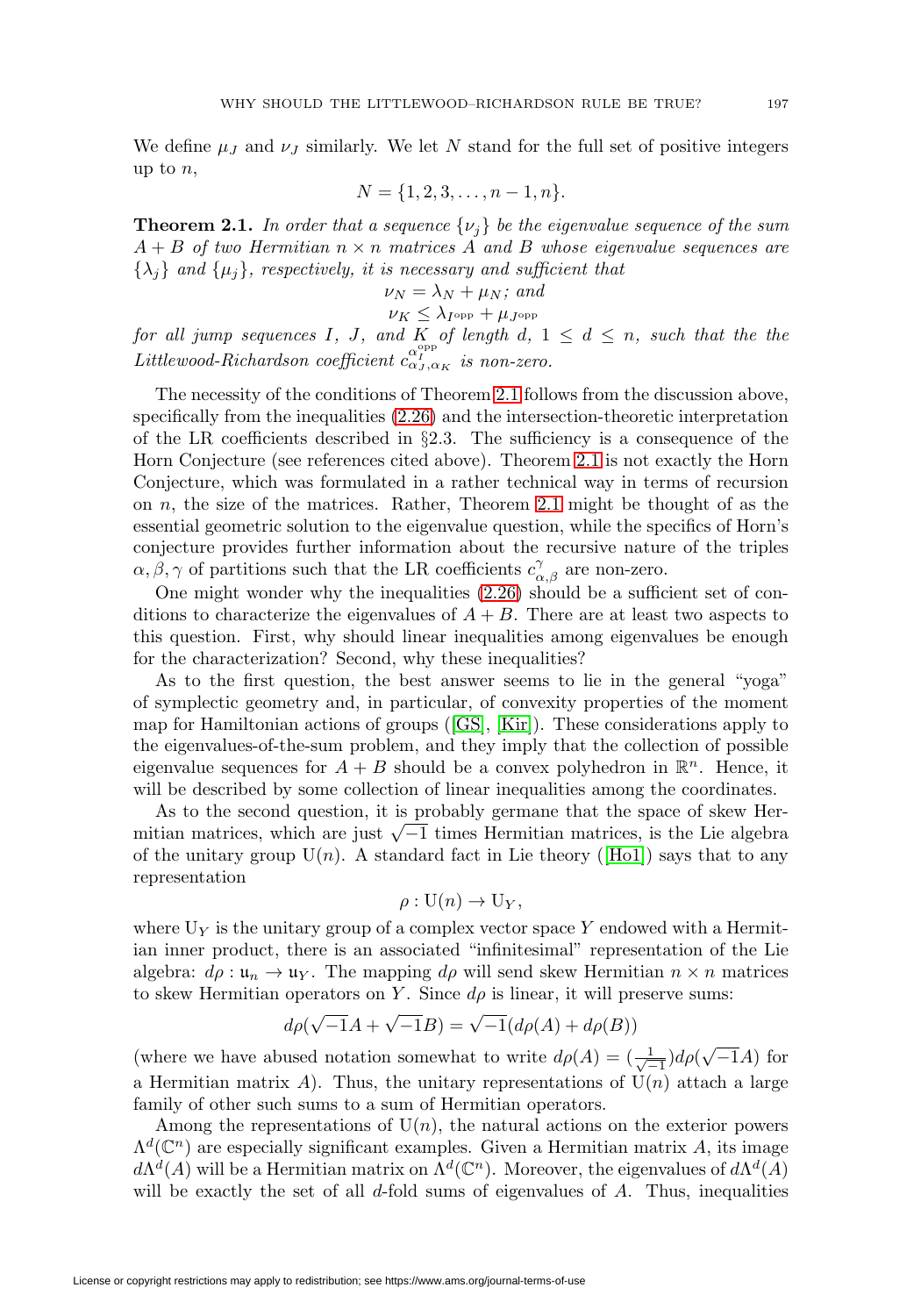We define $\mu_J$ and $\nu_J$ similarly. We let $N$ stand for the full set of positive integers up to $n$,

$$N = \{1, 2, 3, \ldots, n-1, n\}.$$

**Theorem 2.1.** *In order that a sequence $\{\nu_j\}$ be the eigenvalue sequence of the sum $A + B$ of two Hermitian $n \times n$ matrices $A$ and $B$ whose eigenvalue sequences are $\{\lambda_j\}$ and $\{\mu_j\}$, respectively, it is necessary and sufficient that*

$$\nu_N = \lambda_N + \mu_N; \text{ and}$$
$$\nu_K \leq \lambda_{I^{\text{opp}}} + \mu_{J^{\text{opp}}}$$

*for all jump sequences $I$, $J$, and $K$ of length $d$, $1 \leq d \leq n$, such that the the Littlewood-Richardson coefficient $c_{\alpha_J,\alpha_K}^{\alpha_I^{\text{opp}}}$ is non-zero.*

The necessity of the conditions of Theorem 2.1 follows from the discussion above, specifically from the inequalities (2.26) and the intersection-theoretic interpretation of the LR coefficients described in §2.3. The sufficiency is a consequence of the Horn Conjecture (see references cited above). Theorem 2.1 is not exactly the Horn Conjecture, which was formulated in a rather technical way in terms of recursion on $n$, the size of the matrices. Rather, Theorem 2.1 might be thought of as the essential geometric solution to the eigenvalue question, while the specifics of Horn's conjecture provides further information about the recursive nature of the triples $\alpha, \beta, \gamma$ of partitions such that the LR coefficients $c_{\alpha,\beta}^{\gamma}$ are non-zero.

One might wonder why the inequalities (2.26) should be a sufficient set of conditions to characterize the eigenvalues of $A + B$. There are at least two aspects to this question. First, why should linear inequalities among eigenvalues be enough for the characterization? Second, why these inequalities?

As to the first question, the best answer seems to lie in the general "yoga" of symplectic geometry and, in particular, of convexity properties of the moment map for Hamiltonian actions of groups ([GS], [Kir]). These considerations apply to the eigenvalues-of-the-sum problem, and they imply that the collection of possible eigenvalue sequences for $A + B$ should be a convex polyhedron in $\mathbb{R}^n$. Hence, it will be described by some collection of linear inequalities among the coordinates.

As to the second question, it is probably germane that the space of skew Hermitian matrices, which are just $\sqrt{-1}$ times Hermitian matrices, is the Lie algebra of the unitary group $\mathrm{U}(n)$. A standard fact in Lie theory ([Ho1]) says that to any representation

$$\rho : \mathrm{U}(n) \to \mathrm{U}_Y,$$

where $\mathrm{U}_Y$ is the unitary group of a complex vector space $Y$ endowed with a Hermitian inner product, there is an associated "infinitesimal" representation of the Lie algebra: $d\rho : \mathfrak{u}_n \to \mathfrak{u}_Y$. The mapping $d\rho$ will send skew Hermitian $n \times n$ matrices to skew Hermitian operators on $Y$. Since $d\rho$ is linear, it will preserve sums:

$$d\rho(\sqrt{-1}A + \sqrt{-1}B) = \sqrt{-1}(d\rho(A) + d\rho(B))$$

(where we have abused notation somewhat to write $d\rho(A) = (\frac{1}{\sqrt{-1}})d\rho(\sqrt{-1}A)$ for a Hermitian matrix $A$). Thus, the unitary representations of $\mathrm{U}(n)$ attach a large family of other such sums to a sum of Hermitian operators.

Among the representations of $\mathrm{U}(n)$, the natural actions on the exterior powers $\Lambda^d(\mathbb{C}^n)$ are especially significant examples. Given a Hermitian matrix $A$, its image $d\Lambda^d(A)$ will be a Hermitian matrix on $\Lambda^d(\mathbb{C}^n)$. Moreover, the eigenvalues of $d\Lambda^d(A)$ will be exactly the set of all $d$-fold sums of eigenvalues of $A$. Thus, inequalities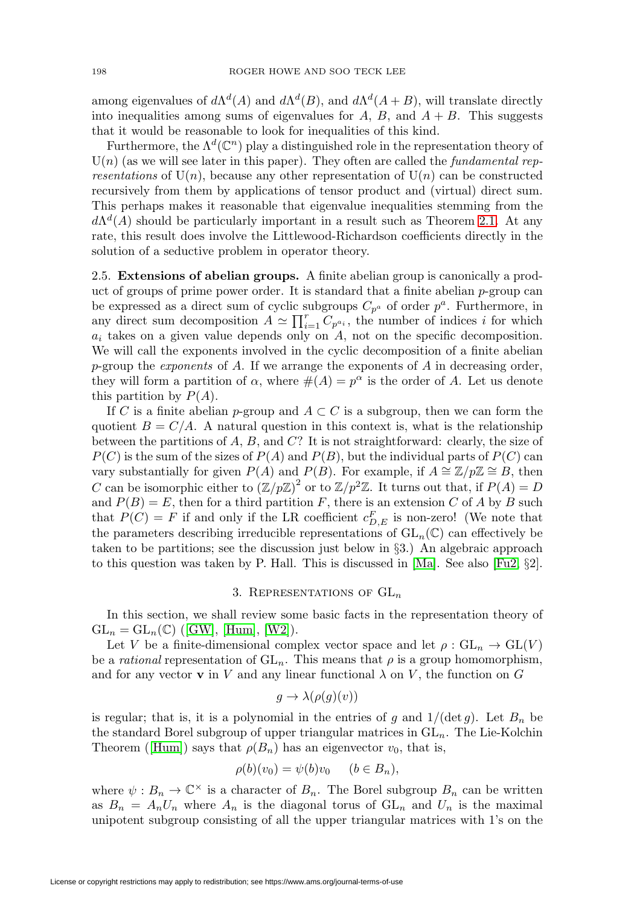among eigenvalues of $d\Lambda^d(A)$ and $d\Lambda^d(B)$, and $d\Lambda^d(A+B)$, will translate directly into inequalities among sums of eigenvalues for $A$, $B$, and $A+B$. This suggests that it would be reasonable to look for inequalities of this kind.

Furthermore, the $\Lambda^d(\mathbb{C}^n)$ play a distinguished role in the representation theory of $\mathrm{U}(n)$ (as we will see later in this paper). They often are called the *fundamental representations* of $\mathrm{U}(n)$, because any other representation of $\mathrm{U}(n)$ can be constructed recursively from them by applications of tensor product and (virtual) direct sum. This perhaps makes it reasonable that eigenvalue inequalities stemming from the $d\Lambda^d(A)$ should be particularly important in a result such as Theorem 2.1. At any rate, this result does involve the Littlewood-Richardson coefficients directly in the solution of a seductive problem in operator theory.

**2.5. Extensions of abelian groups.** A finite abelian group is canonically a product of groups of prime power order. It is standard that a finite abelian $p$-group can be expressed as a direct sum of cyclic subgroups $C_{p^a}$ of order $p^a$. Furthermore, in any direct sum decomposition $A \simeq \prod_{i=1}^{r} C_{p^{a_i}}$, the number of indices $i$ for which $a_i$ takes on a given value depends only on $A$, not on the specific decomposition. We will call the exponents involved in the cyclic decomposition of a finite abelian $p$-group the *exponents* of $A$. If we arrange the exponents of $A$ in decreasing order, they will form a partition of $\alpha$, where $\#(A) = p^\alpha$ is the order of $A$. Let us denote this partition by $P(A)$.

If $C$ is a finite abelian $p$-group and $A \subset C$ is a subgroup, then we can form the quotient $B = C/A$. A natural question in this context is, what is the relationship between the partitions of $A$, $B$, and $C$? It is not straightforward: clearly, the size of $P(C)$ is the sum of the sizes of $P(A)$ and $P(B)$, but the individual parts of $P(C)$ can vary substantially for given $P(A)$ and $P(B)$. For example, if $A \cong \mathbb{Z}/p\mathbb{Z} \cong B$, then $C$ can be isomorphic either to $(\mathbb{Z}/p\mathbb{Z})^2$ or to $\mathbb{Z}/p^2\mathbb{Z}$. It turns out that, if $P(A) = D$ and $P(B) = E$, then for a third partition $F$, there is an extension $C$ of $A$ by $B$ such that $P(C) = F$ if and only if the LR coefficient $c^F_{D,E}$ is non-zero! (We note that the parameters describing irreducible representations of $\mathrm{GL}_n(\mathbb{C})$ can effectively be taken to be partitions; see the discussion just below in §3.) An algebraic approach to this question was taken by P. Hall. This is discussed in [Ma]. See also [Fu2, §2].

## 3. Representations of $\mathrm{GL}_n$

In this section, we shall review some basic facts in the representation theory of $\mathrm{GL}_n = \mathrm{GL}_n(\mathbb{C})$ ([GW], [Hum], [W2]).

Let $V$ be a finite-dimensional complex vector space and let $\rho : \mathrm{GL}_n \to \mathrm{GL}(V)$ be a *rational* representation of $\mathrm{GL}_n$. This means that $\rho$ is a group homomorphism, and for any vector $\mathbf{v}$ in $V$ and any linear functional $\lambda$ on $V$, the function on $G$

$$g \to \lambda(\rho(g)(v))$$

is regular; that is, it is a polynomial in the entries of $g$ and $1/(\det g)$. Let $B_n$ be the standard Borel subgroup of upper triangular matrices in $\mathrm{GL}_n$. The Lie-Kolchin Theorem ([Hum]) says that $\rho(B_n)$ has an eigenvector $v_0$, that is,

$$\rho(b)(v_0) = \psi(b)v_0 \quad (b \in B_n),$$

where $\psi : B_n \to \mathbb{C}^\times$ is a character of $B_n$. The Borel subgroup $B_n$ can be written as $B_n = A_n U_n$ where $A_n$ is the diagonal torus of $\mathrm{GL}_n$ and $U_n$ is the maximal unipotent subgroup consisting of all the upper triangular matrices with 1's on the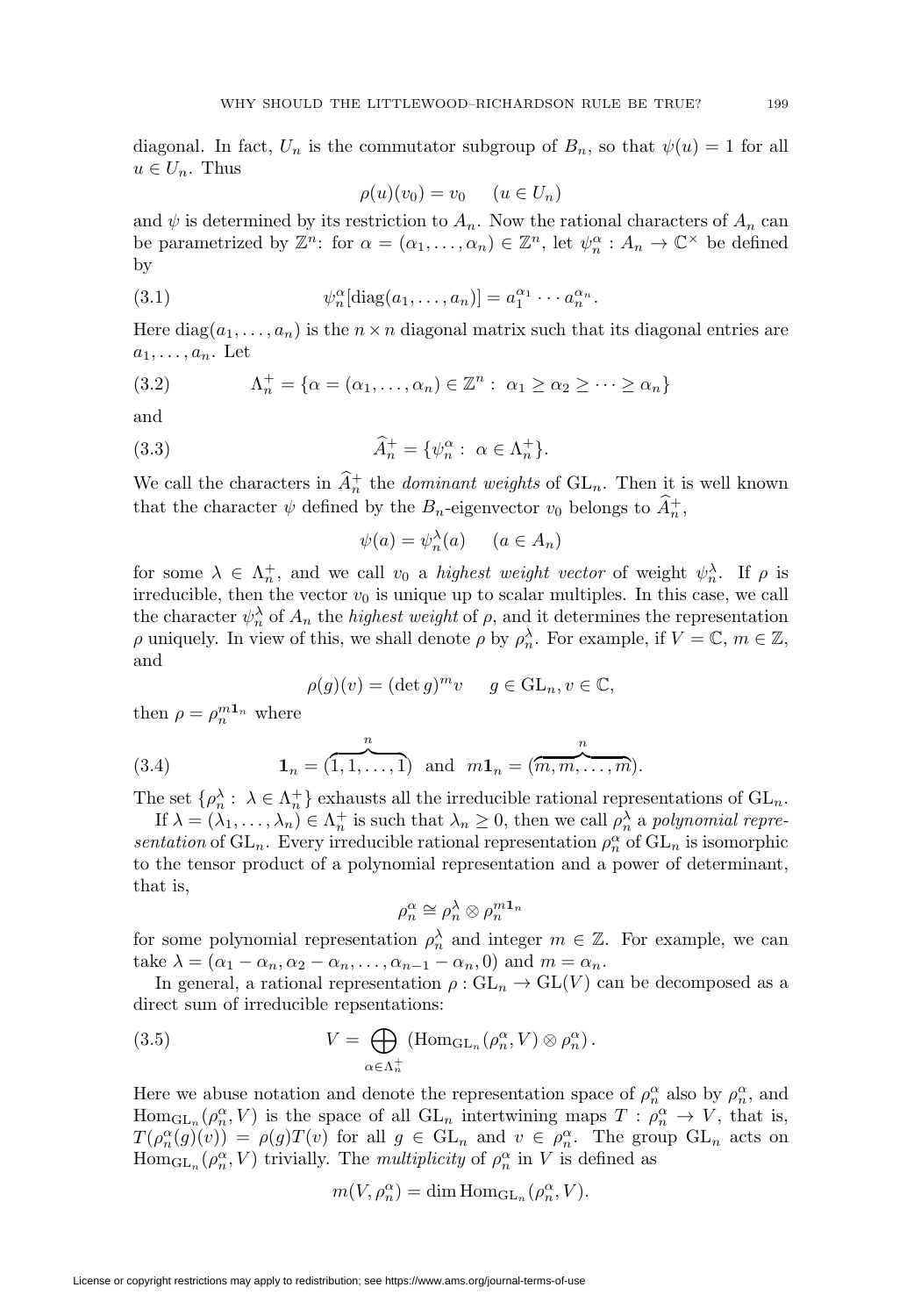diagonal. In fact, $U_n$ is the commutator subgroup of $B_n$, so that $\psi(u) = 1$ for all $u \in U_n$. Thus

$$\rho(u)(v_0) = v_0 \quad (u \in U_n)$$

and $\psi$ is determined by its restriction to $A_n$. Now the rational characters of $A_n$ can be parametrized by $\mathbb{Z}^n$: for $\alpha = (\alpha_1, \ldots, \alpha_n) \in \mathbb{Z}^n$, let $\psi_n^\alpha : A_n \to \mathbb{C}^\times$ be defined by

$$\psi_n^\alpha[\operatorname{diag}(a_1, \ldots, a_n)] = a_1^{\alpha_1} \cdots a_n^{\alpha_n}. \tag{3.1}$$

Here $\operatorname{diag}(a_1, \ldots, a_n)$ is the $n \times n$ diagonal matrix such that its diagonal entries are $a_1, \ldots, a_n$. Let

$$\Lambda_n^+ = \{\alpha = (\alpha_1, \ldots, \alpha_n) \in \mathbb{Z}^n : \ \alpha_1 \geq \alpha_2 \geq \cdots \geq \alpha_n\} \tag{3.2}$$

and

$$\widehat{A}_n^+ = \{\psi_n^\alpha : \ \alpha \in \Lambda_n^+\}. \tag{3.3}$$

We call the characters in $\widehat{A}_n^+$ the *dominant weights* of $\mathrm{GL}_n$. Then it is well known that the character $\psi$ defined by the $B_n$-eigenvector $v_0$ belongs to $\widehat{A}_n^+$,

$$\psi(a) = \psi_n^\lambda(a) \quad (a \in A_n)$$

for some $\lambda \in \Lambda_n^+$, and we call $v_0$ a *highest weight vector* of weight $\psi_n^\lambda$. If $\rho$ is irreducible, then the vector $v_0$ is unique up to scalar multiples. In this case, we call the character $\psi_n^\lambda$ of $A_n$ the *highest weight* of $\rho$, and it determines the representation $\rho$ uniquely. In view of this, we shall denote $\rho$ by $\rho_n^\lambda$. For example, if $V = \mathbb{C}$, $m \in \mathbb{Z}$, and

$$\rho(g)(v) = (\det g)^m v \quad g \in \mathrm{GL}_n, v \in \mathbb{C},$$

then $\rho = \rho_n^{m\mathbf{1}_n}$ where

$$\mathbf{1}_n = (\overbrace{1, 1, \ldots, 1}^{n}) \ \text{ and } \ m\mathbf{1}_n = (\overbrace{m, m, \ldots, m}^{n}). \tag{3.4}$$

The set $\{\rho_n^\lambda : \ \lambda \in \Lambda_n^+\}$ exhausts all the irreducible rational representations of $\mathrm{GL}_n$.

If $\lambda = (\lambda_1, \ldots, \lambda_n) \in \Lambda_n^+$ is such that $\lambda_n \geq 0$, then we call $\rho_n^\lambda$ a *polynomial representation* of $\mathrm{GL}_n$. Every irreducible rational representation $\rho_n^\alpha$ of $\mathrm{GL}_n$ is isomorphic to the tensor product of a polynomial representation and a power of determinant, that is,

$$\rho_n^\alpha \cong \rho_n^\lambda \otimes \rho_n^{m\mathbf{1}_n}$$

for some polynomial representation $\rho_n^\lambda$ and integer $m \in \mathbb{Z}$. For example, we can take $\lambda = (\alpha_1 - \alpha_n, \alpha_2 - \alpha_n, \ldots, \alpha_{n-1} - \alpha_n, 0)$ and $m = \alpha_n$.

In general, a rational representation $\rho : \mathrm{GL}_n \to \mathrm{GL}(V)$ can be decomposed as a direct sum of irreducible repsentations:

$$V = \bigoplus_{\alpha \in \Lambda_n^+} \left(\operatorname{Hom}_{\mathrm{GL}_n}(\rho_n^\alpha, V) \otimes \rho_n^\alpha\right). \tag{3.5}$$

Here we abuse notation and denote the representation space of $\rho_n^\alpha$ also by $\rho_n^\alpha$, and $\operatorname{Hom}_{\mathrm{GL}_n}(\rho_n^\alpha, V)$ is the space of all $\mathrm{GL}_n$ intertwining maps $T : \rho_n^\alpha \to V$, that is, $T(\rho_n^\alpha(g)(v)) = \rho(g)T(v)$ for all $g \in \mathrm{GL}_n$ and $v \in \rho_n^\alpha$. The group $\mathrm{GL}_n$ acts on $\operatorname{Hom}_{\mathrm{GL}_n}(\rho_n^\alpha, V)$ trivially. The *multiplicity* of $\rho_n^\alpha$ in $V$ is defined as

$$m(V, \rho_n^\alpha) = \dim \operatorname{Hom}_{\mathrm{GL}_n}(\rho_n^\alpha, V).$$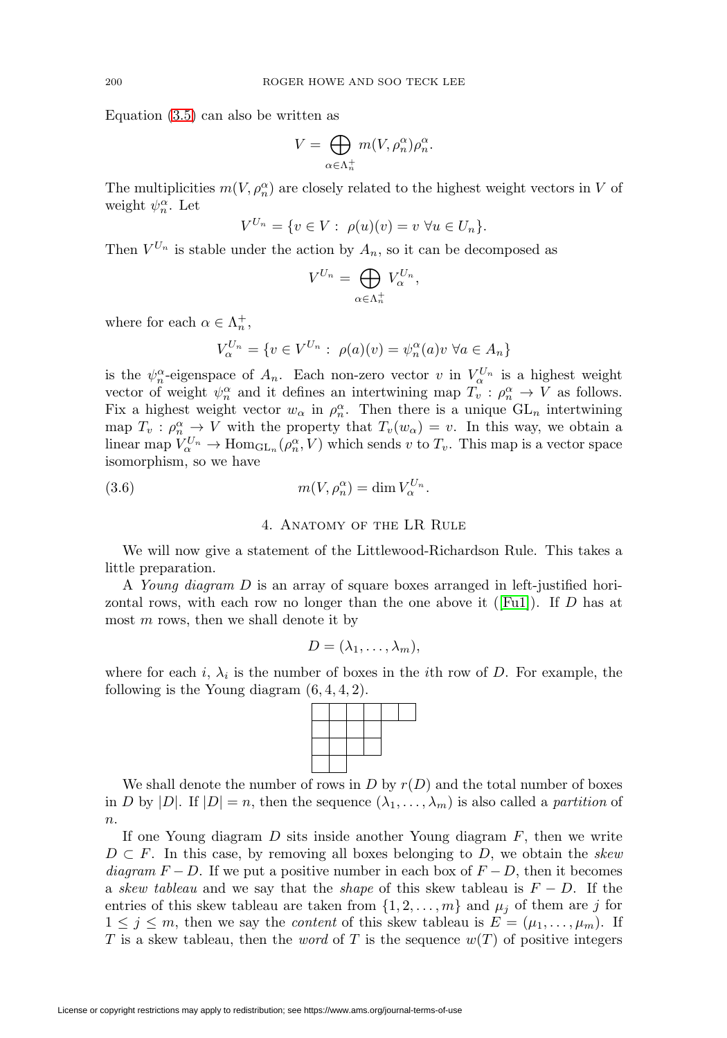Equation (3.5) can also be written as

$$V = \bigoplus_{\alpha \in \Lambda_n^+} m(V, \rho_n^\alpha) \rho_n^\alpha.$$

The multiplicities $m(V, \rho_n^\alpha)$ are closely related to the highest weight vectors in $V$ of weight $\psi_n^\alpha$. Let

$$V^{U_n} = \{v \in V : \ \rho(u)(v) = v \ \forall u \in U_n\}.$$

Then $V^{U_n}$ is stable under the action by $A_n$, so it can be decomposed as

$$V^{U_n} = \bigoplus_{\alpha \in \Lambda_n^+} V_\alpha^{U_n},$$

where for each $\alpha \in \Lambda_n^+$,

$$V_\alpha^{U_n} = \{v \in V^{U_n} : \ \rho(a)(v) = \psi_n^\alpha(a) v \ \forall a \in A_n\}$$

is the $\psi_n^\alpha$-eigenspace of $A_n$. Each non-zero vector $v$ in $V_\alpha^{U_n}$ is a highest weight vector of weight $\psi_n^\alpha$ and it defines an intertwining map $T_v : \rho_n^\alpha \to V$ as follows. Fix a highest weight vector $w_\alpha$ in $\rho_n^\alpha$. Then there is a unique $\mathrm{GL}_n$ intertwining map $T_v : \rho_n^\alpha \to V$ with the property that $T_v(w_\alpha) = v$. In this way, we obtain a linear map $V_\alpha^{U_n} \to \mathrm{Hom}_{\mathrm{GL}_n}(\rho_n^\alpha, V)$ which sends $v$ to $T_v$. This map is a vector space isomorphism, so we have

$$m(V, \rho_n^\alpha) = \dim V_\alpha^{U_n}. \tag{3.6}$$

## 4. Anatomy of the LR Rule

We will now give a statement of the Littlewood-Richardson Rule. This takes a little preparation.

A *Young diagram* $D$ is an array of square boxes arranged in left-justified horizontal rows, with each row no longer than the one above it ([Fu1]). If $D$ has at most $m$ rows, then we shall denote it by

$$D = (\lambda_1, \ldots, \lambda_m),$$

where for each $i$, $\lambda_i$ is the number of boxes in the $i$th row of $D$. For example, the following is the Young diagram $(6, 4, 4, 2)$.

We shall denote the number of rows in $D$ by $r(D)$ and the total number of boxes in $D$ by $|D|$. If $|D| = n$, then the sequence $(\lambda_1, \ldots, \lambda_m)$ is also called a *partition* of $n$.

If one Young diagram $D$ sits inside another Young diagram $F$, then we write $D \subset F$. In this case, by removing all boxes belonging to $D$, we obtain the *skew diagram* $F - D$. If we put a positive number in each box of $F - D$, then it becomes a *skew tableau* and we say that the *shape* of this skew tableau is $F - D$. If the entries of this skew tableau are taken from $\{1, 2, \ldots, m\}$ and $\mu_j$ of them are $j$ for $1 \leq j \leq m$, then we say the *content* of this skew tableau is $E = (\mu_1, \ldots, \mu_m)$. If $T$ is a skew tableau, then the *word* of $T$ is the sequence $w(T)$ of positive integers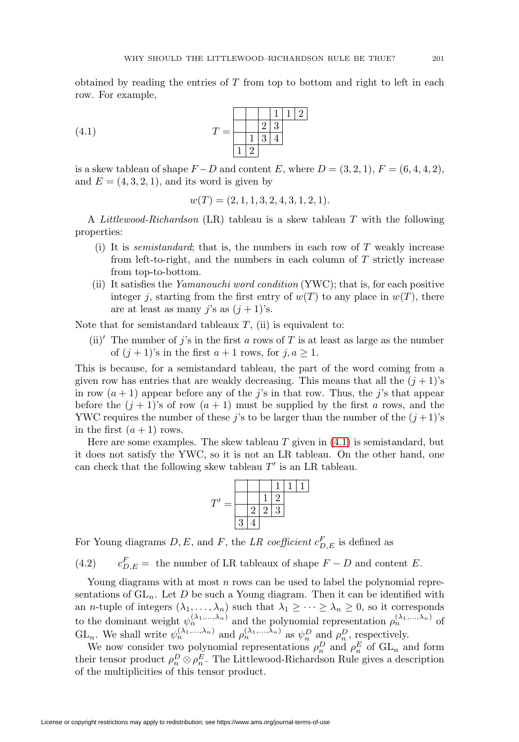obtained by reading the entries of $T$ from top to bottom and right to left in each row. For example,

$$
T = \begin{array}{|c|c|c|c|c|c|}
\hline
 & & & 1 & 1 & 2 \\
\hline
 & & 2 & 3 \\
\cline{1-4}
 & 1 & 3 & 4 \\
\cline{1-4}
1 & 2 \\
\cline{1-2}
\end{array}
\tag{4.1}
$$

is a skew tableau of shape $F - D$ and content $E$, where $D = (3,2,1)$, $F = (6,4,4,2)$, and $E = (4,3,2,1)$, and its word is given by

$$w(T) = (2,1,1,3,2,4,3,1,2,1).$$

A *Littlewood-Richardson* (LR) tableau is a skew tableau $T$ with the following properties:

(i) It is *semistandard*; that is, the numbers in each row of $T$ weakly increase from left-to-right, and the numbers in each column of $T$ strictly increase from top-to-bottom.

(ii) It satisfies the *Yamanouchi word condition* (YWC); that is, for each positive integer $j$, starting from the first entry of $w(T)$ to any place in $w(T)$, there are at least as many $j$'s as $(j+1)$'s.

Note that for semistandard tableaux $T$, (ii) is equivalent to:

(ii)$'$ The number of $j$'s in the first $a$ rows of $T$ is at least as large as the number of $(j+1)$'s in the first $a+1$ rows, for $j, a \geq 1$.

This is because, for a semistandard tableau, the part of the word coming from a given row has entries that are weakly decreasing. This means that all the $(j+1)$'s in row $(a+1)$ appear before any of the $j$'s in that row. Thus, the $j$'s that appear before the $(j+1)$'s of row $(a+1)$ must be supplied by the first $a$ rows, and the YWC requires the number of these $j$'s to be larger than the number of the $(j+1)$'s in the first $(a+1)$ rows.

Here are some examples. The skew tableau $T$ given in (4.1) is semistandard, but it does not satisfy the YWC, so it is not an LR tableau. On the other hand, one can check that the following skew tableau $T'$ is an LR tableau.

$$
T' = \begin{array}{|c|c|c|c|c|c|}
\hline
 & & & 1 & 1 & 1 \\
\hline
 & & 1 & 2 \\
\cline{1-4}
 & 2 & 2 & 3 \\
\cline{1-4}
3 & 4 \\
\cline{1-2}
\end{array}
$$

For Young diagrams $D, E$, and $F$, the *LR coefficient* $c^F_{D,E}$ is defined as

$$c^F_{D,E} = \text{ the number of LR tableaux of shape } F - D \text{ and content } E. \tag{4.2}$$

Young diagrams with at most $n$ rows can be used to label the polynomial representations of $\mathrm{GL}_n$. Let $D$ be such a Young diagram. Then it can be identified with an $n$-tuple of integers $(\lambda_1, \ldots, \lambda_n)$ such that $\lambda_1 \geq \cdots \geq \lambda_n \geq 0$, so it corresponds to the dominant weight $\psi_n^{(\lambda_1,\ldots,\lambda_n)}$ and the polynomial representation $\rho_n^{(\lambda_1,\ldots,\lambda_n)}$ of $\mathrm{GL}_n$. We shall write $\psi_n^{(\lambda_1,\ldots,\lambda_n)}$ and $\rho_n^{(\lambda_1,\ldots,\lambda_n)}$ as $\psi_n^D$ and $\rho_n^D$, respectively.

We now consider two polynomial representations $\rho_n^D$ and $\rho_n^E$ of $\mathrm{GL}_n$ and form their tensor product $\rho_n^D \otimes \rho_n^E$. The Littlewood-Richardson Rule gives a description of the multiplicities of this tensor product.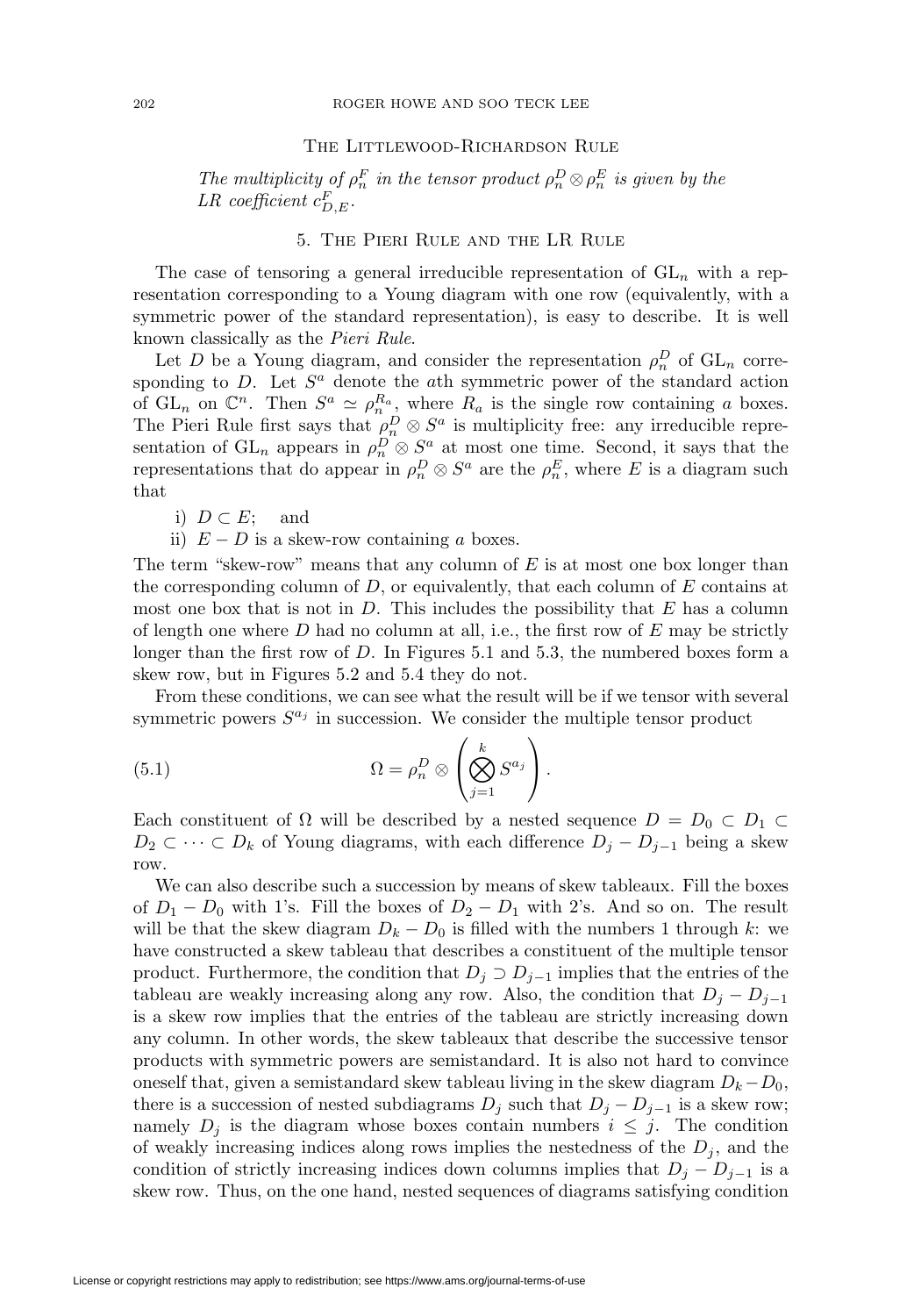THE LITTLEWOOD-RICHARDSON RULE

*The multiplicity of $\rho_n^F$ in the tensor product $\rho_n^D \otimes \rho_n^E$ is given by the LR coefficient $c_{D,E}^F$.*

## 5. The Pieri Rule and the LR Rule

The case of tensoring a general irreducible representation of $\mathrm{GL}_n$ with a representation corresponding to a Young diagram with one row (equivalently, with a symmetric power of the standard representation), is easy to describe. It is well known classically as the *Pieri Rule*.

Let $D$ be a Young diagram, and consider the representation $\rho_n^D$ of $\mathrm{GL}_n$ corresponding to $D$. Let $S^a$ denote the $a$th symmetric power of the standard action of $\mathrm{GL}_n$ on $\mathbb{C}^n$. Then $S^a \simeq \rho_n^{R_a}$, where $R_a$ is the single row containing $a$ boxes. The Pieri Rule first says that $\rho_n^D \otimes S^a$ is multiplicity free: any irreducible representation of $\mathrm{GL}_n$ appears in $\rho_n^D \otimes S^a$ at most one time. Second, it says that the representations that do appear in $\rho_n^D \otimes S^a$ are the $\rho_n^E$, where $E$ is a diagram such that

i) $D \subset E$; and
ii) $E - D$ is a skew-row containing $a$ boxes.

The term "skew-row" means that any column of $E$ is at most one box longer than the corresponding column of $D$, or equivalently, that each column of $E$ contains at most one box that is not in $D$. This includes the possibility that $E$ has a column of length one where $D$ had no column at all, i.e., the first row of $E$ may be strictly longer than the first row of $D$. In Figures 5.1 and 5.3, the numbered boxes form a skew row, but in Figures 5.2 and 5.4 they do not.

From these conditions, we can see what the result will be if we tensor with several symmetric powers $S^{a_j}$ in succession. We consider the multiple tensor product

$$\Omega = \rho_n^D \otimes \left( \bigotimes_{j=1}^{k} S^{a_j} \right). \tag{5.1}$$

Each constituent of $\Omega$ will be described by a nested sequence $D = D_0 \subset D_1 \subset D_2 \subset \cdots \subset D_k$ of Young diagrams, with each difference $D_j - D_{j-1}$ being a skew row.

We can also describe such a succession by means of skew tableaux. Fill the boxes of $D_1 - D_0$ with 1's. Fill the boxes of $D_2 - D_1$ with 2's. And so on. The result will be that the skew diagram $D_k - D_0$ is filled with the numbers 1 through $k$: we have constructed a skew tableau that describes a constituent of the multiple tensor product. Furthermore, the condition that $D_j \supset D_{j-1}$ implies that the entries of the tableau are weakly increasing along any row. Also, the condition that $D_j - D_{j-1}$ is a skew row implies that the entries of the tableau are strictly increasing down any column. In other words, the skew tableaux that describe the successive tensor products with symmetric powers are semistandard. It is also not hard to convince oneself that, given a semistandard skew tableau living in the skew diagram $D_k - D_0$, there is a succession of nested subdiagrams $D_j$ such that $D_j - D_{j-1}$ is a skew row; namely $D_j$ is the diagram whose boxes contain numbers $i \leq j$. The condition of weakly increasing indices along rows implies the nestedness of the $D_j$, and the condition of strictly increasing indices down columns implies that $D_j - D_{j-1}$ is a skew row. Thus, on the one hand, nested sequences of diagrams satisfying condition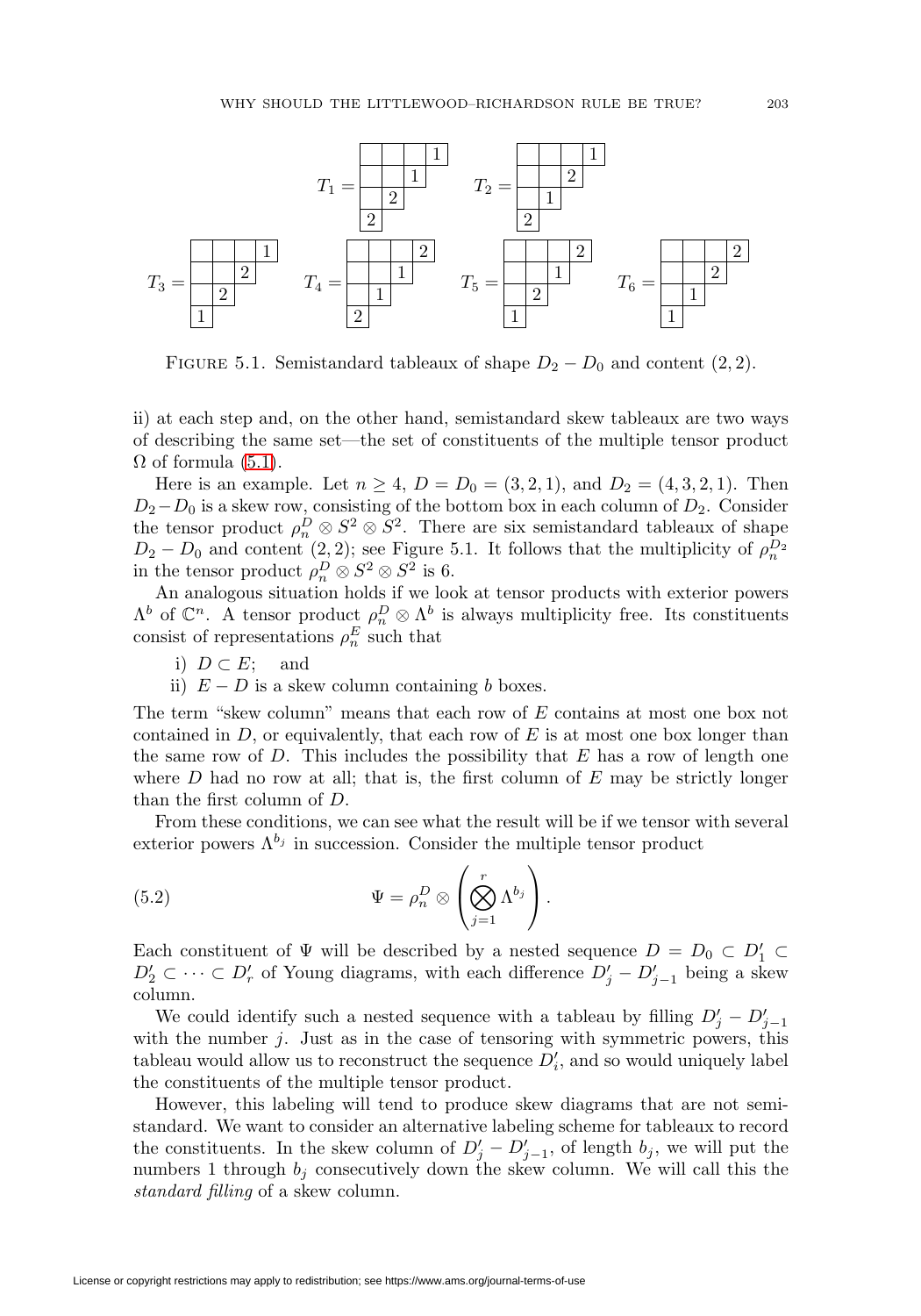FIGURE 5.1. Semistandard tableaux of shape $D_2 - D_0$ and content $(2, 2)$.

ii) at each step and, on the other hand, semistandard skew tableaux are two ways of describing the same set—the set of constituents of the multiple tensor product $\Omega$ of formula (5.1).

Here is an example. Let $n \geq 4$, $D = D_0 = (3, 2, 1)$, and $D_2 = (4, 3, 2, 1)$. Then $D_2 - D_0$ is a skew row, consisting of the bottom box in each column of $D_2$. Consider the tensor product $\rho_n^D \otimes S^2 \otimes S^2$. There are six semistandard tableaux of shape $D_2 - D_0$ and content $(2, 2)$; see Figure 5.1. It follows that the multiplicity of $\rho_n^{D_2}$ in the tensor product $\rho_n^D \otimes S^2 \otimes S^2$ is 6.

An analogous situation holds if we look at tensor products with exterior powers $\Lambda^b$ of $\mathbb{C}^n$. A tensor product $\rho_n^D \otimes \Lambda^b$ is always multiplicity free. Its constituents consist of representations $\rho_n^E$ such that

i) $D \subset E$; and

ii) $E - D$ is a skew column containing $b$ boxes.

The term "skew column" means that each row of $E$ contains at most one box not contained in $D$, or equivalently, that each row of $E$ is at most one box longer than the same row of $D$. This includes the possibility that $E$ has a row of length one where $D$ had no row at all; that is, the first column of $E$ may be strictly longer than the first column of $D$.

From these conditions, we can see what the result will be if we tensor with several exterior powers $\Lambda^{b_j}$ in succession. Consider the multiple tensor product

$$\Psi = \rho_n^D \otimes \left( \bigotimes_{j=1}^{r} \Lambda^{b_j} \right). \tag{5.2}$$

Each constituent of $\Psi$ will be described by a nested sequence $D = D_0 \subset D_1' \subset D_2' \subset \cdots \subset D_r'$ of Young diagrams, with each difference $D_j' - D_{j-1}'$ being a skew column.

We could identify such a nested sequence with a tableau by filling $D_j' - D_{j-1}'$ with the number $j$. Just as in the case of tensoring with symmetric powers, this tableau would allow us to reconstruct the sequence $D_i'$, and so would uniquely label the constituents of the multiple tensor product.

However, this labeling will tend to produce skew diagrams that are not semistandard. We want to consider an alternative labeling scheme for tableaux to record the constituents. In the skew column of $D_j' - D_{j-1}'$, of length $b_j$, we will put the numbers 1 through $b_j$ consecutively down the skew column. We will call this the *standard filling* of a skew column.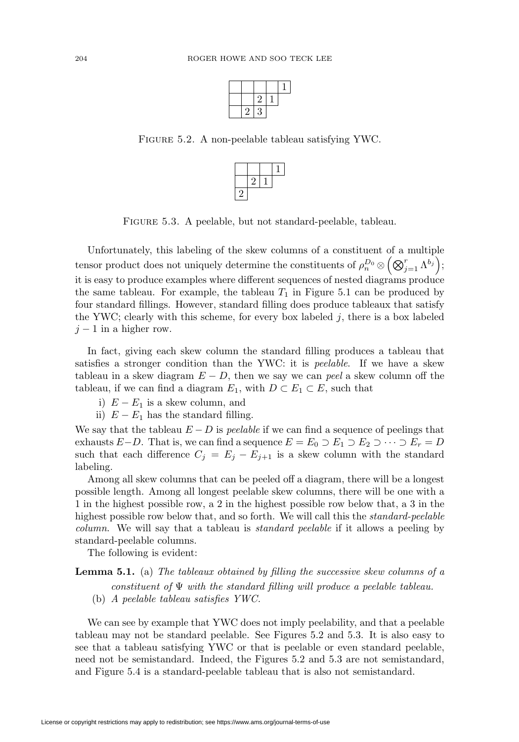|   |   |   |   | 1 |
|---|---|---|---|---|
|   |   | 2 | 1 |   |
|   | 2 | 3 |   |   |

Figure 5.2. A non-peelable tableau satisfying YWC.

|   |   |   | 1 |
|---|---|---|---|
|   | 2 | 1 |   |
| 2 |   |   |   |

Figure 5.3. A peelable, but not standard-peelable, tableau.

Unfortunately, this labeling of the skew columns of a constituent of a multiple tensor product does not uniquely determine the constituents of $\rho_n^{D_0} \otimes \left(\bigotimes_{j=1}^r \Lambda^{b_j}\right)$; it is easy to produce examples where different sequences of nested diagrams produce the same tableau. For example, the tableau $T_1$ in Figure 5.1 can be produced by four standard fillings. However, standard filling does produce tableaux that satisfy the YWC; clearly with this scheme, for every box labeled $j$, there is a box labeled $j-1$ in a higher row.

In fact, giving each skew column the standard filling produces a tableau that satisfies a stronger condition than the YWC: it is *peelable*. If we have a skew tableau in a skew diagram $E - D$, then we say we can *peel* a skew column off the tableau, if we can find a diagram $E_1$, with $D \subset E_1 \subset E$, such that

i) $E - E_1$ is a skew column, and
ii) $E - E_1$ has the standard filling.

We say that the tableau $E - D$ is *peelable* if we can find a sequence of peelings that exhausts $E - D$. That is, we can find a sequence $E = E_0 \supset E_1 \supset E_2 \supset \cdots \supset E_r = D$ such that each difference $C_j = E_j - E_{j+1}$ is a skew column with the standard labeling.

Among all skew columns that can be peeled off a diagram, there will be a longest possible length. Among all longest peelable skew columns, there will be one with a 1 in the highest possible row, a 2 in the highest possible row below that, a 3 in the highest possible row below that, and so forth. We will call this the *standard-peelable column*. We will say that a tableau is *standard peelable* if it allows a peeling by standard-peelable columns.

The following is evident:

**Lemma 5.1.** (a) *The tableaux obtained by filling the successive skew columns of a constituent of* $\Psi$ *with the standard filling will produce a peelable tableau.*
(b) *A peelable tableau satisfies YWC.*

We can see by example that YWC does not imply peelability, and that a peelable tableau may not be standard peelable. See Figures 5.2 and 5.3. It is also easy to see that a tableau satisfying YWC or that is peelable or even standard peelable, need not be semistandard. Indeed, the Figures 5.2 and 5.3 are not semistandard, and Figure 5.4 is a standard-peelable tableau that is also not semistandard.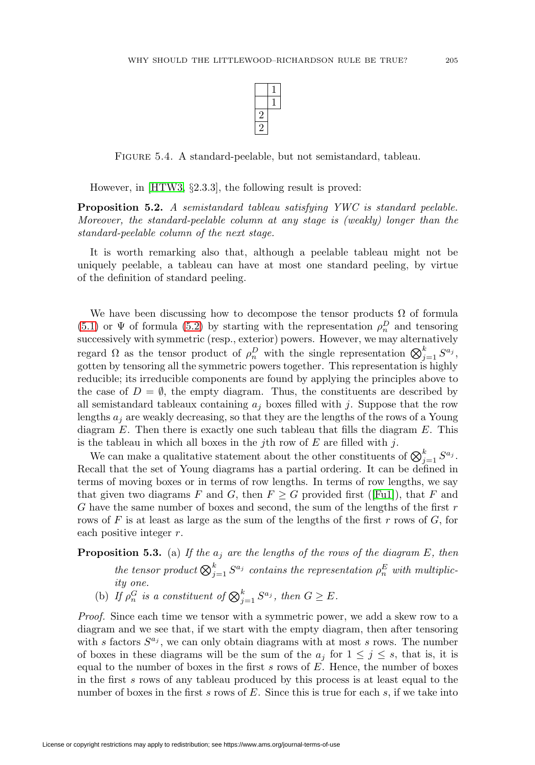|   | 1 |
|---|---|
|   | 1 |
| 2 |   |
| 2 |   |

FIGURE 5.4. A standard-peelable, but not semistandard, tableau.

However, in [HTW3, §2.3.3], the following result is proved:

**Proposition 5.2.** *A semistandard tableau satisfying YWC is standard peelable. Moreover, the standard-peelable column at any stage is (weakly) longer than the standard-peelable column of the next stage.*

It is worth remarking also that, although a peelable tableau might not be uniquely peelable, a tableau can have at most one standard peeling, by virtue of the definition of standard peeling.

We have been discussing how to decompose the tensor products $\Omega$ of formula (5.1) or $\Psi$ of formula (5.2) by starting with the representation $\rho_n^D$ and tensoring successively with symmetric (resp., exterior) powers. However, we may alternatively regard $\Omega$ as the tensor product of $\rho_n^D$ with the single representation $\bigotimes_{j=1}^k S^{a_j}$, gotten by tensoring all the symmetric powers together. This representation is highly reducible; its irreducible components are found by applying the principles above to the case of $D = \emptyset$, the empty diagram. Thus, the constituents are described by all semistandard tableaux containing $a_j$ boxes filled with $j$. Suppose that the row lengths $a_j$ are weakly decreasing, so that they are the lengths of the rows of a Young diagram $E$. Then there is exactly one such tableau that fills the diagram $E$. This is the tableau in which all boxes in the $j$th row of $E$ are filled with $j$.

We can make a qualitative statement about the other constituents of $\bigotimes_{j=1}^k S^{a_j}$. Recall that the set of Young diagrams has a partial ordering. It can be defined in terms of moving boxes or in terms of row lengths. In terms of row lengths, we say that given two diagrams $F$ and $G$, then $F \geq G$ provided first ([Fu1]), that $F$ and $G$ have the same number of boxes and second, the sum of the lengths of the first $r$ rows of $F$ is at least as large as the sum of the lengths of the first $r$ rows of $G$, for each positive integer $r$.

**Proposition 5.3.** (a) *If the $a_j$ are the lengths of the rows of the diagram $E$, then the tensor product $\bigotimes_{j=1}^k S^{a_j}$ contains the representation $\rho_n^E$ with multiplicity one.*

(b) *If $\rho_n^G$ is a constituent of $\bigotimes_{j=1}^k S^{a_j}$, then $G \geq E$.*

*Proof.* Since each time we tensor with a symmetric power, we add a skew row to a diagram and we see that, if we start with the empty diagram, then after tensoring with $s$ factors $S^{a_j}$, we can only obtain diagrams with at most $s$ rows. The number of boxes in these diagrams will be the sum of the $a_j$ for $1 \leq j \leq s$, that is, it is equal to the number of boxes in the first $s$ rows of $E$. Hence, the number of boxes in the first $s$ rows of any tableau produced by this process is at least equal to the number of boxes in the first $s$ rows of $E$. Since this is true for each $s$, if we take into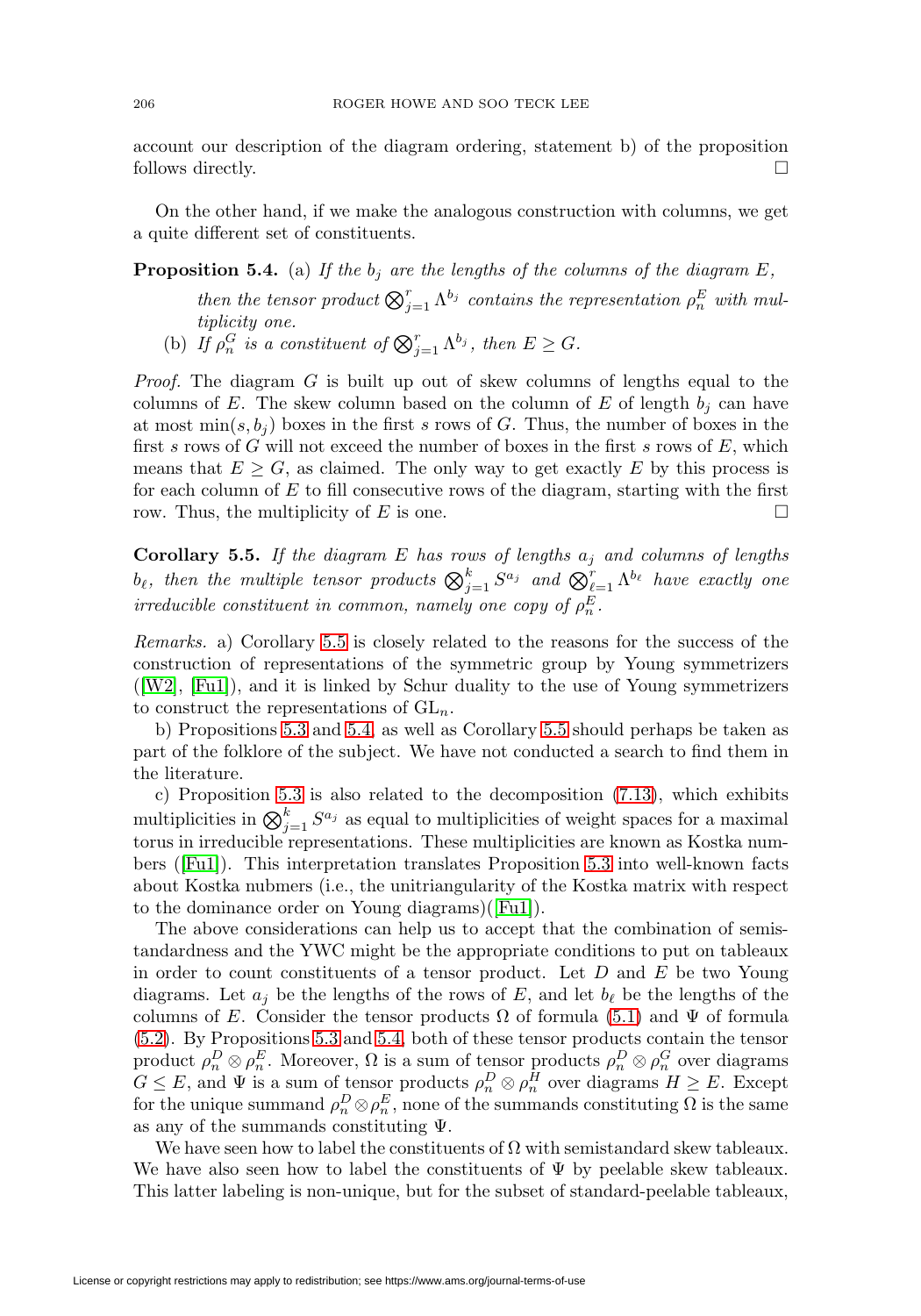account our description of the diagram ordering, statement b) of the proposition follows directly. □

On the other hand, if we make the analogous construction with columns, we get a quite different set of constituents.

**Proposition 5.4.** (a) *If the $b_j$ are the lengths of the columns of the diagram $E$, then the tensor product $\bigotimes_{j=1}^{r} \Lambda^{b_j}$ contains the representation $\rho_n^E$ with multiplicity one.*

(b) *If $\rho_n^G$ is a constituent of $\bigotimes_{j=1}^{r} \Lambda^{b_j}$, then $E \geq G$.*

*Proof.* The diagram $G$ is built up out of skew columns of lengths equal to the columns of $E$. The skew column based on the column of $E$ of length $b_j$ can have at most $\min(s, b_j)$ boxes in the first $s$ rows of $G$. Thus, the number of boxes in the first $s$ rows of $G$ will not exceed the number of boxes in the first $s$ rows of $E$, which means that $E \geq G$, as claimed. The only way to get exactly $E$ by this process is for each column of $E$ to fill consecutive rows of the diagram, starting with the first row. Thus, the multiplicity of $E$ is one. □

**Corollary 5.5.** *If the diagram $E$ has rows of lengths $a_j$ and columns of lengths $b_\ell$, then the multiple tensor products $\bigotimes_{j=1}^{k} S^{a_j}$ and $\bigotimes_{\ell=1}^{r} \Lambda^{b_\ell}$ have exactly one irreducible constituent in common, namely one copy of $\rho_n^E$.*

*Remarks.* a) Corollary 5.5 is closely related to the reasons for the success of the construction of representations of the symmetric group by Young symmetrizers ([W2], [Fu1]), and it is linked by Schur duality to the use of Young symmetrizers to construct the representations of $\mathrm{GL}_n$.

b) Propositions 5.3 and 5.4, as well as Corollary 5.5 should perhaps be taken as part of the folklore of the subject. We have not conducted a search to find them in the literature.

c) Proposition 5.3 is also related to the decomposition (7.13), which exhibits multiplicities in $\bigotimes_{j=1}^{k} S^{a_j}$ as equal to multiplicities of weight spaces for a maximal torus in irreducible representations. These multiplicities are known as Kostka numbers ([Fu1]). This interpretation translates Proposition 5.3 into well-known facts about Kostka nubmers (i.e., the unitriangularity of the Kostka matrix with respect to the dominance order on Young diagrams)([Fu1]).

The above considerations can help us to accept that the combination of semistandardness and the YWC might be the appropriate conditions to put on tableaux in order to count constituents of a tensor product. Let $D$ and $E$ be two Young diagrams. Let $a_j$ be the lengths of the rows of $E$, and let $b_\ell$ be the lengths of the columns of $E$. Consider the tensor products $\Omega$ of formula (5.1) and $\Psi$ of formula (5.2). By Propositions 5.3 and 5.4, both of these tensor products contain the tensor product $\rho_n^D \otimes \rho_n^E$. Moreover, $\Omega$ is a sum of tensor products $\rho_n^D \otimes \rho_n^G$ over diagrams $G \leq E$, and $\Psi$ is a sum of tensor products $\rho_n^D \otimes \rho_n^H$ over diagrams $H \geq E$. Except for the unique summand $\rho_n^D \otimes \rho_n^E$, none of the summands constituting $\Omega$ is the same as any of the summands constituting $\Psi$.

We have seen how to label the constituents of $\Omega$ with semistandard skew tableaux. We have also seen how to label the constituents of $\Psi$ by peelable skew tableaux. This latter labeling is non-unique, but for the subset of standard-peelable tableaux,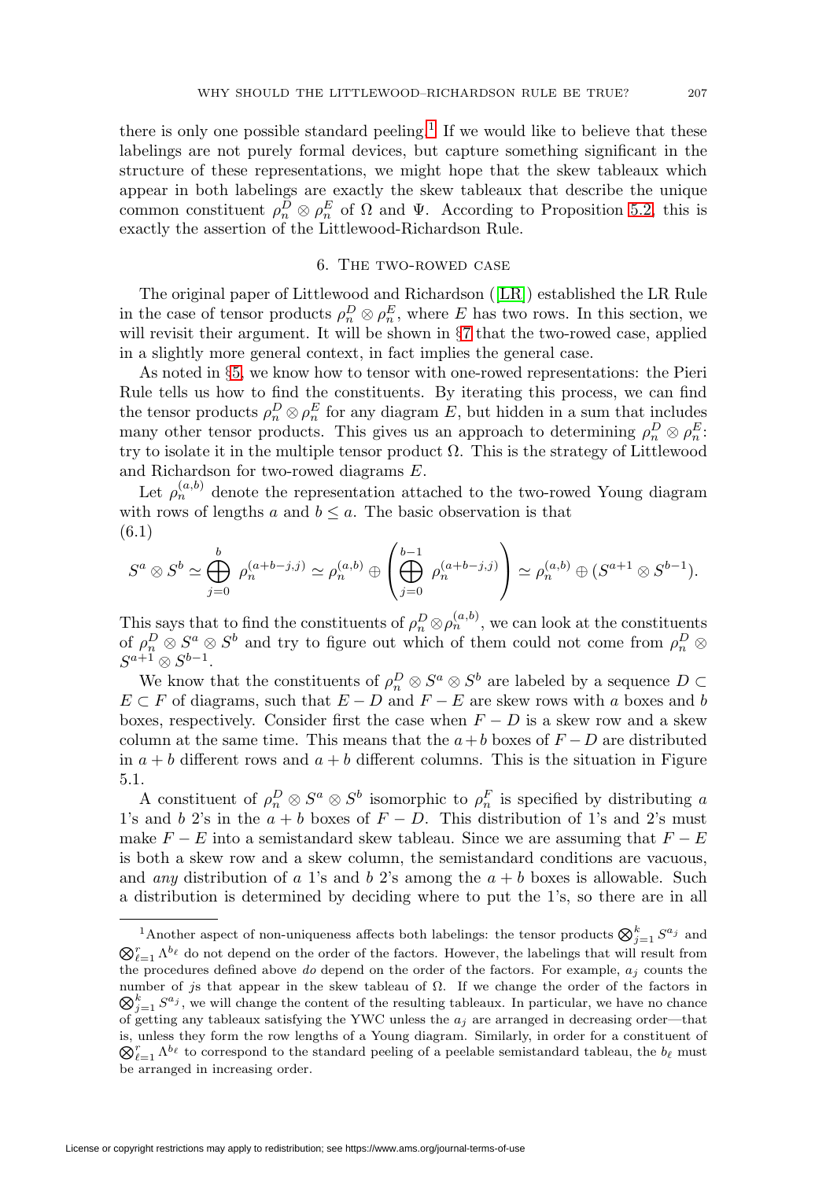there is only one possible standard peeling.[1] If we would like to believe that these labelings are not purely formal devices, but capture something significant in the structure of these representations, we might hope that the skew tableaux which appear in both labelings are exactly the skew tableaux that describe the unique common constituent $\rho_n^D \otimes \rho_n^E$ of $\Omega$ and $\Psi$. According to Proposition 5.2, this is exactly the assertion of the Littlewood-Richardson Rule.

## 6. The two-rowed case

The original paper of Littlewood and Richardson ([LR]) established the LR Rule in the case of tensor products $\rho_n^D \otimes \rho_n^E$, where $E$ has two rows. In this section, we will revisit their argument. It will be shown in §7 that the two-rowed case, applied in a slightly more general context, in fact implies the general case.

As noted in §5, we know how to tensor with one-rowed representations: the Pieri Rule tells us how to find the constituents. By iterating this process, we can find the tensor products $\rho_n^D \otimes \rho_n^E$ for any diagram $E$, but hidden in a sum that includes many other tensor products. This gives us an approach to determining $\rho_n^D \otimes \rho_n^E$: try to isolate it in the multiple tensor product $\Omega$. This is the strategy of Littlewood and Richardson for two-rowed diagrams $E$.

Let $\rho_n^{(a,b)}$ denote the representation attached to the two-rowed Young diagram with rows of lengths $a$ and $b \leq a$. The basic observation is that

(6.1)

$$S^a \otimes S^b \simeq \bigoplus_{j=0}^{b} \rho_n^{(a+b-j,j)} \simeq \rho_n^{(a,b)} \oplus \left( \bigoplus_{j=0}^{b-1} \rho_n^{(a+b-j,j)} \right) \simeq \rho_n^{(a,b)} \oplus (S^{a+1} \otimes S^{b-1}).$$

This says that to find the constituents of $\rho_n^D \otimes \rho_n^{(a,b)}$, we can look at the constituents of $\rho_n^D \otimes S^a \otimes S^b$ and try to figure out which of them could not come from $\rho_n^D \otimes S^{a+1} \otimes S^{b-1}$.

We know that the constituents of $\rho_n^D \otimes S^a \otimes S^b$ are labeled by a sequence $D \subset E \subset F$ of diagrams, such that $E - D$ and $F - E$ are skew rows with $a$ boxes and $b$ boxes, respectively. Consider first the case when $F - D$ is a skew row and a skew column at the same time. This means that the $a + b$ boxes of $F - D$ are distributed in $a + b$ different rows and $a + b$ different columns. This is the situation in Figure 5.1.

A constituent of $\rho_n^D \otimes S^a \otimes S^b$ isomorphic to $\rho_n^F$ is specified by distributing $a$ 1's and $b$ 2's in the $a + b$ boxes of $F - D$. This distribution of 1's and 2's must make $F - E$ into a semistandard skew tableau. Since we are assuming that $F - E$ is both a skew row and a skew column, the semistandard conditions are vacuous, and *any* distribution of $a$ 1's and $b$ 2's among the $a + b$ boxes is allowable. Such a distribution is determined by deciding where to put the 1's, so there are in all

---

[1] Another aspect of non-uniqueness affects both labelings: the tensor products $\bigotimes_{j=1}^{k} S^{a_j}$ and $\bigotimes_{\ell=1}^{r} \Lambda^{b_\ell}$ do not depend on the order of the factors. However, the labelings that will result from the procedures defined above *do* depend on the order of the factors. For example, $a_j$ counts the number of $j$s that appear in the skew tableau of $\Omega$. If we change the order of the factors in $\bigotimes_{j=1}^{k} S^{a_j}$, we will change the content of the resulting tableaux. In particular, we have no chance of getting any tableaux satisfying the YWC unless the $a_j$ are arranged in decreasing order—that is, unless they form the row lengths of a Young diagram. Similarly, in order for a constituent of $\bigotimes_{\ell=1}^{r} \Lambda^{b_\ell}$ to correspond to the standard peeling of a peelable semistandard tableau, the $b_\ell$ must be arranged in increasing order.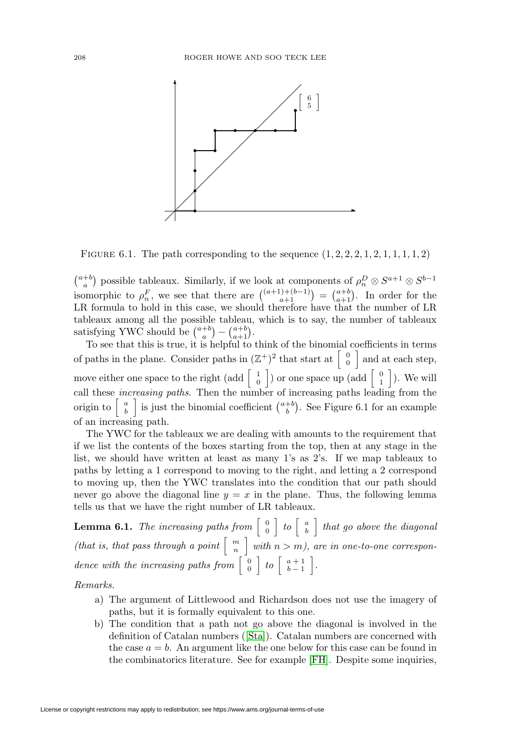FIGURE 6.1. The path corresponding to the sequence $(1, 2, 2, 2, 1, 2, 1, 1, 1, 1, 2)$

$\binom{a+b}{a}$ possible tableaux. Similarly, if we look at components of $\rho_n^D \otimes S^{a+1} \otimes S^{b-1}$ isomorphic to $\rho_n^F$, we see that there are $\binom{(a+1)+(b-1)}{a+1} = \binom{a+b}{a+1}$. In order for the LR formula to hold in this case, we should therefore have that the number of LR tableaux among all the possible tableau, which is to say, the number of tableaux satisfying YWC should be $\binom{a+b}{a} - \binom{a+b}{a+1}$.

To see that this is true, it is helpful to think of the binomial coefficients in terms of paths in the plane. Consider paths in $(\mathbb{Z}^+)^2$ that start at $\begin{bmatrix} 0 \\ 0 \end{bmatrix}$ and at each step, move either one space to the right (add $\begin{bmatrix} 1 \\ 0 \end{bmatrix}$) or one space up (add $\begin{bmatrix} 0 \\ 1 \end{bmatrix}$). We will call these *increasing paths*. Then the number of increasing paths leading from the origin to $\begin{bmatrix} a \\ b \end{bmatrix}$ is just the binomial coefficient $\binom{a+b}{b}$. See Figure 6.1 for an example of an increasing path.

The YWC for the tableaux we are dealing with amounts to the requirement that if we list the contents of the boxes starting from the top, then at any stage in the list, we should have written at least as many 1's as 2's. If we map tableaux to paths by letting a 1 correspond to moving to the right, and letting a 2 correspond to moving up, then the YWC translates into the condition that our path should never go above the diagonal line $y = x$ in the plane. Thus, the following lemma tells us that we have the right number of LR tableaux.

**Lemma 6.1.** *The increasing paths from $\begin{bmatrix} 0 \\ 0 \end{bmatrix}$ to $\begin{bmatrix} a \\ b \end{bmatrix}$ that go above the diagonal (that is, that pass through a point $\begin{bmatrix} m \\ n \end{bmatrix}$ with $n > m$), are in one-to-one correspondence with the increasing paths from $\begin{bmatrix} 0 \\ 0 \end{bmatrix}$ to $\begin{bmatrix} a+1 \\ b-1 \end{bmatrix}$.*

*Remarks.*

a) The argument of Littlewood and Richardson does not use the imagery of paths, but it is formally equivalent to this one.

b) The condition that a path not go above the diagonal is involved in the definition of Catalan numbers ([Sta]). Catalan numbers are concerned with the case $a = b$. An argument like the one below for this case can be found in the combinatorics literature. See for example [FH]. Despite some inquiries,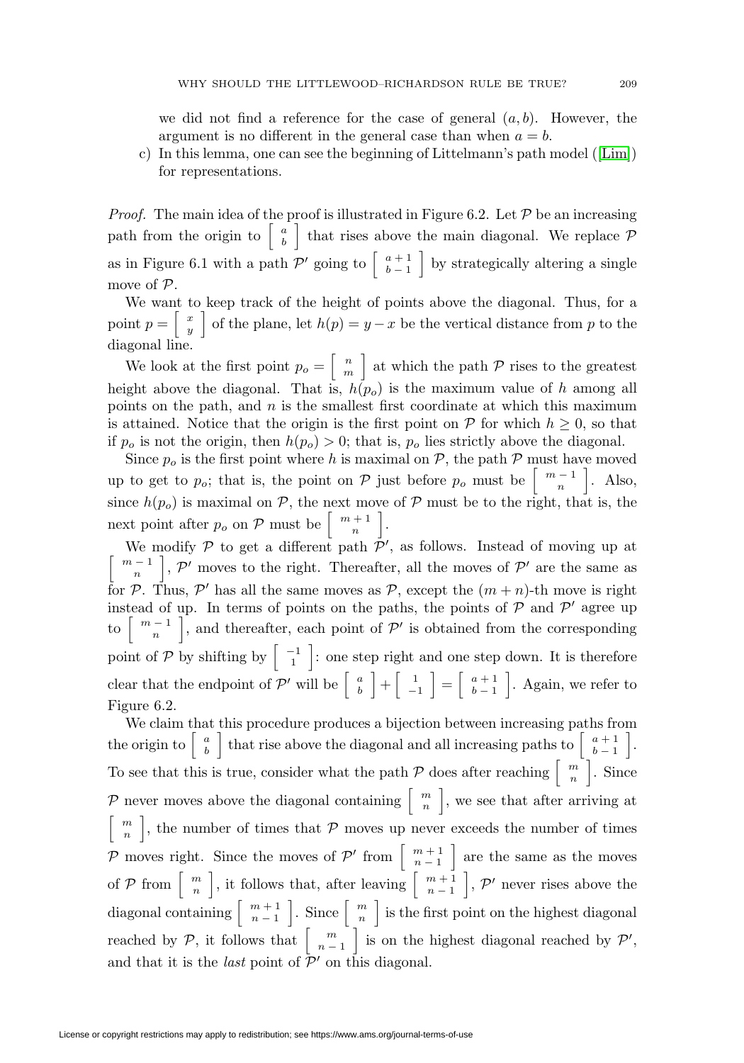we did not find a reference for the case of general $(a, b)$. However, the argument is no different in the general case than when $a = b$.

c) In this lemma, one can see the beginning of Littelmann's path model ([Lim]) for representations.

*Proof.* The main idea of the proof is illustrated in Figure 6.2. Let $\mathcal{P}$ be an increasing path from the origin to $\begin{bmatrix} a \\ b \end{bmatrix}$ that rises above the main diagonal. We replace $\mathcal{P}$ as in Figure 6.1 with a path $\mathcal{P}'$ going to $\begin{bmatrix} a+1 \\ b-1 \end{bmatrix}$ by strategically altering a single move of $\mathcal{P}$.

We want to keep track of the height of points above the diagonal. Thus, for a point $p = \begin{bmatrix} x \\ y \end{bmatrix}$ of the plane, let $h(p) = y - x$ be the vertical distance from $p$ to the diagonal line.

We look at the first point $p_o = \begin{bmatrix} n \\ m \end{bmatrix}$ at which the path $\mathcal{P}$ rises to the greatest height above the diagonal. That is, $h(p_o)$ is the maximum value of $h$ among all points on the path, and $n$ is the smallest first coordinate at which this maximum is attained. Notice that the origin is the first point on $\mathcal{P}$ for which $h \geq 0$, so that if $p_o$ is not the origin, then $h(p_o) > 0$; that is, $p_o$ lies strictly above the diagonal.

Since $p_o$ is the first point where $h$ is maximal on $\mathcal{P}$, the path $\mathcal{P}$ must have moved up to get to $p_o$; that is, the point on $\mathcal{P}$ just before $p_o$ must be $\begin{bmatrix} m-1 \\ n \end{bmatrix}$. Also, since $h(p_o)$ is maximal on $\mathcal{P}$, the next move of $\mathcal{P}$ must be to the right, that is, the next point after $p_o$ on $\mathcal{P}$ must be $\begin{bmatrix} m+1 \\ n \end{bmatrix}$.

We modify $\mathcal{P}$ to get a different path $\mathcal{P}'$, as follows. Instead of moving up at $\begin{bmatrix} m-1 \\ n \end{bmatrix}$, $\mathcal{P}'$ moves to the right. Thereafter, all the moves of $\mathcal{P}'$ are the same as for $\mathcal{P}$. Thus, $\mathcal{P}'$ has all the same moves as $\mathcal{P}$, except the $(m+n)$-th move is right instead of up. In terms of points on the paths, the points of $\mathcal{P}$ and $\mathcal{P}'$ agree up to $\begin{bmatrix} m-1 \\ n \end{bmatrix}$, and thereafter, each point of $\mathcal{P}'$ is obtained from the corresponding point of $\mathcal{P}$ by shifting by $\begin{bmatrix} -1 \\ 1 \end{bmatrix}$: one step right and one step down. It is therefore clear that the endpoint of $\mathcal{P}'$ will be $\begin{bmatrix} a \\ b \end{bmatrix} + \begin{bmatrix} 1 \\ -1 \end{bmatrix} = \begin{bmatrix} a+1 \\ b-1 \end{bmatrix}$. Again, we refer to Figure 6.2.

We claim that this procedure produces a bijection between increasing paths from the origin to $\begin{bmatrix} a \\ b \end{bmatrix}$ that rise above the diagonal and all increasing paths to $\begin{bmatrix} a+1 \\ b-1 \end{bmatrix}$. To see that this is true, consider what the path $\mathcal{P}$ does after reaching $\begin{bmatrix} m \\ n \end{bmatrix}$. Since $\mathcal{P}$ never moves above the diagonal containing $\begin{bmatrix} m \\ n \end{bmatrix}$, we see that after arriving at $\begin{bmatrix} m \\ n \end{bmatrix}$, the number of times that $\mathcal{P}$ moves up never exceeds the number of times $\mathcal{P}$ moves right. Since the moves of $\mathcal{P}'$ from $\begin{bmatrix} m+1 \\ n-1 \end{bmatrix}$ are the same as the moves of $\mathcal{P}$ from $\begin{bmatrix} m \\ n \end{bmatrix}$, it follows that, after leaving $\begin{bmatrix} m+1 \\ n-1 \end{bmatrix}$, $\mathcal{P}'$ never rises above the diagonal containing $\begin{bmatrix} m+1 \\ n-1 \end{bmatrix}$. Since $\begin{bmatrix} m \\ n \end{bmatrix}$ is the first point on the highest diagonal reached by $\mathcal{P}$, it follows that $\begin{bmatrix} m \\ n-1 \end{bmatrix}$ is on the highest diagonal reached by $\mathcal{P}'$, and that it is the *last* point of $\mathcal{P}'$ on this diagonal.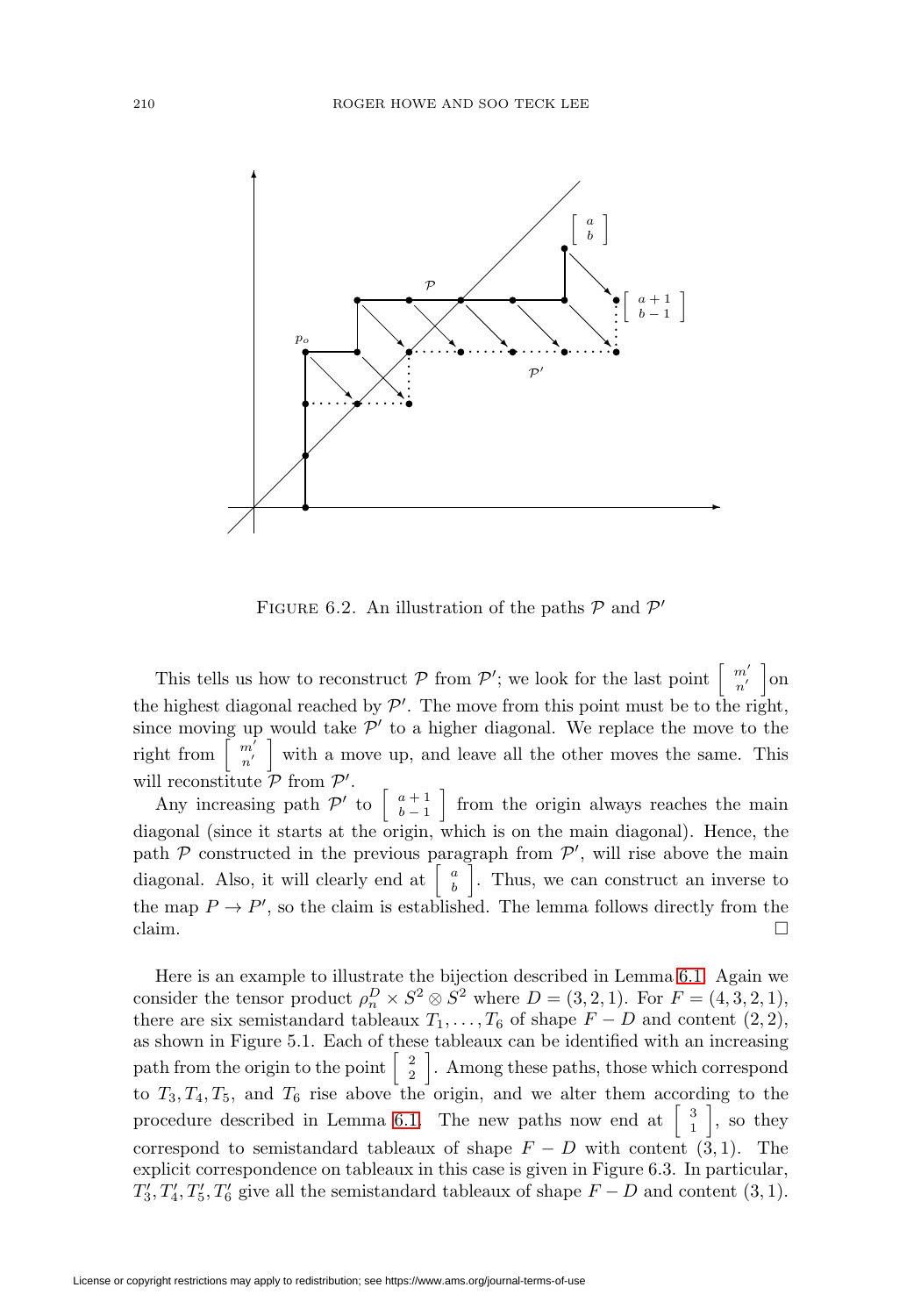FIGURE 6.2. An illustration of the paths $\mathcal{P}$ and $\mathcal{P}'$

This tells us how to reconstruct $\mathcal{P}$ from $\mathcal{P}'$; we look for the last point $\begin{bmatrix} m' \\ n' \end{bmatrix}$ on the highest diagonal reached by $\mathcal{P}'$. The move from this point must be to the right, since moving up would take $\mathcal{P}'$ to a higher diagonal. We replace the move to the right from $\begin{bmatrix} m' \\ n' \end{bmatrix}$ with a move up, and leave all the other moves the same. This will reconstitute $\mathcal{P}$ from $\mathcal{P}'$.

Any increasing path $\mathcal{P}'$ to $\begin{bmatrix} a+1 \\ b-1 \end{bmatrix}$ from the origin always reaches the main diagonal (since it starts at the origin, which is on the main diagonal). Hence, the path $\mathcal{P}$ constructed in the previous paragraph from $\mathcal{P}'$, will rise above the main diagonal. Also, it will clearly end at $\begin{bmatrix} a \\ b \end{bmatrix}$. Thus, we can construct an inverse to the map $P \to P'$, so the claim is established. The lemma follows directly from the claim. □

Here is an example to illustrate the bijection described in Lemma 6.1. Again we consider the tensor product $\rho_n^D \times S^2 \otimes S^2$ where $D = (3, 2, 1)$. For $F = (4, 3, 2, 1)$, there are six semistandard tableaux $T_1, \ldots, T_6$ of shape $F - D$ and content $(2, 2)$, as shown in Figure 5.1. Each of these tableaux can be identified with an increasing path from the origin to the point $\begin{bmatrix} 2 \\ 2 \end{bmatrix}$. Among these paths, those which correspond to $T_3, T_4, T_5$, and $T_6$ rise above the origin, and we alter them according to the procedure described in Lemma 6.1. The new paths now end at $\begin{bmatrix} 3 \\ 1 \end{bmatrix}$, so they correspond to semistandard tableaux of shape $F - D$ with content $(3, 1)$. The explicit correspondence on tableaux in this case is given in Figure 6.3. In particular, $T_3', T_4', T_5', T_6'$ give all the semistandard tableaux of shape $F - D$ and content $(3, 1)$.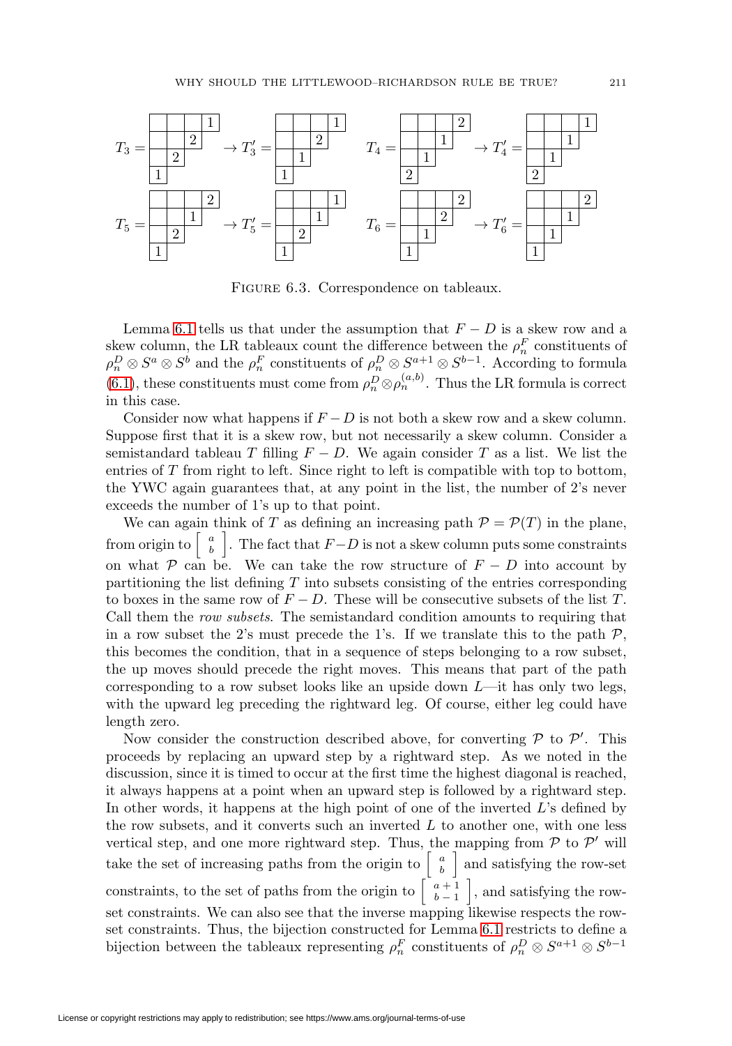FIGURE 6.3. Correspondence on tableaux.

Lemma 6.1 tells us that under the assumption that $F - D$ is a skew row and a skew column, the LR tableaux count the difference between the $\rho_n^F$ constituents of $\rho_n^D \otimes S^a \otimes S^b$ and the $\rho_n^F$ constituents of $\rho_n^D \otimes S^{a+1} \otimes S^{b-1}$. According to formula (6.1), these constituents must come from $\rho_n^D \otimes \rho_n^{(a,b)}$. Thus the LR formula is correct in this case.

Consider now what happens if $F - D$ is not both a skew row and a skew column. Suppose first that it is a skew row, but not necessarily a skew column. Consider a semistandard tableau $T$ filling $F - D$. We again consider $T$ as a list. We list the entries of $T$ from right to left. Since right to left is compatible with top to bottom, the YWC again guarantees that, at any point in the list, the number of 2's never exceeds the number of 1's up to that point.

We can again think of $T$ as defining an increasing path $\mathcal{P} = \mathcal{P}(T)$ in the plane, from origin to $\left[ \begin{smallmatrix} a \\ b \end{smallmatrix} \right]$. The fact that $F - D$ is not a skew column puts some constraints on what $\mathcal{P}$ can be. We can take the row structure of $F - D$ into account by partitioning the list defining $T$ into subsets consisting of the entries corresponding to boxes in the same row of $F - D$. These will be consecutive subsets of the list $T$. Call them the *row subsets*. The semistandard condition amounts to requiring that in a row subset the 2's must precede the 1's. If we translate this to the path $\mathcal{P}$, this becomes the condition, that in a sequence of steps belonging to a row subset, the up moves should precede the right moves. This means that part of the path corresponding to a row subset looks like an upside down $L$—it has only two legs, with the upward leg preceding the rightward leg. Of course, either leg could have length zero.

Now consider the construction described above, for converting $\mathcal{P}$ to $\mathcal{P}'$. This proceeds by replacing an upward step by a rightward step. As we noted in the discussion, since it is timed to occur at the first time the highest diagonal is reached, it always happens at a point when an upward step is followed by a rightward step. In other words, it happens at the high point of one of the inverted $L$'s defined by the row subsets, and it converts such an inverted $L$ to another one, with one less vertical step, and one more rightward step. Thus, the mapping from $\mathcal{P}$ to $\mathcal{P}'$ will take the set of increasing paths from the origin to $\left[ \begin{smallmatrix} a \\ b \end{smallmatrix} \right]$ and satisfying the row-set constraints, to the set of paths from the origin to $\left[ \begin{smallmatrix} a+1 \\ b-1 \end{smallmatrix} \right]$, and satisfying the row-set constraints. We can also see that the inverse mapping likewise respects the row-set constraints. Thus, the bijection constructed for Lemma 6.1 restricts to define a bijection between the tableaux representing $\rho_n^F$ constituents of $\rho_n^D \otimes S^{a+1} \otimes S^{b-1}$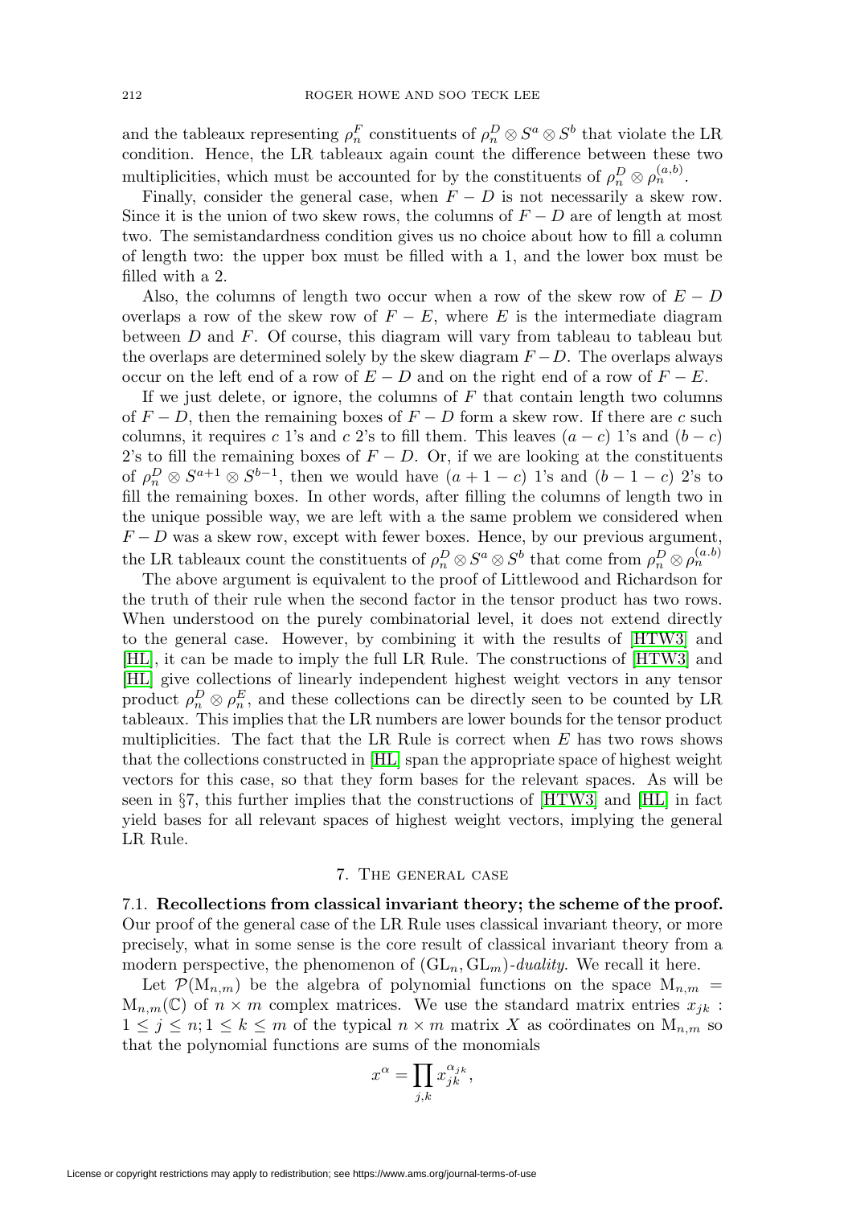and the tableaux representing $\rho_n^F$ constituents of $\rho_n^D \otimes S^a \otimes S^b$ that violate the LR condition. Hence, the LR tableaux again count the difference between these two multiplicities, which must be accounted for by the constituents of $\rho_n^D \otimes \rho_n^{(a,b)}$.

Finally, consider the general case, when $F - D$ is not necessarily a skew row. Since it is the union of two skew rows, the columns of $F - D$ are of length at most two. The semistandardness condition gives us no choice about how to fill a column of length two: the upper box must be filled with a 1, and the lower box must be filled with a 2.

Also, the columns of length two occur when a row of the skew row of $E - D$ overlaps a row of the skew row of $F - E$, where $E$ is the intermediate diagram between $D$ and $F$. Of course, this diagram will vary from tableau to tableau but the overlaps are determined solely by the skew diagram $F - D$. The overlaps always occur on the left end of a row of $E - D$ and on the right end of a row of $F - E$.

If we just delete, or ignore, the columns of $F$ that contain length two columns of $F - D$, then the remaining boxes of $F - D$ form a skew row. If there are $c$ such columns, it requires $c$ 1's and $c$ 2's to fill them. This leaves $(a - c)$ 1's and $(b - c)$ 2's to fill the remaining boxes of $F - D$. Or, if we are looking at the constituents of $\rho_n^D \otimes S^{a+1} \otimes S^{b-1}$, then we would have $(a + 1 - c)$ 1's and $(b - 1 - c)$ 2's to fill the remaining boxes. In other words, after filling the columns of length two in the unique possible way, we are left with a the same problem we considered when $F - D$ was a skew row, except with fewer boxes. Hence, by our previous argument, the LR tableaux count the constituents of $\rho_n^D \otimes S^a \otimes S^b$ that come from $\rho_n^D \otimes \rho_n^{(a.b)}$

The above argument is equivalent to the proof of Littlewood and Richardson for the truth of their rule when the second factor in the tensor product has two rows. When understood on the purely combinatorial level, it does not extend directly to the general case. However, by combining it with the results of [HTW3] and [HL], it can be made to imply the full LR Rule. The constructions of [HTW3] and [HL] give collections of linearly independent highest weight vectors in any tensor product $\rho_n^D \otimes \rho_n^E$, and these collections can be directly seen to be counted by LR tableaux. This implies that the LR numbers are lower bounds for the tensor product multiplicities. The fact that the LR Rule is correct when $E$ has two rows shows that the collections constructed in [HL] span the appropriate space of highest weight vectors for this case, so that they form bases for the relevant spaces. As will be seen in §7, this further implies that the constructions of [HTW3] and [HL] in fact yield bases for all relevant spaces of highest weight vectors, implying the general LR Rule.

## 7. The general case

**7.1. Recollections from classical invariant theory; the scheme of the proof.** Our proof of the general case of the LR Rule uses classical invariant theory, or more precisely, what in some sense is the core result of classical invariant theory from a modern perspective, the phenomenon of $(\mathrm{GL}_n, \mathrm{GL}_m)$-*duality*. We recall it here.

Let $\mathcal{P}(\mathrm{M}_{n,m})$ be the algebra of polynomial functions on the space $\mathrm{M}_{n,m} = \mathrm{M}_{n,m}(\mathbb{C})$ of $n \times m$ complex matrices. We use the standard matrix entries $x_{jk}$ : $1 \leq j \leq n; 1 \leq k \leq m$ of the typical $n \times m$ matrix $X$ as coördinates on $\mathrm{M}_{n,m}$ so that the polynomial functions are sums of the monomials

$$x^\alpha = \prod_{j,k} x_{jk}^{\alpha_{jk}},$$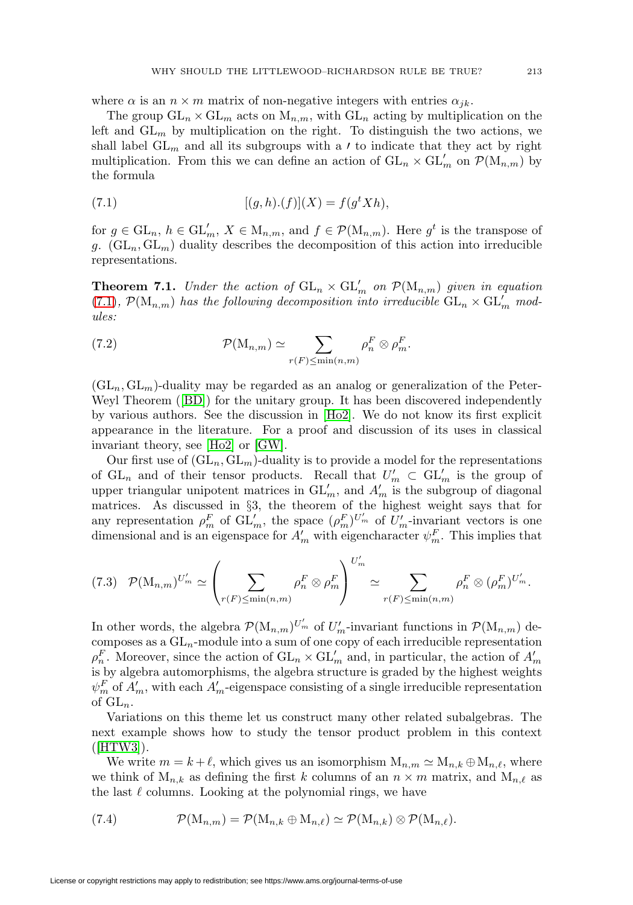where $\alpha$ is an $n \times m$ matrix of non-negative integers with entries $\alpha_{jk}$.

The group $\mathrm{GL}_n \times \mathrm{GL}_m$ acts on $\mathrm{M}_{n,m}$, with $\mathrm{GL}_n$ acting by multiplication on the left and $\mathrm{GL}_m$ by multiplication on the right. To distinguish the two actions, we shall label $\mathrm{GL}_m$ and all its subgroups with a $'$ to indicate that they act by right multiplication. From this we can define an action of $\mathrm{GL}_n \times \mathrm{GL}'_m$ on $\mathcal{P}(\mathrm{M}_{n,m})$ by the formula

$$[(g,h).(f)](X) = f(g^t X h), \tag{7.1}$$

for $g \in \mathrm{GL}_n$, $h \in \mathrm{GL}'_m$, $X \in \mathrm{M}_{n,m}$, and $f \in \mathcal{P}(\mathrm{M}_{n,m})$. Here $g^t$ is the transpose of $g$. $(\mathrm{GL}_n, \mathrm{GL}_m)$ duality describes the decomposition of this action into irreducible representations.

**Theorem 7.1.** *Under the action of $\mathrm{GL}_n \times \mathrm{GL}'_m$ on $\mathcal{P}(\mathrm{M}_{n,m})$ given in equation (7.1), $\mathcal{P}(\mathrm{M}_{n,m})$ has the following decomposition into irreducible $\mathrm{GL}_n \times \mathrm{GL}'_m$ modules:*

$$\mathcal{P}(\mathrm{M}_{n,m}) \simeq \sum_{r(F) \leq \min(n,m)} \rho_n^F \otimes \rho_m^F. \tag{7.2}$$

$(\mathrm{GL}_n, \mathrm{GL}_m)$-duality may be regarded as an analog or generalization of the Peter-Weyl Theorem ([BD]) for the unitary group. It has been discovered independently by various authors. See the discussion in [Ho2]. We do not know its first explicit appearance in the literature. For a proof and discussion of its uses in classical invariant theory, see [Ho2] or [GW].

Our first use of $(\mathrm{GL}_n, \mathrm{GL}_m)$-duality is to provide a model for the representations of $\mathrm{GL}_n$ and of their tensor products. Recall that $U'_m \subset \mathrm{GL}'_m$ is the group of upper triangular unipotent matrices in $\mathrm{GL}'_m$, and $A'_m$ is the subgroup of diagonal matrices. As discussed in §3, the theorem of the highest weight says that for any representation $\rho_m^F$ of $\mathrm{GL}'_m$, the space $(\rho_m^F)^{U'_m}$ of $U'_m$-invariant vectors is one dimensional and is an eigenspace for $A'_m$ with eigencharacter $\psi_m^F$. This implies that

$$\mathcal{P}(\mathrm{M}_{n,m})^{U'_m} \simeq \left( \sum_{r(F) \leq \min(n,m)} \rho_n^F \otimes \rho_m^F \right)^{U'_m} \simeq \sum_{r(F) \leq \min(n,m)} \rho_n^F \otimes (\rho_m^F)^{U'_m}. \tag{7.3}$$

In other words, the algebra $\mathcal{P}(\mathrm{M}_{n,m})^{U'_m}$ of $U'_m$-invariant functions in $\mathcal{P}(\mathrm{M}_{n,m})$ decomposes as a $\mathrm{GL}_n$-module into a sum of one copy of each irreducible representation $\rho_n^F$. Moreover, since the action of $\mathrm{GL}_n \times \mathrm{GL}'_m$ and, in particular, the action of $A'_m$ is by algebra automorphisms, the algebra structure is graded by the highest weights $\psi_m^F$ of $A'_m$, with each $A'_m$-eigenspace consisting of a single irreducible representation of $\mathrm{GL}_n$.

Variations on this theme let us construct many other related subalgebras. The next example shows how to study the tensor product problem in this context ([HTW3]).

We write $m = k + \ell$, which gives us an isomorphism $\mathrm{M}_{n,m} \simeq \mathrm{M}_{n,k} \oplus \mathrm{M}_{n,\ell}$, where we think of $\mathrm{M}_{n,k}$ as defining the first $k$ columns of an $n \times m$ matrix, and $\mathrm{M}_{n,\ell}$ as the last $\ell$ columns. Looking at the polynomial rings, we have

$$\mathcal{P}(\mathrm{M}_{n,m}) = \mathcal{P}(\mathrm{M}_{n,k} \oplus \mathrm{M}_{n,\ell}) \simeq \mathcal{P}(\mathrm{M}_{n,k}) \otimes \mathcal{P}(\mathrm{M}_{n,\ell}). \tag{7.4}$$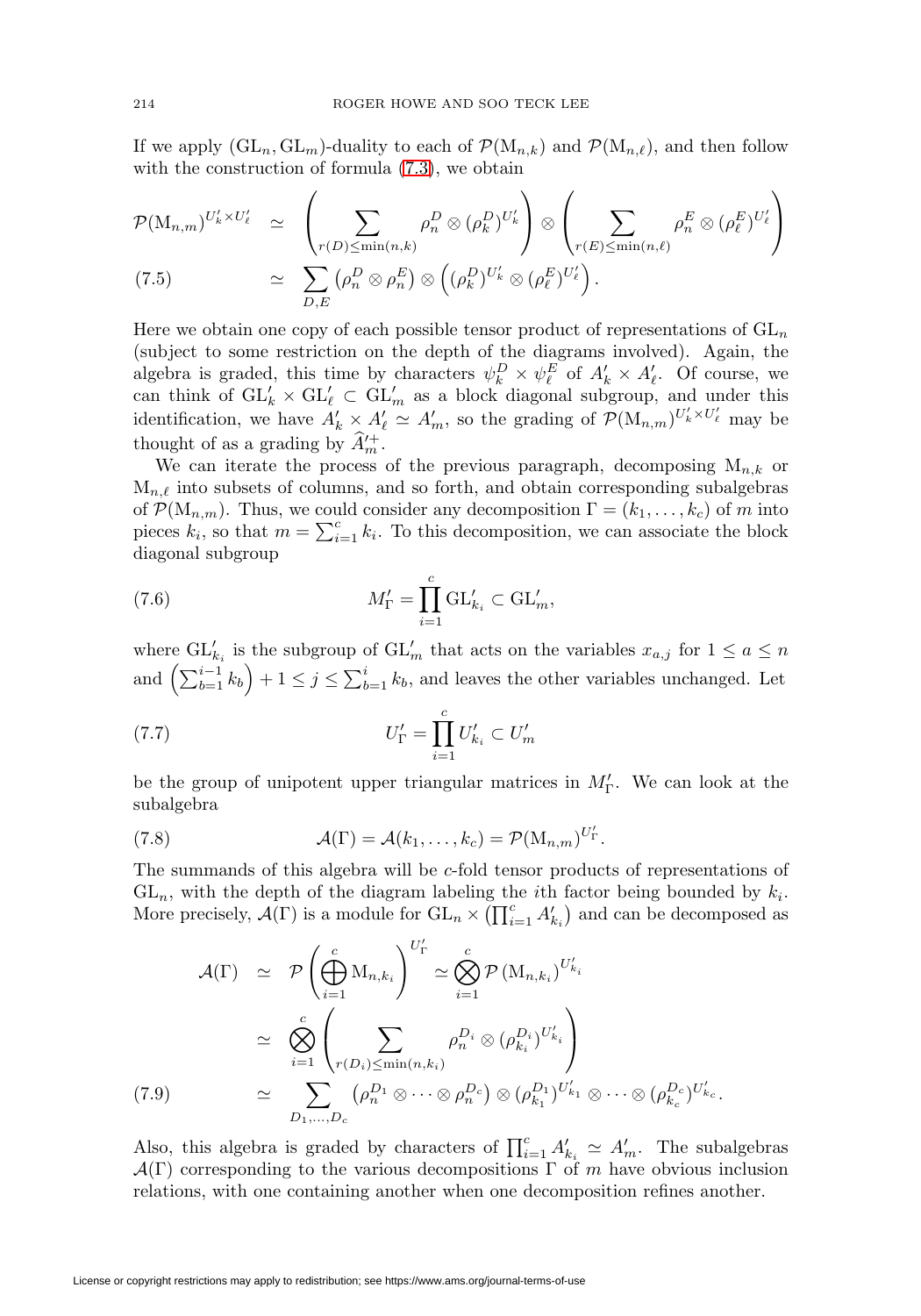If we apply $(\mathrm{GL}_n, \mathrm{GL}_m)$-duality to each of $\mathcal{P}(\mathrm{M}_{n,k})$ and $\mathcal{P}(\mathrm{M}_{n,\ell})$, and then follow with the construction of formula (7.3), we obtain

$$
\begin{aligned}
\mathcal{P}(\mathrm{M}_{n,m})^{U_k'\times U_\ell'} &\simeq \left(\sum_{r(D)\leq \min(n,k)} \rho_n^D \otimes (\rho_k^D)^{U_k'}\right) \otimes \left(\sum_{r(E)\leq \min(n,\ell)} \rho_n^E \otimes (\rho_\ell^E)^{U_\ell'}\right) \\
&\simeq \sum_{D,E} \left(\rho_n^D \otimes \rho_n^E\right) \otimes \left((\rho_k^D)^{U_k'} \otimes (\rho_\ell^E)^{U_\ell'}\right). \qquad (7.5)
\end{aligned}
$$

Here we obtain one copy of each possible tensor product of representations of $\mathrm{GL}_n$ (subject to some restriction on the depth of the diagrams involved). Again, the algebra is graded, this time by characters $\psi_k^D \times \psi_\ell^E$ of $A_k' \times A_\ell'$. Of course, we can think of $\mathrm{GL}_k' \times \mathrm{GL}_\ell' \subset \mathrm{GL}_m'$ as a block diagonal subgroup, and under this identification, we have $A_k' \times A_\ell' \simeq A_m'$, so the grading of $\mathcal{P}(\mathrm{M}_{n,m})^{U_k'\times U_\ell'}$ may be thought of as a grading by $\widehat{A}_m'^{+}$.

We can iterate the process of the previous paragraph, decomposing $\mathrm{M}_{n,k}$ or $\mathrm{M}_{n,\ell}$ into subsets of columns, and so forth, and obtain corresponding subalgebras of $\mathcal{P}(\mathrm{M}_{n,m})$. Thus, we could consider any decomposition $\Gamma = (k_1, \ldots, k_c)$ of $m$ into pieces $k_i$, so that $m = \sum_{i=1}^c k_i$. To this decomposition, we can associate the block diagonal subgroup

$$
M_\Gamma' = \prod_{i=1}^c \mathrm{GL}_{k_i}' \subset \mathrm{GL}_m', \qquad (7.6)
$$

where $\mathrm{GL}_{k_i}'$ is the subgroup of $\mathrm{GL}_m'$ that acts on the variables $x_{a,j}$ for $1 \leq a \leq n$ and $\left(\sum_{b=1}^{i-1} k_b\right) + 1 \leq j \leq \sum_{b=1}^{i} k_b$, and leaves the other variables unchanged. Let

$$
U_\Gamma' = \prod_{i=1}^c U_{k_i}' \subset U_m' \qquad (7.7)
$$

be the group of unipotent upper triangular matrices in $M_\Gamma'$. We can look at the subalgebra

$$
\mathcal{A}(\Gamma) = \mathcal{A}(k_1, \ldots, k_c) = \mathcal{P}(\mathrm{M}_{n,m})^{U_\Gamma'}. \qquad (7.8)
$$

The summands of this algebra will be $c$-fold tensor products of representations of $\mathrm{GL}_n$, with the depth of the diagram labeling the $i$th factor being bounded by $k_i$. More precisely, $\mathcal{A}(\Gamma)$ is a module for $\mathrm{GL}_n \times \left(\prod_{i=1}^c A_{k_i}'\right)$ and can be decomposed as

$$
\begin{aligned}
\mathcal{A}(\Gamma) &\simeq \mathcal{P}\left(\bigoplus_{i=1}^c \mathrm{M}_{n,k_i}\right)^{U_\Gamma'} \simeq \bigotimes_{i=1}^c \mathcal{P}\left(\mathrm{M}_{n,k_i}\right)^{U_{k_i}'} \\
&\simeq \bigotimes_{i=1}^c \left(\sum_{r(D_i)\leq \min(n,k_i)} \rho_n^{D_i} \otimes (\rho_{k_i}^{D_i})^{U_{k_i}'}\right) \\
&\simeq \sum_{D_1,\ldots,D_c} \left(\rho_n^{D_1} \otimes \cdots \otimes \rho_n^{D_c}\right) \otimes (\rho_{k_1}^{D_1})^{U_{k_1}'} \otimes \cdots \otimes (\rho_{k_c}^{D_c})^{U_{k_c}'}. \qquad (7.9)
\end{aligned}
$$

Also, this algebra is graded by characters of $\prod_{i=1}^c A_{k_i}' \simeq A_m'$. The subalgebras $\mathcal{A}(\Gamma)$ corresponding to the various decompositions $\Gamma$ of $m$ have obvious inclusion relations, with one containing another when one decomposition refines another.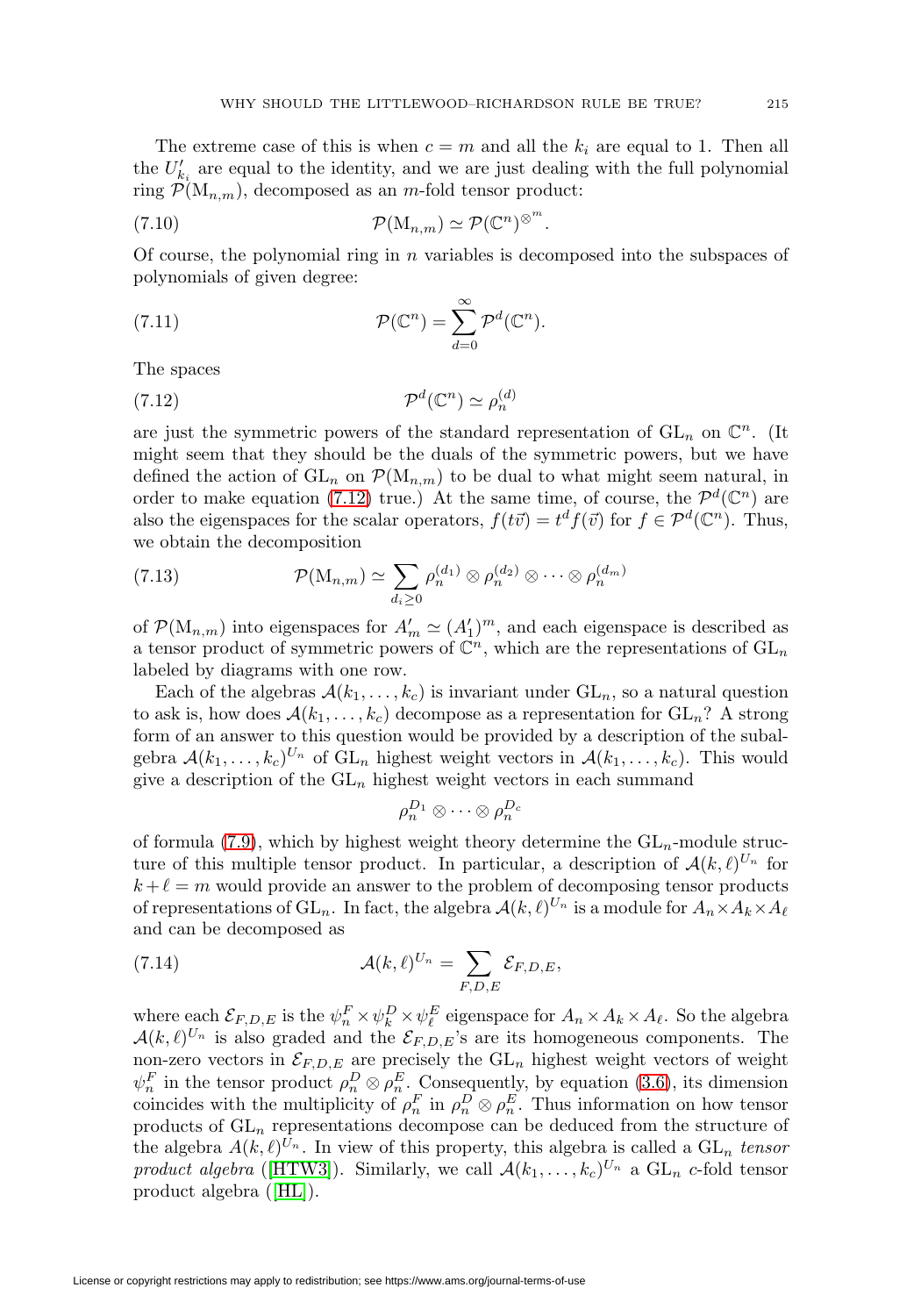The extreme case of this is when $c = m$ and all the $k_i$ are equal to 1. Then all the $U'_{k_i}$ are equal to the identity, and we are just dealing with the full polynomial ring $\mathcal{P}(\mathrm{M}_{n,m})$, decomposed as an $m$-fold tensor product:

$$\mathcal{P}(\mathrm{M}_{n,m}) \simeq \mathcal{P}(\mathbb{C}^n)^{\otimes^m}. \tag{7.10}$$

Of course, the polynomial ring in $n$ variables is decomposed into the subspaces of polynomials of given degree:

$$\mathcal{P}(\mathbb{C}^n) = \sum_{d=0}^{\infty} \mathcal{P}^d(\mathbb{C}^n). \tag{7.11}$$

The spaces

$$\mathcal{P}^d(\mathbb{C}^n) \simeq \rho_n^{(d)} \tag{7.12}$$

are just the symmetric powers of the standard representation of $\mathrm{GL}_n$ on $\mathbb{C}^n$. (It might seem that they should be the duals of the symmetric powers, but we have defined the action of $\mathrm{GL}_n$ on $\mathcal{P}(\mathrm{M}_{n,m})$ to be dual to what might seem natural, in order to make equation (7.12) true.) At the same time, of course, the $\mathcal{P}^d(\mathbb{C}^n)$ are also the eigenspaces for the scalar operators, $f(t\vec{v}) = t^d f(\vec{v})$ for $f \in \mathcal{P}^d(\mathbb{C}^n)$. Thus, we obtain the decomposition

$$\mathcal{P}(\mathrm{M}_{n,m}) \simeq \sum_{d_i \geq 0} \rho_n^{(d_1)} \otimes \rho_n^{(d_2)} \otimes \cdots \otimes \rho_n^{(d_m)} \tag{7.13}$$

of $\mathcal{P}(\mathrm{M}_{n,m})$ into eigenspaces for $A'_m \simeq (A'_1)^m$, and each eigenspace is described as a tensor product of symmetric powers of $\mathbb{C}^n$, which are the representations of $\mathrm{GL}_n$ labeled by diagrams with one row.

Each of the algebras $\mathcal{A}(k_1, \ldots, k_c)$ is invariant under $\mathrm{GL}_n$, so a natural question to ask is, how does $\mathcal{A}(k_1, \ldots, k_c)$ decompose as a representation for $\mathrm{GL}_n$? A strong form of an answer to this question would be provided by a description of the subalgebra $\mathcal{A}(k_1, \ldots, k_c)^{U_n}$ of $\mathrm{GL}_n$ highest weight vectors in $\mathcal{A}(k_1, \ldots, k_c)$. This would give a description of the $\mathrm{GL}_n$ highest weight vectors in each summand

$$\rho_n^{D_1} \otimes \cdots \otimes \rho_n^{D_c}$$

of formula (7.9), which by highest weight theory determine the $\mathrm{GL}_n$-module structure of this multiple tensor product. In particular, a description of $\mathcal{A}(k, \ell)^{U_n}$ for $k + \ell = m$ would provide an answer to the problem of decomposing tensor products of representations of $\mathrm{GL}_n$. In fact, the algebra $\mathcal{A}(k, \ell)^{U_n}$ is a module for $A_n \times A_k \times A_\ell$ and can be decomposed as

$$\mathcal{A}(k, \ell)^{U_n} = \sum_{F,D,E} \mathcal{E}_{F,D,E}, \tag{7.14}$$

where each $\mathcal{E}_{F,D,E}$ is the $\psi_n^F \times \psi_k^D \times \psi_\ell^E$ eigenspace for $A_n \times A_k \times A_\ell$. So the algebra $\mathcal{A}(k, \ell)^{U_n}$ is also graded and the $\mathcal{E}_{F,D,E}$'s are its homogeneous components. The non-zero vectors in $\mathcal{E}_{F,D,E}$ are precisely the $\mathrm{GL}_n$ highest weight vectors of weight $\psi_n^F$ in the tensor product $\rho_n^D \otimes \rho_n^E$. Consequently, by equation (3.6), its dimension coincides with the multiplicity of $\rho_n^F$ in $\rho_n^D \otimes \rho_n^E$. Thus information on how tensor products of $\mathrm{GL}_n$ representations decompose can be deduced from the structure of the algebra $A(k, \ell)^{U_n}$. In view of this property, this algebra is called a $\mathrm{GL}_n$ *tensor product algebra* ([HTW3]). Similarly, we call $\mathcal{A}(k_1, \ldots, k_c)^{U_n}$ a $\mathrm{GL}_n$ $c$-fold tensor product algebra ([HL]).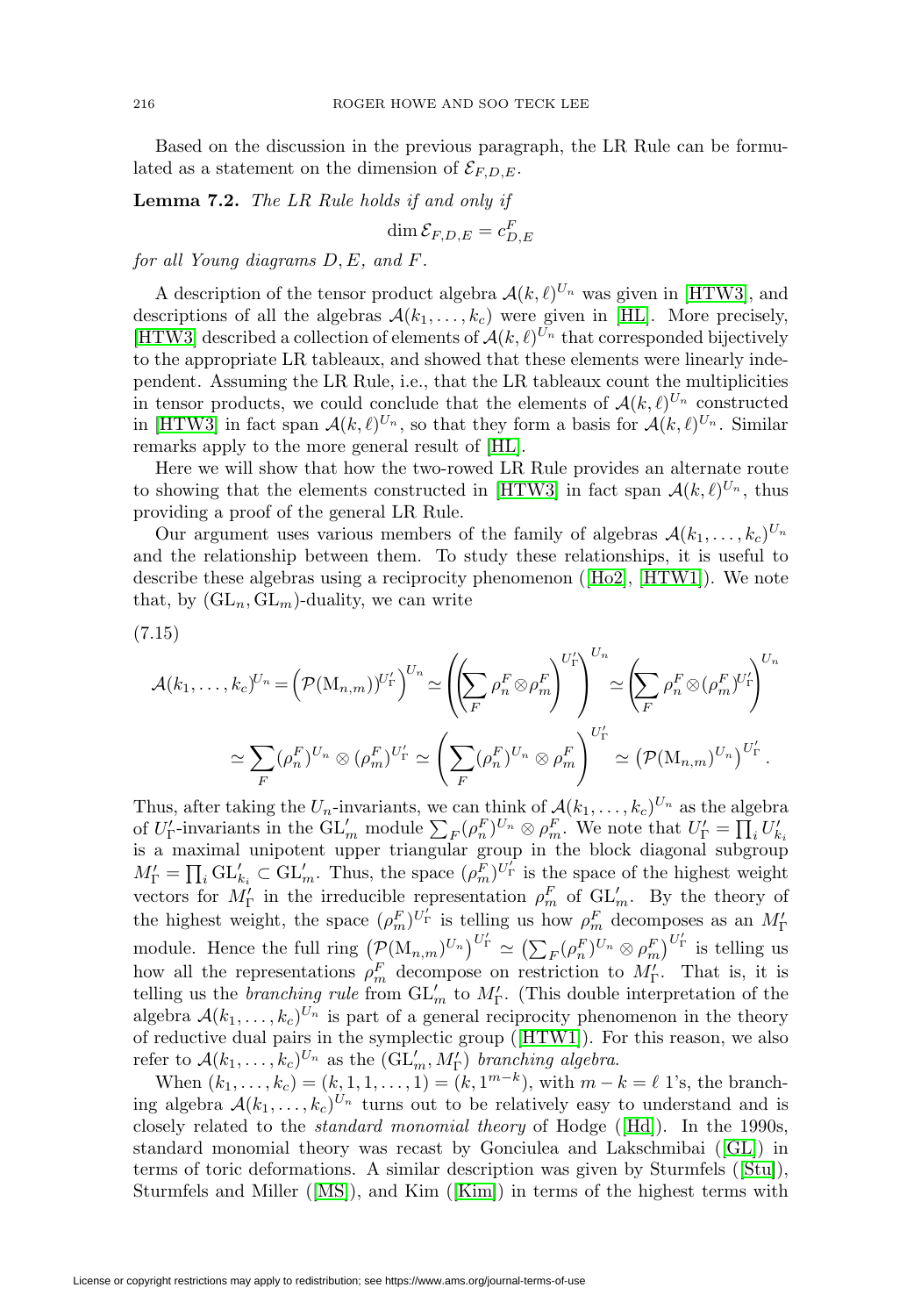Based on the discussion in the previous paragraph, the LR Rule can be formulated as a statement on the dimension of $\mathcal{E}_{F,D,E}$.

**Lemma 7.2.** *The LR Rule holds if and only if*

$$\dim \mathcal{E}_{F,D,E} = c^F_{D,E}$$

*for all Young diagrams* $D, E$, *and* $F$.

A description of the tensor product algebra $\mathcal{A}(k,\ell)^{U_n}$ was given in [HTW3], and descriptions of all the algebras $\mathcal{A}(k_1,\ldots,k_c)$ were given in [HL]. More precisely, [HTW3] described a collection of elements of $\mathcal{A}(k,\ell)^{U_n}$ that corresponded bijectively to the appropriate LR tableaux, and showed that these elements were linearly independent. Assuming the LR Rule, i.e., that the LR tableaux count the multiplicities in tensor products, we could conclude that the elements of $\mathcal{A}(k,\ell)^{U_n}$ constructed in [HTW3] in fact span $\mathcal{A}(k,\ell)^{U_n}$, so that they form a basis for $\mathcal{A}(k,\ell)^{U_n}$. Similar remarks apply to the more general result of [HL].

Here we will show that how the two-rowed LR Rule provides an alternate route to showing that the elements constructed in [HTW3] in fact span $\mathcal{A}(k,\ell)^{U_n}$, thus providing a proof of the general LR Rule.

Our argument uses various members of the family of algebras $\mathcal{A}(k_1,\ldots,k_c)^{U_n}$ and the relationship between them. To study these relationships, it is useful to describe these algebras using a reciprocity phenomenon ([Ho2], [HTW1]). We note that, by $(\mathrm{GL}_n,\mathrm{GL}_m)$-duality, we can write

(7.15)

$$\mathcal{A}(k_1,\ldots,k_c)^{U_n} = \left(\mathcal{P}(\mathrm{M}_{n,m})^{U'_\Gamma}\right)^{U_n} \simeq \left(\left(\sum_F \rho_n^F \otimes \rho_m^F\right)^{U'_\Gamma}\right)^{U_n} \simeq \left(\sum_F \rho_n^F \otimes (\rho_m^F)^{U'_\Gamma}\right)^{U_n}$$
$$\simeq \sum_F (\rho_n^F)^{U_n} \otimes (\rho_m^F)^{U'_\Gamma} \simeq \left(\sum_F (\rho_n^F)^{U_n} \otimes \rho_m^F\right)^{U'_\Gamma} \simeq \left(\mathcal{P}(\mathrm{M}_{n,m})^{U_n}\right)^{U'_\Gamma}.$$

Thus, after taking the $U_n$-invariants, we can think of $\mathcal{A}(k_1,\ldots,k_c)^{U_n}$ as the algebra of $U'_\Gamma$-invariants in the $\mathrm{GL}'_m$ module $\sum_F (\rho_n^F)^{U_n} \otimes \rho_m^F$. We note that $U'_\Gamma = \prod_i U'_{k_i}$ is a maximal unipotent upper triangular group in the block diagonal subgroup $M'_\Gamma = \prod_i \mathrm{GL}'_{k_i} \subset \mathrm{GL}'_m$. Thus, the space $(\rho_m^F)^{U'_\Gamma}$ is the space of the highest weight vectors for $M'_\Gamma$ in the irreducible representation $\rho_m^F$ of $\mathrm{GL}'_m$. By the theory of the highest weight, the space $(\rho_m^F)^{U'_\Gamma}$ is telling us how $\rho_m^F$ decomposes as an $M'_\Gamma$ module. Hence the full ring $\left(\mathcal{P}(\mathrm{M}_{n,m})^{U_n}\right)^{U'_\Gamma} \simeq \left(\sum_F (\rho_n^F)^{U_n} \otimes \rho_m^F\right)^{U'_\Gamma}$ is telling us how all the representations $\rho_m^F$ decompose on restriction to $M'_\Gamma$. That is, it is telling us the *branching rule* from $\mathrm{GL}'_m$ to $M'_\Gamma$. (This double interpretation of the algebra $\mathcal{A}(k_1,\ldots,k_c)^{U_n}$ is part of a general reciprocity phenomenon in the theory of reductive dual pairs in the symplectic group ([HTW1]). For this reason, we also refer to $\mathcal{A}(k_1,\ldots,k_c)^{U_n}$ as the $(\mathrm{GL}'_m, M'_\Gamma)$ *branching algebra*.

When $(k_1,\ldots,k_c) = (k,1,1,\ldots,1) = (k,1^{m-k})$, with $m-k=\ell$ 1's, the branching algebra $\mathcal{A}(k_1,\ldots,k_c)^{U_n}$ turns out to be relatively easy to understand and is closely related to the *standard monomial theory* of Hodge ([Hd]). In the 1990s, standard monomial theory was recast by Gonciulea and Lakschmibai ([GL]) in terms of toric deformations. A similar description was given by Sturmfels ([Stu]), Sturmfels and Miller ([MS]), and Kim ([Kim]) in terms of the highest terms with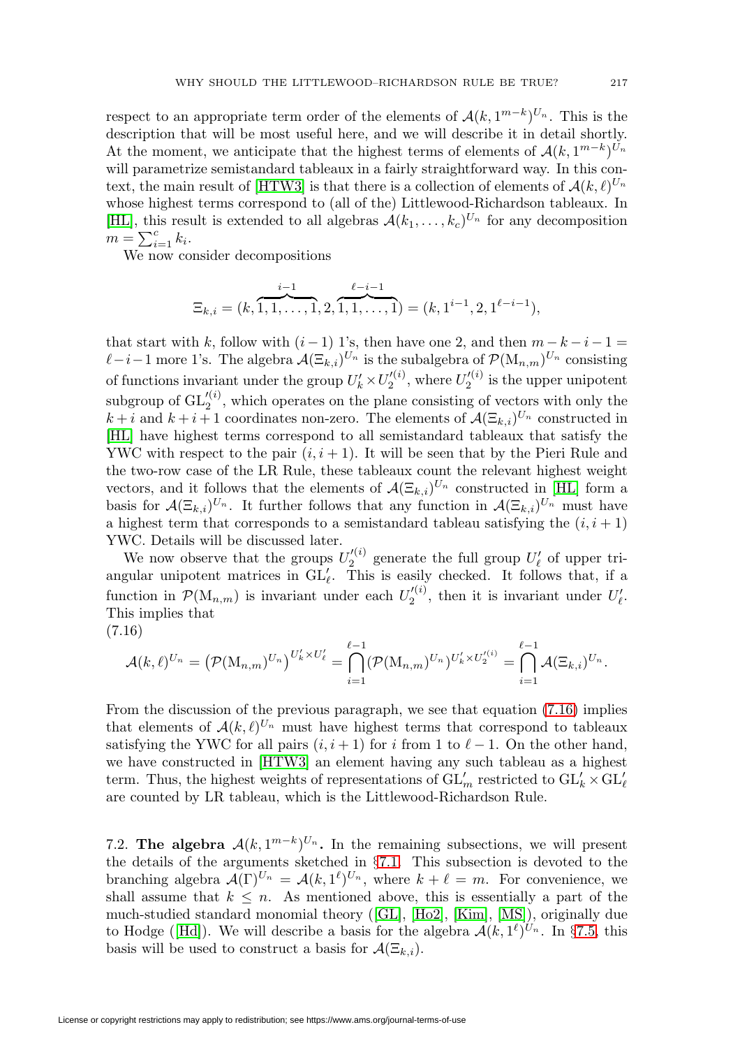respect to an appropriate term order of the elements of $\mathcal{A}(k, 1^{m-k})^{U_n}$. This is the description that will be most useful here, and we will describe it in detail shortly. At the moment, we anticipate that the highest terms of elements of $\mathcal{A}(k, 1^{m-k})^{U_n}$ will parametrize semistandard tableaux in a fairly straightforward way. In this context, the main result of [HTW3] is that there is a collection of elements of $\mathcal{A}(k, \ell)^{U_n}$ whose highest terms correspond to (all of the) Littlewood-Richardson tableaux. In [HL], this result is extended to all algebras $\mathcal{A}(k_1, \ldots, k_c)^{U_n}$ for any decomposition $m = \sum_{i=1}^{c} k_i$.

We now consider decompositions

$$\Xi_{k,i} = (k, \overbrace{1, 1, \ldots, 1}^{i-1}, 2, \overbrace{1, 1, \ldots, 1}^{\ell-i-1}) = (k, 1^{i-1}, 2, 1^{\ell-i-1}),$$

that start with $k$, follow with $(i-1)$ 1's, then have one 2, and then $m-k-i-1 = \ell-i-1$ more 1's. The algebra $\mathcal{A}(\Xi_{k,i})^{U_n}$ is the subalgebra of $\mathcal{P}(\mathrm{M}_{n,m})^{U_n}$ consisting of functions invariant under the group $U'_k \times U'^{(i)}_2$, where $U'^{(i)}_2$ is the upper unipotent subgroup of $\mathrm{GL}'^{(i)}_2$, which operates on the plane consisting of vectors with only the $k+i$ and $k+i+1$ coordinates non-zero. The elements of $\mathcal{A}(\Xi_{k,i})^{U_n}$ constructed in [HL] have highest terms correspond to all semistandard tableaux that satisfy the YWC with respect to the pair $(i, i+1)$. It will be seen that by the Pieri Rule and the two-row case of the LR Rule, these tableaux count the relevant highest weight vectors, and it follows that the elements of $\mathcal{A}(\Xi_{k,i})^{U_n}$ constructed in [HL] form a basis for $\mathcal{A}(\Xi_{k,i})^{U_n}$. It further follows that any function in $\mathcal{A}(\Xi_{k,i})^{U_n}$ must have a highest term that corresponds to a semistandard tableau satisfying the $(i, i+1)$ YWC. Details will be discussed later.

We now observe that the groups $U'^{(i)}_2$ generate the full group $U'_\ell$ of upper triangular unipotent matrices in $\mathrm{GL}'_\ell$. This is easily checked. It follows that, if a function in $\mathcal{P}(\mathrm{M}_{n,m})$ is invariant under each $U'^{(i)}_2$, then it is invariant under $U'_\ell$. This implies that

(7.16)

$$\mathcal{A}(k,\ell)^{U_n} = \left(\mathcal{P}(\mathrm{M}_{n,m})^{U_n}\right)^{U'_k \times U'_\ell} = \bigcap_{i=1}^{\ell-1} (\mathcal{P}(\mathrm{M}_{n,m})^{U_n})^{U'_k \times U'^{(i)}_2} = \bigcap_{i=1}^{\ell-1} \mathcal{A}(\Xi_{k,i})^{U_n}.$$

From the discussion of the previous paragraph, we see that equation (7.16) implies that elements of $\mathcal{A}(k,\ell)^{U_n}$ must have highest terms that correspond to tableaux satisfying the YWC for all pairs $(i, i+1)$ for $i$ from 1 to $\ell-1$. On the other hand, we have constructed in [HTW3] an element having any such tableau as a highest term. Thus, the highest weights of representations of $\mathrm{GL}'_m$ restricted to $\mathrm{GL}'_k \times \mathrm{GL}'_\ell$ are counted by LR tableau, which is the Littlewood-Richardson Rule.

7.2. **The algebra $\mathcal{A}(k, 1^{m-k})^{U_n}$.** In the remaining subsections, we will present the details of the arguments sketched in §7.1. This subsection is devoted to the branching algebra $\mathcal{A}(\Gamma)^{U_n} = \mathcal{A}(k, 1^\ell)^{U_n}$, where $k + \ell = m$. For convenience, we shall assume that $k \leq n$. As mentioned above, this is essentially a part of the much-studied standard monomial theory ([GL], [Ho2], [Kim], [MS]), originally due to Hodge ([Hd]). We will describe a basis for the algebra $\mathcal{A}(k, 1^\ell)^{U_n}$. In §7.5, this basis will be used to construct a basis for $\mathcal{A}(\Xi_{k,i})$.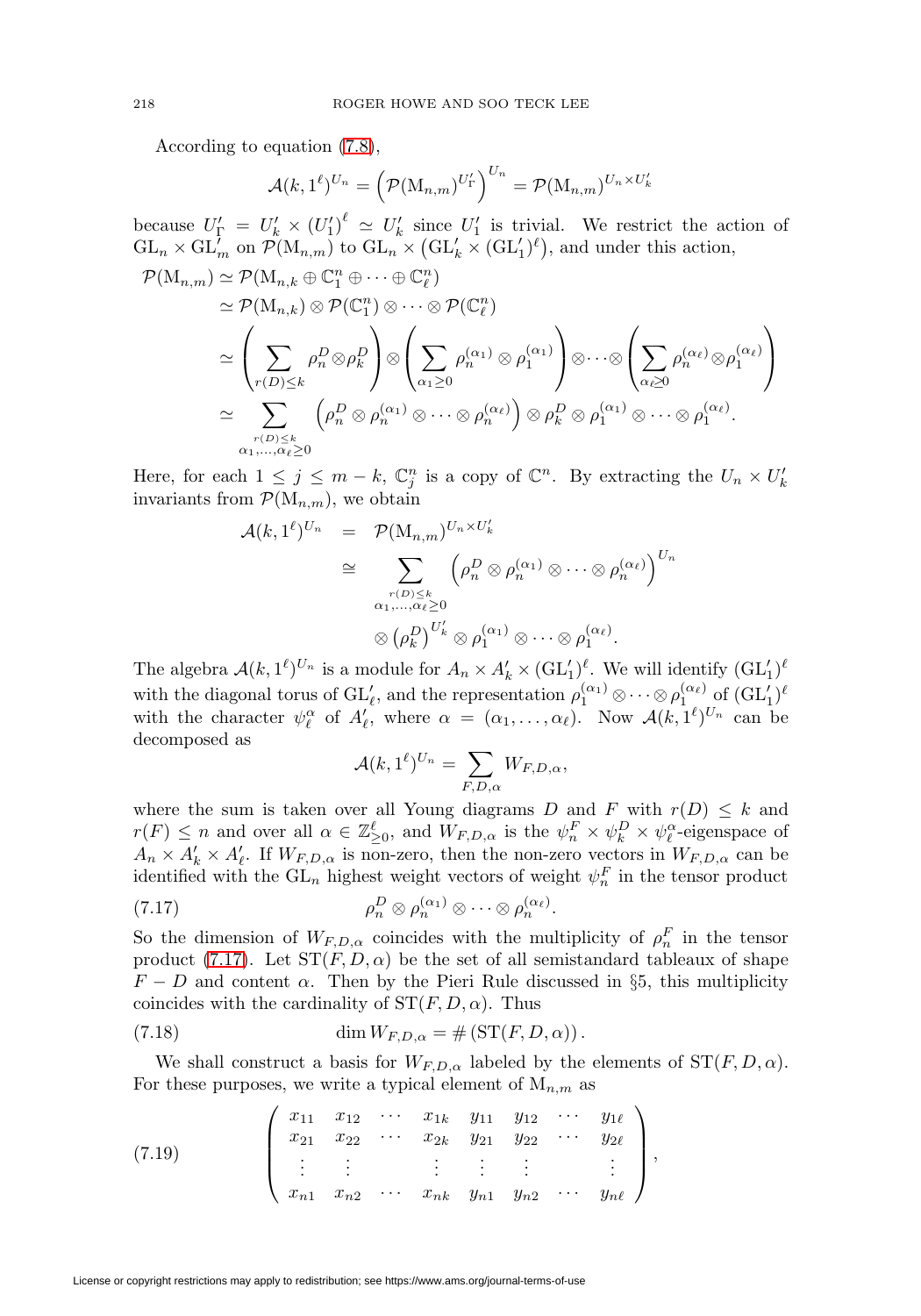According to equation (7.8),

$$\mathcal{A}(k,1^\ell)^{U_n} = \left(\mathcal{P}(\mathrm{M}_{n,m})^{U'_\Gamma}\right)^{U_n} = \mathcal{P}(\mathrm{M}_{n,m})^{U_n\times U'_k}$$

because $U'_\Gamma = U'_k \times (U'_1)^\ell \simeq U'_k$ since $U'_1$ is trivial. We restrict the action of $\mathrm{GL}_n \times \mathrm{GL}'_m$ on $\mathcal{P}(\mathrm{M}_{n,m})$ to $\mathrm{GL}_n \times \left(\mathrm{GL}'_k \times (\mathrm{GL}'_1)^\ell\right)$, and under this action,

$$\begin{aligned}
\mathcal{P}(\mathrm{M}_{n,m}) &\simeq \mathcal{P}(\mathrm{M}_{n,k} \oplus \mathbb{C}^n_1 \oplus \cdots \oplus \mathbb{C}^n_\ell)\\
&\simeq \mathcal{P}(\mathrm{M}_{n,k}) \otimes \mathcal{P}(\mathbb{C}^n_1) \otimes \cdots \otimes \mathcal{P}(\mathbb{C}^n_\ell)\\
&\simeq \left(\sum_{r(D)\le k} \rho_n^D \otimes \rho_k^D\right) \otimes \left(\sum_{\alpha_1\ge 0} \rho_n^{(\alpha_1)} \otimes \rho_1^{(\alpha_1)}\right) \otimes \cdots \otimes \left(\sum_{\alpha_\ell\ge 0} \rho_n^{(\alpha_\ell)} \otimes \rho_1^{(\alpha_\ell)}\right)\\
&\simeq \sum_{\substack{r(D)\le k\\ \alpha_1,\ldots,\alpha_\ell\ge 0}} \left(\rho_n^D \otimes \rho_n^{(\alpha_1)} \otimes \cdots \otimes \rho_n^{(\alpha_\ell)}\right) \otimes \rho_k^D \otimes \rho_1^{(\alpha_1)} \otimes \cdots \otimes \rho_1^{(\alpha_\ell)}.
\end{aligned}$$

Here, for each $1 \le j \le m-k$, $\mathbb{C}^n_j$ is a copy of $\mathbb{C}^n$. By extracting the $U_n \times U'_k$ invariants from $\mathcal{P}(\mathrm{M}_{n,m})$, we obtain

$$\begin{aligned}
\mathcal{A}(k,1^\ell)^{U_n} &= \mathcal{P}(\mathrm{M}_{n,m})^{U_n\times U'_k}\\
&\cong \sum_{\substack{r(D)\le k\\ \alpha_1,\ldots,\alpha_\ell\ge 0}} \left(\rho_n^D \otimes \rho_n^{(\alpha_1)} \otimes \cdots \otimes \rho_n^{(\alpha_\ell)}\right)^{U_n}\\
&\qquad \otimes \left(\rho_k^D\right)^{U'_k} \otimes \rho_1^{(\alpha_1)} \otimes \cdots \otimes \rho_1^{(\alpha_\ell)}.
\end{aligned}$$

The algebra $\mathcal{A}(k,1^\ell)^{U_n}$ is a module for $A_n \times A'_k \times (\mathrm{GL}'_1)^\ell$. We will identify $(\mathrm{GL}'_1)^\ell$ with the diagonal torus of $\mathrm{GL}'_\ell$, and the representation $\rho_1^{(\alpha_1)} \otimes \cdots \otimes \rho_1^{(\alpha_\ell)}$ of $(\mathrm{GL}'_1)^\ell$ with the character $\psi_\ell^\alpha$ of $A'_\ell$, where $\alpha = (\alpha_1,\ldots,\alpha_\ell)$. Now $\mathcal{A}(k,1^\ell)^{U_n}$ can be decomposed as

$$\mathcal{A}(k,1^\ell)^{U_n} = \sum_{F,D,\alpha} W_{F,D,\alpha},$$

where the sum is taken over all Young diagrams $D$ and $F$ with $r(D) \le k$ and $r(F) \le n$ and over all $\alpha \in \mathbb{Z}^\ell_{\ge 0}$, and $W_{F,D,\alpha}$ is the $\psi_n^F \times \psi_k^D \times \psi_\ell^\alpha$-eigenspace of $A_n \times A'_k \times A'_\ell$. If $W_{F,D,\alpha}$ is non-zero, then the non-zero vectors in $W_{F,D,\alpha}$ can be identified with the $\mathrm{GL}_n$ highest weight vectors of weight $\psi_n^F$ in the tensor product

$$\rho_n^D \otimes \rho_n^{(\alpha_1)} \otimes \cdots \otimes \rho_n^{(\alpha_\ell)}. \tag{7.17}$$

So the dimension of $W_{F,D,\alpha}$ coincides with the multiplicity of $\rho_n^F$ in the tensor product (7.17). Let $\mathrm{ST}(F,D,\alpha)$ be the set of all semistandard tableaux of shape $F - D$ and content $\alpha$. Then by the Pieri Rule discussed in §5, this multiplicity coincides with the cardinality of $\mathrm{ST}(F,D,\alpha)$. Thus

$$\dim W_{F,D,\alpha} = \#\left(\mathrm{ST}(F,D,\alpha)\right). \tag{7.18}$$

We shall construct a basis for $W_{F,D,\alpha}$ labeled by the elements of $\mathrm{ST}(F,D,\alpha)$. For these purposes, we write a typical element of $\mathrm{M}_{n,m}$ as

$$\begin{pmatrix}
x_{11} & x_{12} & \cdots & x_{1k} & y_{11} & y_{12} & \cdots & y_{1\ell}\\
x_{21} & x_{22} & \cdots & x_{2k} & y_{21} & y_{22} & \cdots & y_{2\ell}\\
\vdots & \vdots & & \vdots & \vdots & \vdots & & \vdots\\
x_{n1} & x_{n2} & \cdots & x_{nk} & y_{n1} & y_{n2} & \cdots & y_{n\ell}
\end{pmatrix}, \tag{7.19}$$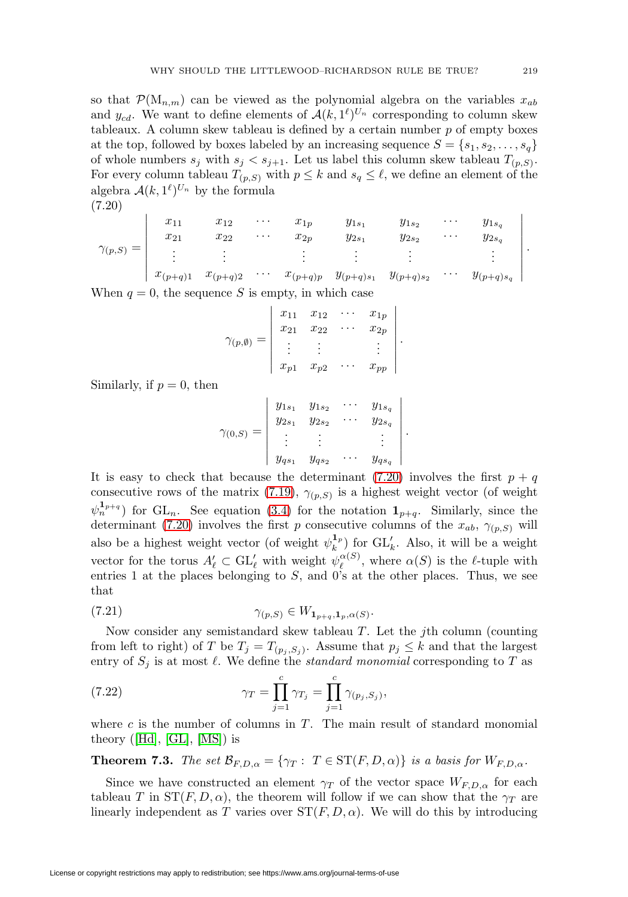so that $\mathcal{P}(\mathrm{M}_{n,m})$ can be viewed as the polynomial algebra on the variables $x_{ab}$ and $y_{cd}$. We want to define elements of $\mathcal{A}(k, 1^\ell)^{U_n}$ corresponding to column skew tableaux. A column skew tableau is defined by a certain number $p$ of empty boxes at the top, followed by boxes labeled by an increasing sequence $S = \{s_1, s_2, \ldots, s_q\}$ of whole numbers $s_j$ with $s_j < s_{j+1}$. Let us label this column skew tableau $T_{(p,S)}$. For every column tableau $T_{(p,S)}$ with $p \leq k$ and $s_q \leq \ell$, we define an element of the algebra $\mathcal{A}(k, 1^\ell)^{U_n}$ by the formula

(7.20)

$$\gamma_{(p,S)} = \begin{vmatrix} x_{11} & x_{12} & \cdots & x_{1p} & y_{1s_1} & y_{1s_2} & \cdots & y_{1s_q} \\ x_{21} & x_{22} & \cdots & x_{2p} & y_{2s_1} & y_{2s_2} & \cdots & y_{2s_q} \\ \vdots & \vdots & & \vdots & \vdots & \vdots & & \vdots \\ x_{(p+q)1} & x_{(p+q)2} & \cdots & x_{(p+q)p} & y_{(p+q)s_1} & y_{(p+q)s_2} & \cdots & y_{(p+q)s_q} \end{vmatrix}.$$

When $q = 0$, the sequence $S$ is empty, in which case

$$\gamma_{(p,\emptyset)} = \begin{vmatrix} x_{11} & x_{12} & \cdots & x_{1p} \\ x_{21} & x_{22} & \cdots & x_{2p} \\ \vdots & \vdots & & \vdots \\ x_{p1} & x_{p2} & \cdots & x_{pp} \end{vmatrix}.$$

Similarly, if $p = 0$, then

$$\gamma_{(0,S)} = \begin{vmatrix} y_{1s_1} & y_{1s_2} & \cdots & y_{1s_q} \\ y_{2s_1} & y_{2s_2} & \cdots & y_{2s_q} \\ \vdots & \vdots & & \vdots \\ y_{qs_1} & y_{qs_2} & \cdots & y_{qs_q} \end{vmatrix}.$$

It is easy to check that because the determinant (7.20) involves the first $p+q$ consecutive rows of the matrix (7.19), $\gamma_{(p,S)}$ is a highest weight vector (of weight $\psi_n^{\mathbf{1}_{p+q}}$) for $\mathrm{GL}_n$. See equation (3.4) for the notation $\mathbf{1}_{p+q}$. Similarly, since the determinant (7.20) involves the first $p$ consecutive columns of the $x_{ab}$, $\gamma_{(p,S)}$ will also be a highest weight vector (of weight $\psi_k^{\mathbf{1}_p}$) for $\mathrm{GL}'_k$. Also, it will be a weight vector for the torus $A'_\ell \subset \mathrm{GL}'_\ell$ with weight $\psi_\ell^{\alpha(S)}$, where $\alpha(S)$ is the $\ell$-tuple with entries 1 at the places belonging to $S$, and 0's at the other places. Thus, we see that

$$\gamma_{(p,S)} \in W_{\mathbf{1}_{p+q}, \mathbf{1}_p, \alpha(S)}. \tag{7.21}$$

Now consider any semistandard skew tableau $T$. Let the $j$th column (counting from left to right) of $T$ be $T_j = T_{(p_j, S_j)}$. Assume that $p_j \leq k$ and that the largest entry of $S_j$ is at most $\ell$. We define the *standard monomial* corresponding to $T$ as

$$\gamma_T = \prod_{j=1}^{c} \gamma_{T_j} = \prod_{j=1}^{c} \gamma_{(p_j, S_j)}, \tag{7.22}$$

where $c$ is the number of columns in $T$. The main result of standard monomial theory ([Hd], [GL], [MS]) is

**Theorem 7.3.** *The set $\mathcal{B}_{F,D,\alpha} = \{\gamma_T : T \in \mathrm{ST}(F, D, \alpha)\}$ is a basis for $W_{F,D,\alpha}$.*

Since we have constructed an element $\gamma_T$ of the vector space $W_{F,D,\alpha}$ for each tableau $T$ in $\mathrm{ST}(F, D, \alpha)$, the theorem will follow if we can show that the $\gamma_T$ are linearly independent as $T$ varies over $\mathrm{ST}(F, D, \alpha)$. We will do this by introducing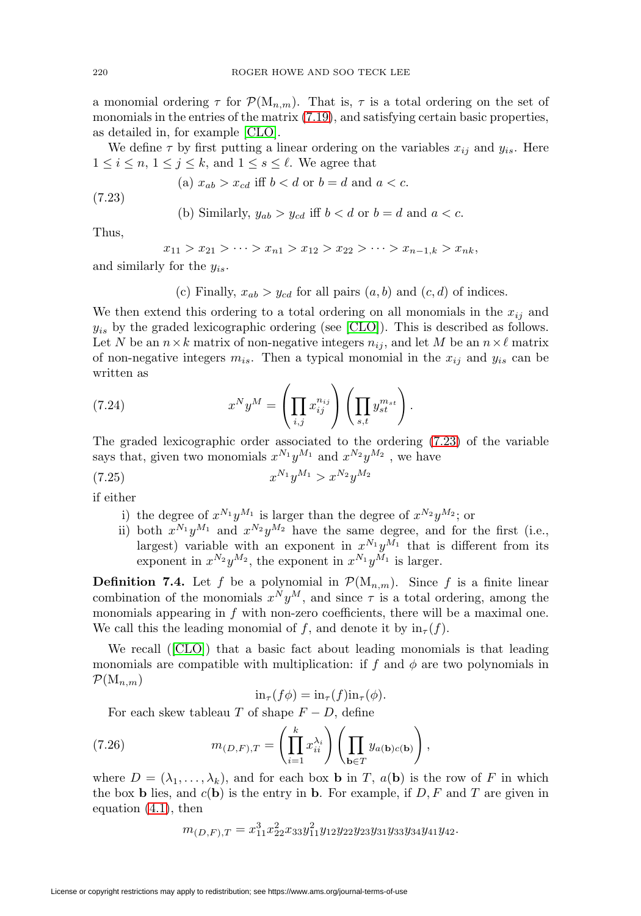a monomial ordering $\tau$ for $\mathcal{P}(\mathrm{M}_{n,m})$. That is, $\tau$ is a total ordering on the set of monomials in the entries of the matrix (7.19), and satisfying certain basic properties, as detailed in, for example [CLO].

We define $\tau$ by first putting a linear ordering on the variables $x_{ij}$ and $y_{is}$. Here $1 \leq i \leq n$, $1 \leq j \leq k$, and $1 \leq s \leq \ell$. We agree that

$$
\begin{aligned}
&\text{(a) } x_{ab} > x_{cd} \text{ iff } b < d \text{ or } b = d \text{ and } a < c. \\
&\text{(b) Similarly, } y_{ab} > y_{cd} \text{ iff } b < d \text{ or } b = d \text{ and } a < c.
\end{aligned} \tag{7.23}
$$

Thus,

$$
x_{11} > x_{21} > \cdots > x_{n1} > x_{12} > x_{22} > \cdots > x_{n-1,k} > x_{nk},
$$

and similarly for the $y_{is}$.

(c) Finally, $x_{ab} > y_{cd}$ for all pairs $(a, b)$ and $(c, d)$ of indices.

We then extend this ordering to a total ordering on all monomials in the $x_{ij}$ and $y_{is}$ by the graded lexicographic ordering (see [CLO]). This is described as follows. Let $N$ be an $n \times k$ matrix of non-negative integers $n_{ij}$, and let $M$ be an $n \times \ell$ matrix of non-negative integers $m_{is}$. Then a typical monomial in the $x_{ij}$ and $y_{is}$ can be written as

$$
x^N y^M = \left( \prod_{i,j} x_{ij}^{n_{ij}} \right) \left( \prod_{s,t} y_{st}^{m_{st}} \right). \tag{7.24}
$$

The graded lexicographic order associated to the ordering (7.23) of the variable says that, given two monomials $x^{N_1} y^{M_1}$ and $x^{N_2} y^{M_2}$ , we have

$$
x^{N_1} y^{M_1} > x^{N_2} y^{M_2} \tag{7.25}
$$

if either

i) the degree of $x^{N_1} y^{M_1}$ is larger than the degree of $x^{N_2} y^{M_2}$; or
ii) both $x^{N_1} y^{M_1}$ and $x^{N_2} y^{M_2}$ have the same degree, and for the first (i.e., largest) variable with an exponent in $x^{N_1} y^{M_1}$ that is different from its exponent in $x^{N_2} y^{M_2}$, the exponent in $x^{N_1} y^{M_1}$ is larger.

**Definition 7.4.** Let $f$ be a polynomial in $\mathcal{P}(\mathrm{M}_{n,m})$. Since $f$ is a finite linear combination of the monomials $x^N y^M$, and since $\tau$ is a total ordering, among the monomials appearing in $f$ with non-zero coefficients, there will be a maximal one. We call this the leading monomial of $f$, and denote it by $\mathrm{in}_\tau(f)$.

We recall ([CLO]) that a basic fact about leading monomials is that leading monomials are compatible with multiplication: if $f$ and $\phi$ are two polynomials in $\mathcal{P}(\mathrm{M}_{n,m})$

$$
\mathrm{in}_\tau(f\phi) = \mathrm{in}_\tau(f)\mathrm{in}_\tau(\phi).
$$

For each skew tableau $T$ of shape $F - D$, define

$$
m_{(D,F),T} = \left( \prod_{i=1}^{k} x_{ii}^{\lambda_i} \right) \left( \prod_{\mathbf{b} \in T} y_{a(\mathbf{b})c(\mathbf{b})} \right), \tag{7.26}
$$

where $D = (\lambda_1, \ldots, \lambda_k)$, and for each box $\mathbf{b}$ in $T$, $a(\mathbf{b})$ is the row of $F$ in which the box $\mathbf{b}$ lies, and $c(\mathbf{b})$ is the entry in $\mathbf{b}$. For example, if $D, F$ and $T$ are given in equation (4.1), then

$$
m_{(D,F),T} = x_{11}^3 x_{22}^2 x_{33} y_{11}^2 y_{12} y_{22} y_{23} y_{31} y_{33} y_{34} y_{41} y_{42}.
$$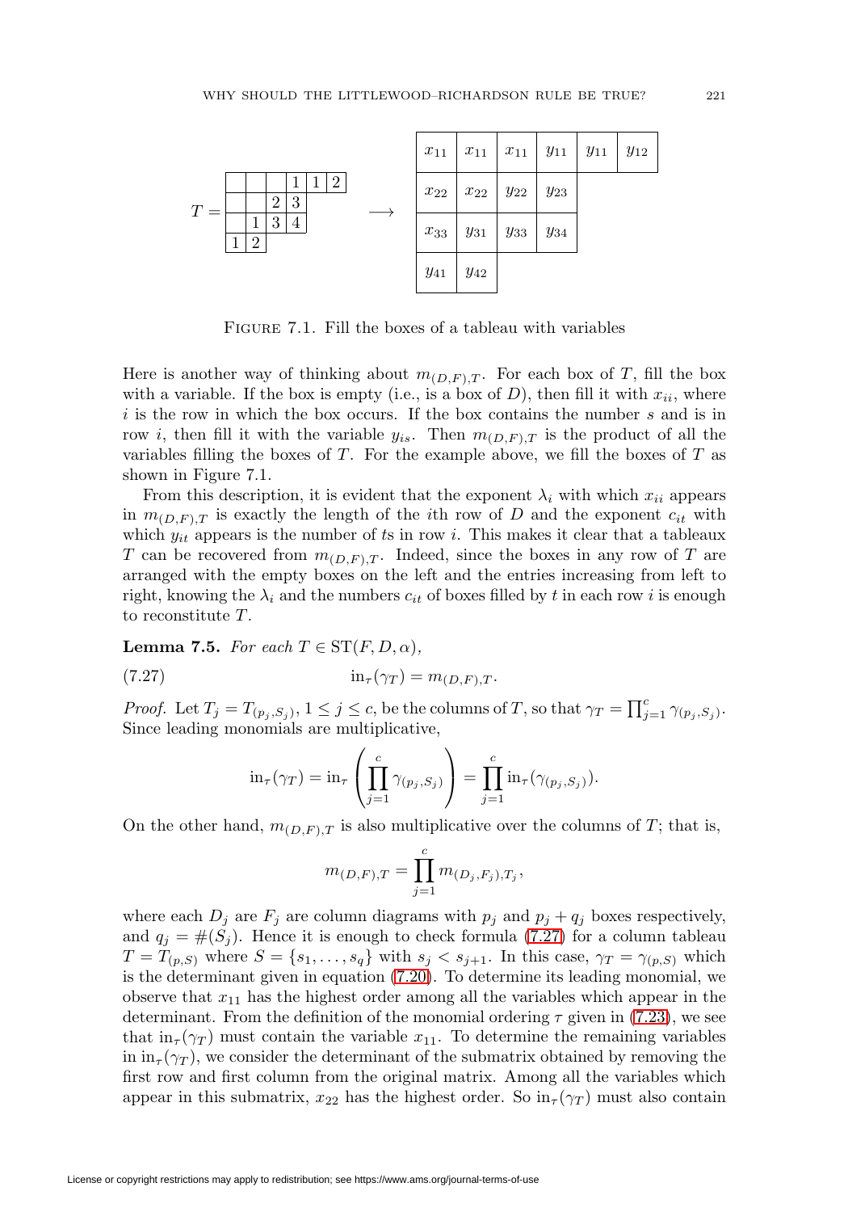$$T = \begin{array}{|c|c|c|c|c|c|}\hline \phantom{1} & \phantom{1} & \phantom{1} & 1 & 1 & 2 \\ \hline \phantom{1} & \phantom{1} & 2 & 3 \\ \cline{1-4} \phantom{1} & 1 & 3 & 4 \\ \cline{1-4} 1 & 2 \\ \cline{1-2} \end{array} \longrightarrow \begin{array}{|c|c|c|c|c|c|}\hline x_{11} & x_{11} & x_{11} & y_{11} & y_{11} & y_{12} \\ \hline x_{22} & x_{22} & y_{22} & y_{23} \\ \cline{1-4} x_{33} & y_{31} & y_{33} & y_{34} \\ \cline{1-4} y_{41} & y_{42} \\ \cline{1-2} \end{array}$$

FIGURE 7.1. Fill the boxes of a tableau with variables

Here is another way of thinking about $m_{(D,F),T}$. For each box of $T$, fill the box with a variable. If the box is empty (i.e., is a box of $D$), then fill it with $x_{ii}$, where $i$ is the row in which the box occurs. If the box contains the number $s$ and is in row $i$, then fill it with the variable $y_{is}$. Then $m_{(D,F),T}$ is the product of all the variables filling the boxes of $T$. For the example above, we fill the boxes of $T$ as shown in Figure 7.1.

From this description, it is evident that the exponent $\lambda_i$ with which $x_{ii}$ appears in $m_{(D,F),T}$ is exactly the length of the $i$th row of $D$ and the exponent $c_{it}$ with which $y_{it}$ appears is the number of $t$s in row $i$. This makes it clear that a tableaux $T$ can be recovered from $m_{(D,F),T}$. Indeed, since the boxes in any row of $T$ are arranged with the empty boxes on the left and the entries increasing from left to right, knowing the $\lambda_i$ and the numbers $c_{it}$ of boxes filled by $t$ in each row $i$ is enough to reconstitute $T$.

**Lemma 7.5.** *For each* $T \in \mathrm{ST}(F, D, \alpha)$,

$$\mathrm{in}_\tau(\gamma_T) = m_{(D,F),T}. \tag{7.27}$$

*Proof.* Let $T_j = T_{(p_j,S_j)}$, $1 \le j \le c$, be the columns of $T$, so that $\gamma_T = \prod_{j=1}^c \gamma_{(p_j,S_j)}$. Since leading monomials are multiplicative,

$$\mathrm{in}_\tau(\gamma_T) = \mathrm{in}_\tau\left(\prod_{j=1}^c \gamma_{(p_j,S_j)}\right) = \prod_{j=1}^c \mathrm{in}_\tau(\gamma_{(p_j,S_j)}).$$

On the other hand, $m_{(D,F),T}$ is also multiplicative over the columns of $T$; that is,

$$m_{(D,F),T} = \prod_{j=1}^c m_{(D_j,F_j),T_j},$$

where each $D_j$ are $F_j$ are column diagrams with $p_j$ and $p_j + q_j$ boxes respectively, and $q_j = \#(S_j)$. Hence it is enough to check formula (7.27) for a column tableau $T = T_{(p,S)}$ where $S = \{s_1, \ldots, s_q\}$ with $s_j < s_{j+1}$. In this case, $\gamma_T = \gamma_{(p,S)}$ which is the determinant given in equation (7.20). To determine its leading monomial, we observe that $x_{11}$ has the highest order among all the variables which appear in the determinant. From the definition of the monomial ordering $\tau$ given in (7.23), we see that $\mathrm{in}_\tau(\gamma_T)$ must contain the variable $x_{11}$. To determine the remaining variables in $\mathrm{in}_\tau(\gamma_T)$, we consider the determinant of the submatrix obtained by removing the first row and first column from the original matrix. Among all the variables which appear in this submatrix, $x_{22}$ has the highest order. So $\mathrm{in}_\tau(\gamma_T)$ must also contain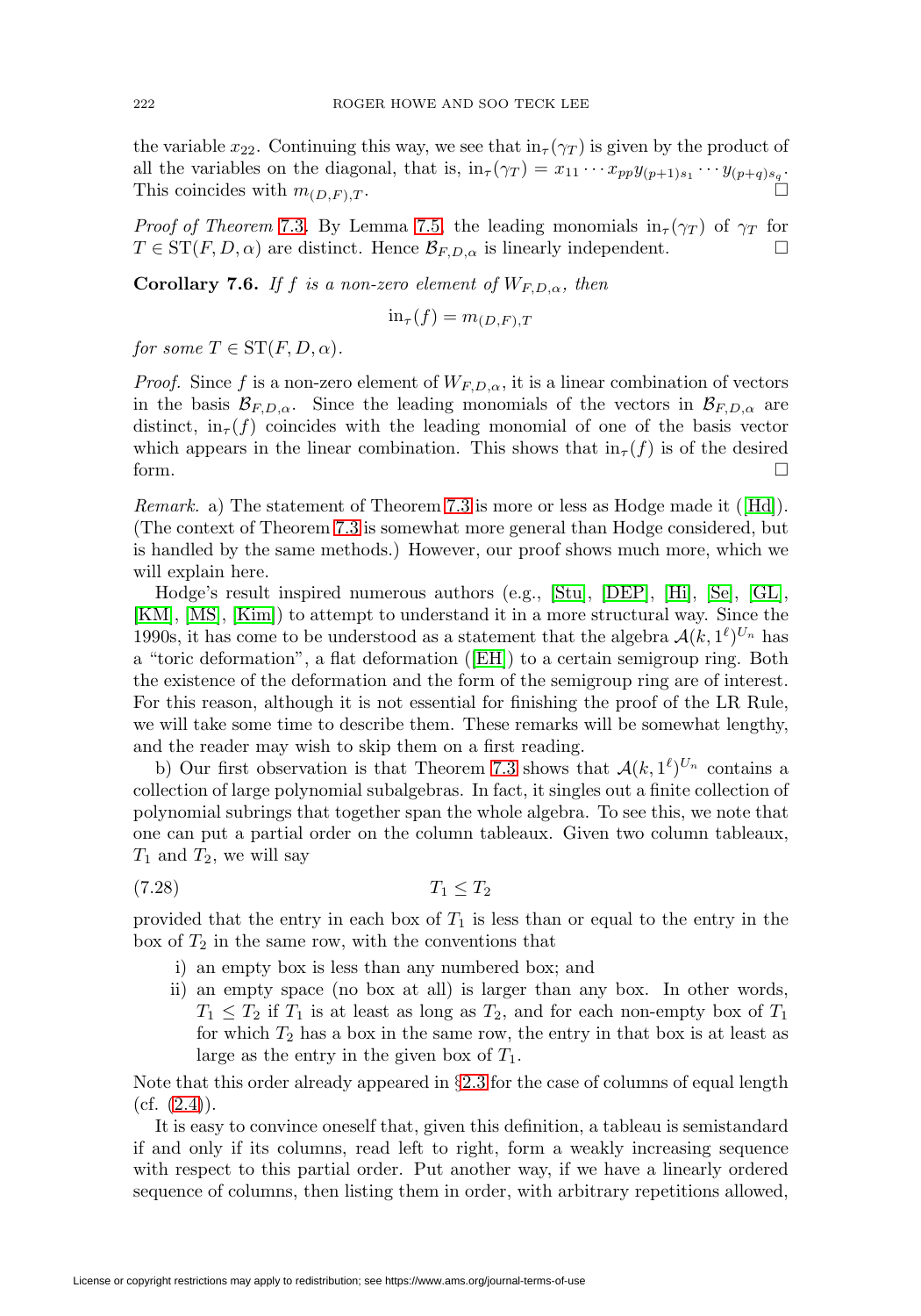the variable $x_{22}$. Continuing this way, we see that $\mathrm{in}_\tau(\gamma_T)$ is given by the product of all the variables on the diagonal, that is, $\mathrm{in}_\tau(\gamma_T) = x_{11}\cdots x_{pp} y_{(p+1)s_1}\cdots y_{(p+q)s_q}$. This coincides with $m_{(D,F),T}$. □

*Proof of Theorem* 7.3. By Lemma 7.5, the leading monomials $\mathrm{in}_\tau(\gamma_T)$ of $\gamma_T$ for $T \in \mathrm{ST}(F, D, \alpha)$ are distinct. Hence $\mathcal{B}_{F,D,\alpha}$ is linearly independent. □

**Corollary 7.6.** *If $f$ is a non-zero element of $W_{F,D,\alpha}$, then*

$$\mathrm{in}_\tau(f) = m_{(D,F),T}$$

*for some $T \in \mathrm{ST}(F, D, \alpha)$.*

*Proof.* Since $f$ is a non-zero element of $W_{F,D,\alpha}$, it is a linear combination of vectors in the basis $\mathcal{B}_{F,D,\alpha}$. Since the leading monomials of the vectors in $\mathcal{B}_{F,D,\alpha}$ are distinct, $\mathrm{in}_\tau(f)$ coincides with the leading monomial of one of the basis vector which appears in the linear combination. This shows that $\mathrm{in}_\tau(f)$ is of the desired form. □

*Remark.* a) The statement of Theorem 7.3 is more or less as Hodge made it ([Hd]). (The context of Theorem 7.3 is somewhat more general than Hodge considered, but is handled by the same methods.) However, our proof shows much more, which we will explain here.

Hodge's result inspired numerous authors (e.g., [Stu], [DEP], [Hi], [Se], [GL], [KM], [MS], [Kim]) to attempt to understand it in a more structural way. Since the 1990s, it has come to be understood as a statement that the algebra $\mathcal{A}(k, 1^\ell)^{U_n}$ has a "toric deformation", a flat deformation ([EH]) to a certain semigroup ring. Both the existence of the deformation and the form of the semigroup ring are of interest. For this reason, although it is not essential for finishing the proof of the LR Rule, we will take some time to describe them. These remarks will be somewhat lengthy, and the reader may wish to skip them on a first reading.

b) Our first observation is that Theorem 7.3 shows that $\mathcal{A}(k, 1^\ell)^{U_n}$ contains a collection of large polynomial subalgebras. In fact, it singles out a finite collection of polynomial subrings that together span the whole algebra. To see this, we note that one can put a partial order on the column tableaux. Given two column tableaux, $T_1$ and $T_2$, we will say

$$T_1 \leq T_2 \tag{7.28}$$

provided that the entry in each box of $T_1$ is less than or equal to the entry in the box of $T_2$ in the same row, with the conventions that

i) an empty box is less than any numbered box; and
ii) an empty space (no box at all) is larger than any box. In other words, $T_1 \leq T_2$ if $T_1$ is at least as long as $T_2$, and for each non-empty box of $T_1$ for which $T_2$ has a box in the same row, the entry in that box is at least as large as the entry in the given box of $T_1$.

Note that this order already appeared in §2.3 for the case of columns of equal length (cf. (2.4)).

It is easy to convince oneself that, given this definition, a tableau is semistandard if and only if its columns, read left to right, form a weakly increasing sequence with respect to this partial order. Put another way, if we have a linearly ordered sequence of columns, then listing them in order, with arbitrary repetitions allowed,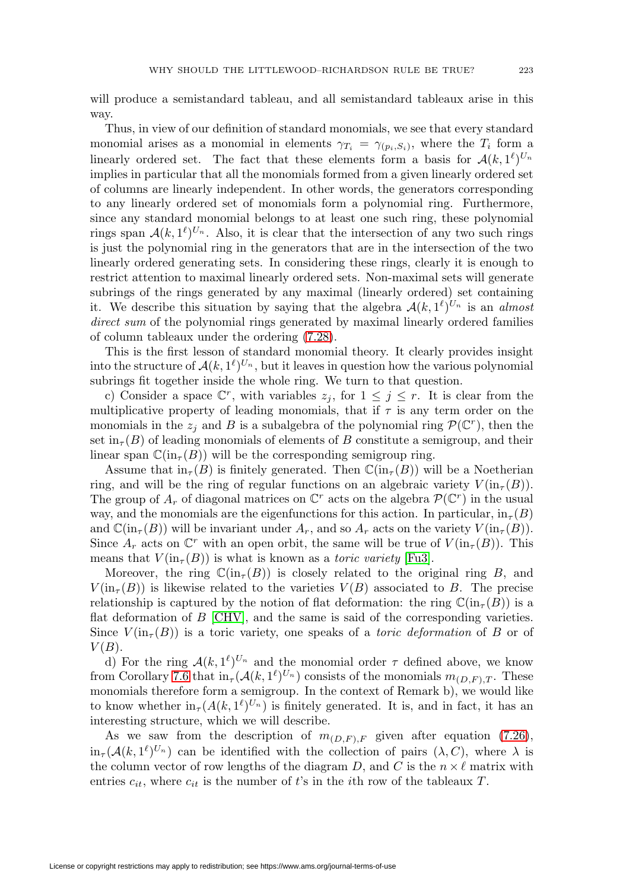will produce a semistandard tableau, and all semistandard tableaux arise in this way.

Thus, in view of our definition of standard monomials, we see that every standard monomial arises as a monomial in elements $\gamma_{T_i} = \gamma_{(p_i,S_i)}$, where the $T_i$ form a linearly ordered set. The fact that these elements form a basis for $\mathcal{A}(k,1^\ell)^{U_n}$ implies in particular that all the monomials formed from a given linearly ordered set of columns are linearly independent. In other words, the generators corresponding to any linearly ordered set of monomials form a polynomial ring. Furthermore, since any standard monomial belongs to at least one such ring, these polynomial rings span $\mathcal{A}(k,1^\ell)^{U_n}$. Also, it is clear that the intersection of any two such rings is just the polynomial ring in the generators that are in the intersection of the two linearly ordered generating sets. In considering these rings, clearly it is enough to restrict attention to maximal linearly ordered sets. Non-maximal sets will generate subrings of the rings generated by any maximal (linearly ordered) set containing it. We describe this situation by saying that the algebra $\mathcal{A}(k,1^\ell)^{U_n}$ is an *almost direct sum* of the polynomial rings generated by maximal linearly ordered families of column tableaux under the ordering (7.28).

This is the first lesson of standard monomial theory. It clearly provides insight into the structure of $\mathcal{A}(k,1^\ell)^{U_n}$, but it leaves in question how the various polynomial subrings fit together inside the whole ring. We turn to that question.

c) Consider a space $\mathbb{C}^r$, with variables $z_j$, for $1 \leq j \leq r$. It is clear from the multiplicative property of leading monomials, that if $\tau$ is any term order on the monomials in the $z_j$ and $B$ is a subalgebra of the polynomial ring $\mathcal{P}(\mathbb{C}^r)$, then the set $\mathrm{in}_\tau(B)$ of leading monomials of elements of $B$ constitute a semigroup, and their linear span $\mathbb{C}(\mathrm{in}_\tau(B))$ will be the corresponding semigroup ring.

Assume that $\mathrm{in}_\tau(B)$ is finitely generated. Then $\mathbb{C}(\mathrm{in}_\tau(B))$ will be a Noetherian ring, and will be the ring of regular functions on an algebraic variety $V(\mathrm{in}_\tau(B))$. The group of $A_r$ of diagonal matrices on $\mathbb{C}^r$ acts on the algebra $\mathcal{P}(\mathbb{C}^r)$ in the usual way, and the monomials are the eigenfunctions for this action. In particular, $\mathrm{in}_\tau(B)$ and $\mathbb{C}(\mathrm{in}_\tau(B))$ will be invariant under $A_r$, and so $A_r$ acts on the variety $V(\mathrm{in}_\tau(B))$. Since $A_r$ acts on $\mathbb{C}^r$ with an open orbit, the same will be true of $V(\mathrm{in}_\tau(B))$. This means that $V(\mathrm{in}_\tau(B))$ is what is known as a *toric variety* [Fu3].

Moreover, the ring $\mathbb{C}(\mathrm{in}_\tau(B))$ is closely related to the original ring $B$, and $V(\mathrm{in}_\tau(B))$ is likewise related to the varieties $V(B)$ associated to $B$. The precise relationship is captured by the notion of flat deformation: the ring $\mathbb{C}(\mathrm{in}_\tau(B))$ is a flat deformation of $B$ [CHV], and the same is said of the corresponding varieties. Since $V(\mathrm{in}_\tau(B))$ is a toric variety, one speaks of a *toric deformation* of $B$ or of $V(B)$.

d) For the ring $\mathcal{A}(k,1^\ell)^{U_n}$ and the monomial order $\tau$ defined above, we know from Corollary 7.6 that $\mathrm{in}_\tau(\mathcal{A}(k,1^\ell)^{U_n})$ consists of the monomials $m_{(D,F),T}$. These monomials therefore form a semigroup. In the context of Remark b), we would like to know whether $\mathrm{in}_\tau(A(k,1^\ell)^{U_n})$ is finitely generated. It is, and in fact, it has an interesting structure, which we will describe.

As we saw from the description of $m_{(D,F),F}$ given after equation (7.26), $\mathrm{in}_\tau(\mathcal{A}(k,1^\ell)^{U_n})$ can be identified with the collection of pairs $(\lambda, C)$, where $\lambda$ is the column vector of row lengths of the diagram $D$, and $C$ is the $n \times \ell$ matrix with entries $c_{it}$, where $c_{it}$ is the number of $t$'s in the $i$th row of the tableaux $T$.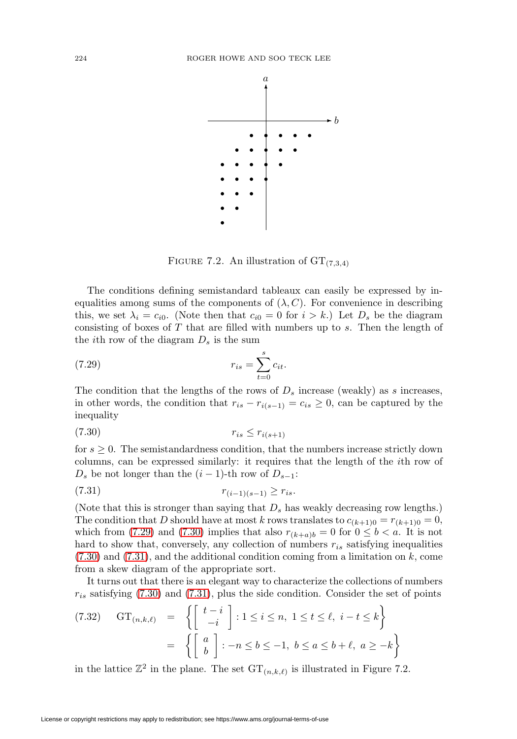FIGURE 7.2. An illustration of $\mathrm{GT}_{(7,3,4)}$

The conditions defining semistandard tableaux can easily be expressed by inequalities among sums of the components of $(\lambda, C)$. For convenience in describing this, we set $\lambda_i = c_{i0}$. (Note then that $c_{i0} = 0$ for $i > k$.) Let $D_s$ be the diagram consisting of boxes of $T$ that are filled with numbers up to $s$. Then the length of the $i$th row of the diagram $D_s$ is the sum

$$r_{is} = \sum_{t=0}^{s} c_{it}. \tag{7.29}$$

The condition that the lengths of the rows of $D_s$ increase (weakly) as $s$ increases, in other words, the condition that $r_{is} - r_{i(s-1)} = c_{is} \geq 0$, can be captured by the inequality

$$r_{is} \leq r_{i(s+1)} \tag{7.30}$$

for $s \geq 0$. The semistandardness condition, that the numbers increase strictly down columns, can be expressed similarly: it requires that the length of the $i$th row of $D_s$ be not longer than the $(i-1)$-th row of $D_{s-1}$:

$$r_{(i-1)(s-1)} \geq r_{is}. \tag{7.31}$$

(Note that this is stronger than saying that $D_s$ has weakly decreasing row lengths.) The condition that $D$ should have at most $k$ rows translates to $c_{(k+1)0} = r_{(k+1)0} = 0$, which from (7.29) and (7.30) implies that also $r_{(k+a)b} = 0$ for $0 \leq b < a$. It is not hard to show that, conversely, any collection of numbers $r_{is}$ satisfying inequalities (7.30) and (7.31), and the additional condition coming from a limitation on $k$, come from a skew diagram of the appropriate sort.

It turns out that there is an elegant way to characterize the collections of numbers $r_{is}$ satisfying (7.30) and (7.31), plus the side condition. Consider the set of points

$$\begin{aligned} \mathrm{GT}_{(n,k,\ell)} &= \left\{ \begin{bmatrix} t-i \\ -i \end{bmatrix} : 1 \leq i \leq n,\ 1 \leq t \leq \ell,\ i - t \leq k \right\} \\ &= \left\{ \begin{bmatrix} a \\ b \end{bmatrix} : -n \leq b \leq -1,\ b \leq a \leq b + \ell,\ a \geq -k \right\} \end{aligned} \tag{7.32}$$

in the lattice $\mathbb{Z}^2$ in the plane. The set $\mathrm{GT}_{(n,k,\ell)}$ is illustrated in Figure 7.2.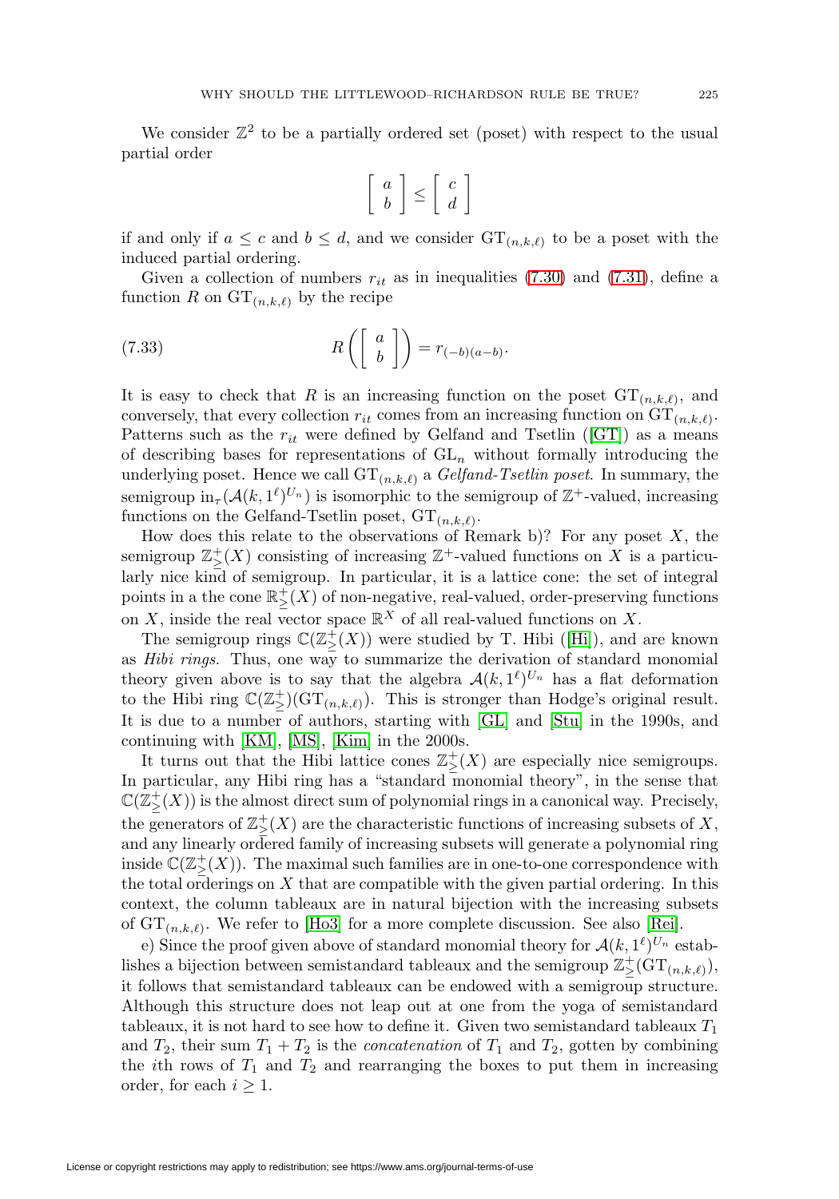We consider $\mathbb{Z}^2$ to be a partially ordered set (poset) with respect to the usual partial order

$$\begin{bmatrix} a \\ b \end{bmatrix} \leq \begin{bmatrix} c \\ d \end{bmatrix}$$

if and only if $a \leq c$ and $b \leq d$, and we consider $\mathrm{GT}_{(n,k,\ell)}$ to be a poset with the induced partial ordering.

Given a collection of numbers $r_{it}$ as in inequalities (7.30) and (7.31), define a function $R$ on $\mathrm{GT}_{(n,k,\ell)}$ by the recipe

$$R\left( \begin{bmatrix} a \\ b \end{bmatrix} \right) = r_{(-b)(a-b)}. \tag{7.33}$$

It is easy to check that $R$ is an increasing function on the poset $\mathrm{GT}_{(n,k,\ell)}$, and conversely, that every collection $r_{it}$ comes from an increasing function on $\mathrm{GT}_{(n,k,\ell)}$. Patterns such as the $r_{it}$ were defined by Gelfand and Tsetlin ([GT]) as a means of describing bases for representations of $\mathrm{GL}_n$ without formally introducing the underlying poset. Hence we call $\mathrm{GT}_{(n,k,\ell)}$ a *Gelfand-Tsetlin poset*. In summary, the semigroup $\mathrm{in}_\tau(\mathcal{A}(k, 1^\ell)^{U_n})$ is isomorphic to the semigroup of $\mathbb{Z}^+$-valued, increasing functions on the Gelfand-Tsetlin poset, $\mathrm{GT}_{(n,k,\ell)}$.

How does this relate to the observations of Remark b)? For any poset $X$, the semigroup $\mathbb{Z}^+_{\geq}(X)$ consisting of increasing $\mathbb{Z}^+$-valued functions on $X$ is a particularly nice kind of semigroup. In particular, it is a lattice cone: the set of integral points in a the cone $\mathbb{R}^+_{\geq}(X)$ of non-negative, real-valued, order-preserving functions on $X$, inside the real vector space $\mathbb{R}^X$ of all real-valued functions on $X$.

The semigroup rings $\mathbb{C}(\mathbb{Z}^+_{\geq}(X))$ were studied by T. Hibi ([Hi]), and are known as *Hibi rings*. Thus, one way to summarize the derivation of standard monomial theory given above is to say that the algebra $\mathcal{A}(k, 1^\ell)^{U_n}$ has a flat deformation to the Hibi ring $\mathbb{C}(\mathbb{Z}^+_{\geq})(\mathrm{GT}_{(n,k,\ell)})$. This is stronger than Hodge's original result. It is due to a number of authors, starting with [GL] and [Stu] in the 1990s, and continuing with [KM], [MS], [Kim] in the 2000s.

It turns out that the Hibi lattice cones $\mathbb{Z}^+_{\geq}(X)$ are especially nice semigroups. In particular, any Hibi ring has a "standard monomial theory", in the sense that $\mathbb{C}(\mathbb{Z}^+_{\geq}(X))$ is the almost direct sum of polynomial rings in a canonical way. Precisely, the generators of $\mathbb{Z}^+_{\geq}(X)$ are the characteristic functions of increasing subsets of $X$, and any linearly ordered family of increasing subsets will generate a polynomial ring inside $\mathbb{C}(\mathbb{Z}^+_{\geq}(X))$. The maximal such families are in one-to-one correspondence with the total orderings on $X$ that are compatible with the given partial ordering. In this context, the column tableaux are in natural bijection with the increasing subsets of $\mathrm{GT}_{(n,k,\ell)}$. We refer to [Ho3] for a more complete discussion. See also [Rei].

e) Since the proof given above of standard monomial theory for $\mathcal{A}(k, 1^\ell)^{U_n}$ establishes a bijection between semistandard tableaux and the semigroup $\mathbb{Z}^+_{\geq}(\mathrm{GT}_{(n,k,\ell)})$, it follows that semistandard tableaux can be endowed with a semigroup structure. Although this structure does not leap out at one from the yoga of semistandard tableaux, it is not hard to see how to define it. Given two semistandard tableaux $T_1$ and $T_2$, their sum $T_1 + T_2$ is the *concatenation* of $T_1$ and $T_2$, gotten by combining the $i$th rows of $T_1$ and $T_2$ and rearranging the boxes to put them in increasing order, for each $i \geq 1$.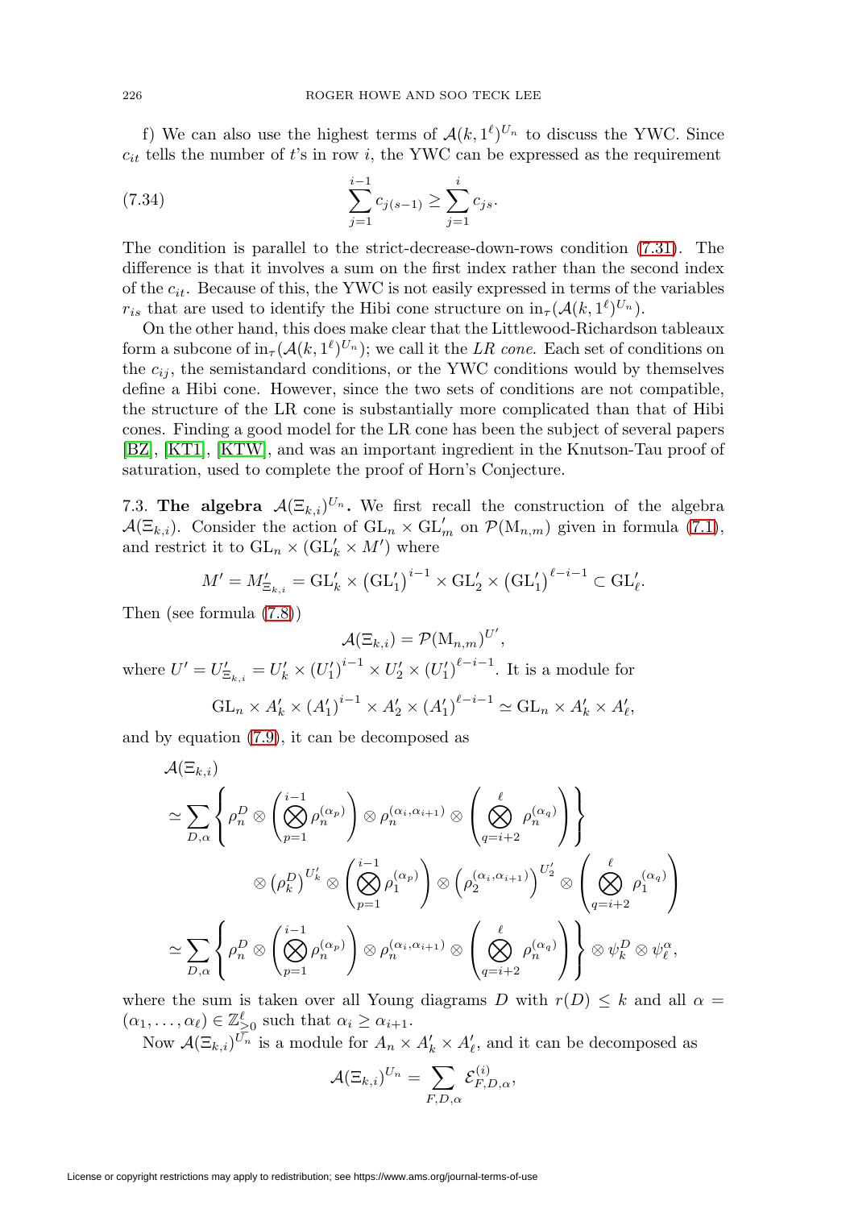f) We can also use the highest terms of $\mathcal{A}(k, 1^\ell)^{U_n}$ to discuss the YWC. Since $c_{it}$ tells the number of $t$'s in row $i$, the YWC can be expressed as the requirement

$$\sum_{j=1}^{i-1} c_{j(s-1)} \geq \sum_{j=1}^{i} c_{js}. \tag{7.34}$$

The condition is parallel to the strict-decrease-down-rows condition (7.31). The difference is that it involves a sum on the first index rather than the second index of the $c_{it}$. Because of this, the YWC is not easily expressed in terms of the variables $r_{is}$ that are used to identify the Hibi cone structure on $\mathrm{in}_\tau(\mathcal{A}(k, 1^\ell)^{U_n})$.

On the other hand, this does make clear that the Littlewood-Richardson tableaux form a subcone of $\mathrm{in}_\tau(\mathcal{A}(k, 1^\ell)^{U_n})$; we call it the *LR cone*. Each set of conditions on the $c_{ij}$, the semistandard conditions, or the YWC conditions would by themselves define a Hibi cone. However, since the two sets of conditions are not compatible, the structure of the LR cone is substantially more complicated than that of Hibi cones. Finding a good model for the LR cone has been the subject of several papers [BZ], [KT1], [KTW], and was an important ingredient in the Knutson-Tau proof of saturation, used to complete the proof of Horn's Conjecture.

### 7.3. The algebra $\mathcal{A}(\Xi_{k,i})^{U_n}$.

We first recall the construction of the algebra $\mathcal{A}(\Xi_{k,i})$. Consider the action of $\mathrm{GL}_n \times \mathrm{GL}'_m$ on $\mathcal{P}(\mathrm{M}_{n,m})$ given in formula (7.1), and restrict it to $\mathrm{GL}_n \times (\mathrm{GL}'_k \times M')$ where

$$M' = M'_{\Xi_{k,i}} = \mathrm{GL}'_k \times \left(\mathrm{GL}'_1\right)^{i-1} \times \mathrm{GL}'_2 \times \left(\mathrm{GL}'_1\right)^{\ell-i-1} \subset \mathrm{GL}'_\ell.$$

Then (see formula (7.8))

$$\mathcal{A}(\Xi_{k,i}) = \mathcal{P}(\mathrm{M}_{n,m})^{U'},$$

where $U' = U'_{\Xi_{k,i}} = U'_k \times \left(U'_1\right)^{i-1} \times U'_2 \times \left(U'_1\right)^{\ell-i-1}$. It is a module for

$$\mathrm{GL}_n \times A'_k \times \left(A'_1\right)^{i-1} \times A'_2 \times \left(A'_1\right)^{\ell-i-1} \simeq \mathrm{GL}_n \times A'_k \times A'_\ell,$$

and by equation (7.9), it can be decomposed as

$$\begin{aligned}
&\mathcal{A}(\Xi_{k,i}) \\
&\simeq \sum_{D,\alpha} \left\{ \rho_n^D \otimes \left( \bigotimes_{p=1}^{i-1} \rho_n^{(\alpha_p)} \right) \otimes \rho_n^{(\alpha_i,\alpha_{i+1})} \otimes \left( \bigotimes_{q=i+2}^{\ell} \rho_n^{(\alpha_q)} \right) \right\} \\
&\qquad\qquad \otimes \left(\rho_k^D\right)^{U'_k} \otimes \left( \bigotimes_{p=1}^{i-1} \rho_1^{(\alpha_p)} \right) \otimes \left(\rho_2^{(\alpha_i,\alpha_{i+1})}\right)^{U'_2} \otimes \left( \bigotimes_{q=i+2}^{\ell} \rho_1^{(\alpha_q)} \right) \\
&\simeq \sum_{D,\alpha} \left\{ \rho_n^D \otimes \left( \bigotimes_{p=1}^{i-1} \rho_n^{(\alpha_p)} \right) \otimes \rho_n^{(\alpha_i,\alpha_{i+1})} \otimes \left( \bigotimes_{q=i+2}^{\ell} \rho_n^{(\alpha_q)} \right) \right\} \otimes \psi_k^D \otimes \psi_\ell^\alpha,
\end{aligned}$$

where the sum is taken over all Young diagrams $D$ with $r(D) \leq k$ and all $\alpha = (\alpha_1, \ldots, \alpha_\ell) \in \mathbb{Z}_{\geq 0}^\ell$ such that $\alpha_i \geq \alpha_{i+1}$.

Now $\mathcal{A}(\Xi_{k,i})^{U_n}$ is a module for $A_n \times A'_k \times A'_\ell$, and it can be decomposed as

$$\mathcal{A}(\Xi_{k,i})^{U_n} = \sum_{F,D,\alpha} \mathcal{E}_{F,D,\alpha}^{(i)},$$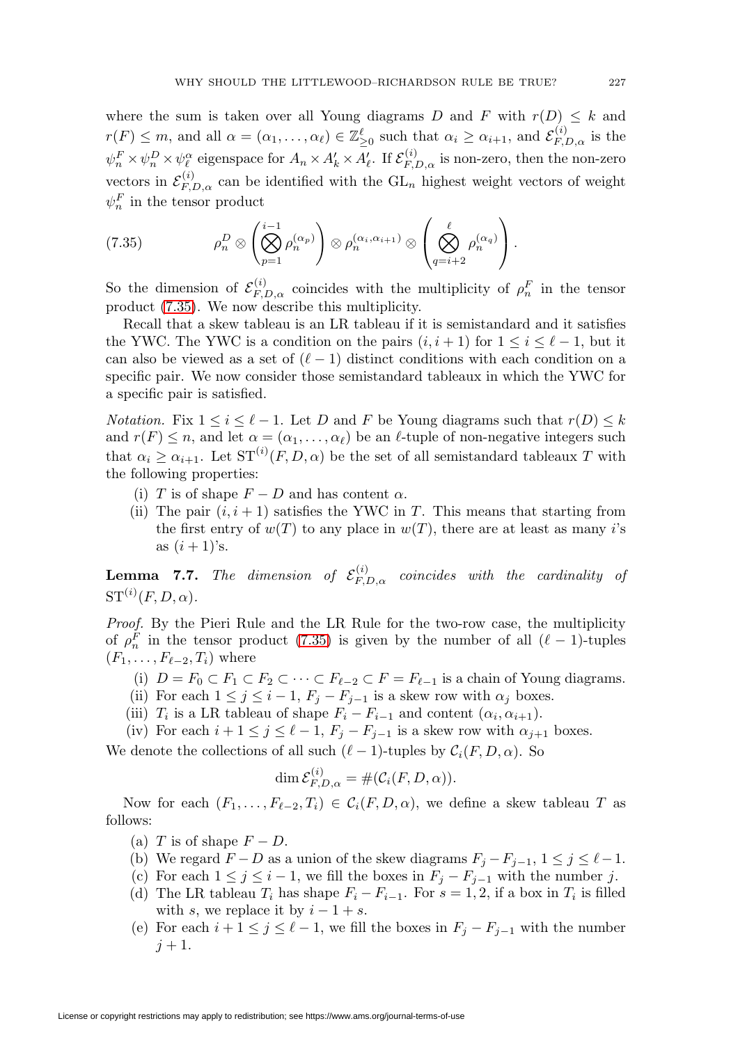where the sum is taken over all Young diagrams $D$ and $F$ with $r(D) \leq k$ and $r(F) \leq m$, and all $\alpha = (\alpha_1, \dots, \alpha_\ell) \in \mathbb{Z}^\ell_{\geq 0}$ such that $\alpha_i \geq \alpha_{i+1}$, and $\mathcal{E}^{(i)}_{F,D,\alpha}$ is the $\psi^F_n \times \psi^D_n \times \psi^\alpha_\ell$ eigenspace for $A_n \times A'_k \times A'_\ell$. If $\mathcal{E}^{(i)}_{F,D,\alpha}$ is non-zero, then the non-zero vectors in $\mathcal{E}^{(i)}_{F,D,\alpha}$ can be identified with the $\mathrm{GL}_n$ highest weight vectors of weight $\psi^F_n$ in the tensor product

$$\rho^D_n \otimes \left( \bigotimes_{p=1}^{i-1} \rho^{(\alpha_p)}_n \right) \otimes \rho^{(\alpha_i, \alpha_{i+1})}_n \otimes \left( \bigotimes_{q=i+2}^{\ell} \rho^{(\alpha_q)}_n \right). \tag{7.35}$$

So the dimension of $\mathcal{E}^{(i)}_{F,D,\alpha}$ coincides with the multiplicity of $\rho^F_n$ in the tensor product (7.35). We now describe this multiplicity.

Recall that a skew tableau is an LR tableau if it is semistandard and it satisfies the YWC. The YWC is a condition on the pairs $(i, i+1)$ for $1 \leq i \leq \ell - 1$, but it can also be viewed as a set of $(\ell - 1)$ distinct conditions with each condition on a specific pair. We now consider those semistandard tableaux in which the YWC for a specific pair is satisfied.

*Notation.* Fix $1 \leq i \leq \ell - 1$. Let $D$ and $F$ be Young diagrams such that $r(D) \leq k$ and $r(F) \leq n$, and let $\alpha = (\alpha_1, \dots, \alpha_\ell)$ be an $\ell$-tuple of non-negative integers such that $\alpha_i \geq \alpha_{i+1}$. Let $\mathrm{ST}^{(i)}(F, D, \alpha)$ be the set of all semistandard tableaux $T$ with the following properties:

- (i) $T$ is of shape $F - D$ and has content $\alpha$.
- (ii) The pair $(i, i+1)$ satisfies the YWC in $T$. This means that starting from the first entry of $w(T)$ to any place in $w(T)$, there are at least as many $i$'s as $(i+1)$'s.

**Lemma 7.7.** *The dimension of $\mathcal{E}^{(i)}_{F,D,\alpha}$ coincides with the cardinality of $\mathrm{ST}^{(i)}(F, D, \alpha)$.*

*Proof.* By the Pieri Rule and the LR Rule for the two-row case, the multiplicity of $\rho^F_n$ in the tensor product (7.35) is given by the number of all $(\ell-1)$-tuples $(F_1, \dots, F_{\ell-2}, T_i)$ where

- (i) $D = F_0 \subset F_1 \subset F_2 \subset \cdots \subset F_{\ell-2} \subset F = F_{\ell-1}$ is a chain of Young diagrams.
- (ii) For each $1 \leq j \leq i-1$, $F_j - F_{j-1}$ is a skew row with $\alpha_j$ boxes.
- (iii) $T_i$ is a LR tableau of shape $F_i - F_{i-1}$ and content $(\alpha_i, \alpha_{i+1})$.
- (iv) For each $i+1 \leq j \leq \ell - 1$, $F_j - F_{j-1}$ is a skew row with $\alpha_{j+1}$ boxes.

We denote the collections of all such $(\ell-1)$-tuples by $\mathcal{C}_i(F, D, \alpha)$. So

$$\dim \mathcal{E}^{(i)}_{F,D,\alpha} = \#(\mathcal{C}_i(F, D, \alpha)).$$

Now for each $(F_1, \dots, F_{\ell-2}, T_i) \in \mathcal{C}_i(F, D, \alpha)$, we define a skew tableau $T$ as follows:

- (a) $T$ is of shape $F - D$.
- (b) We regard $F - D$ as a union of the skew diagrams $F_j - F_{j-1}$, $1 \leq j \leq \ell - 1$.
- (c) For each $1 \leq j \leq i-1$, we fill the boxes in $F_j - F_{j-1}$ with the number $j$.
- (d) The LR tableau $T_i$ has shape $F_i - F_{i-1}$. For $s = 1, 2$, if a box in $T_i$ is filled with $s$, we replace it by $i - 1 + s$.
- (e) For each $i+1 \leq j \leq \ell - 1$, we fill the boxes in $F_j - F_{j-1}$ with the number $j + 1$.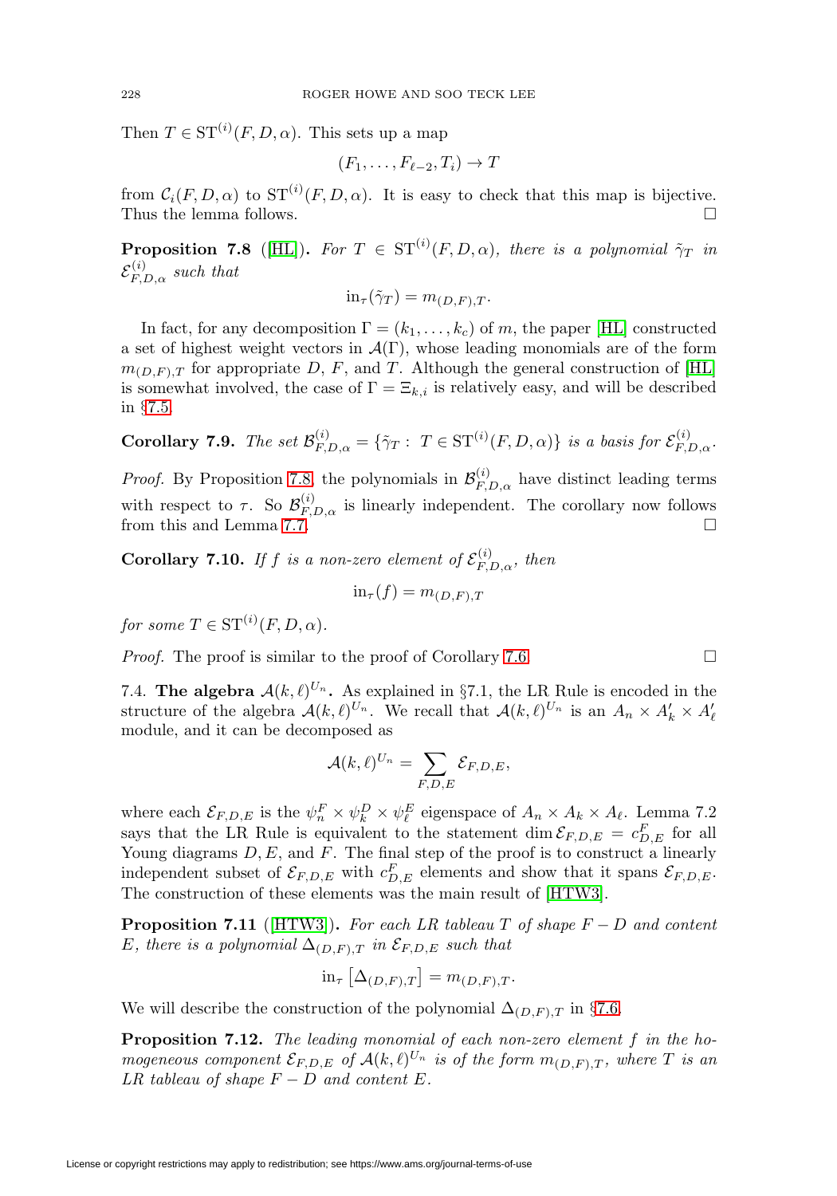Then $T \in \mathrm{ST}^{(i)}(F, D, \alpha)$. This sets up a map

$$(F_1, \dots, F_{\ell-2}, T_i) \to T$$

from $\mathcal{C}_i(F, D, \alpha)$ to $\mathrm{ST}^{(i)}(F, D, \alpha)$. It is easy to check that this map is bijective. Thus the lemma follows. $\square$

**Proposition 7.8** ([HL]). *For $T \in \mathrm{ST}^{(i)}(F, D, \alpha)$, there is a polynomial $\tilde{\gamma}_T$ in $\mathcal{E}^{(i)}_{F,D,\alpha}$ such that*

$$\mathrm{in}_\tau(\tilde{\gamma}_T) = m_{(D,F),T}.$$

In fact, for any decomposition $\Gamma = (k_1, \dots, k_c)$ of $m$, the paper [HL] constructed a set of highest weight vectors in $\mathcal{A}(\Gamma)$, whose leading monomials are of the form $m_{(D,F),T}$ for appropriate $D$, $F$, and $T$. Although the general construction of [HL] is somewhat involved, the case of $\Gamma = \Xi_{k,i}$ is relatively easy, and will be described in §7.5.

**Corollary 7.9.** *The set $\mathcal{B}^{(i)}_{F,D,\alpha} = \{\tilde{\gamma}_T : T \in \mathrm{ST}^{(i)}(F, D, \alpha)\}$ is a basis for $\mathcal{E}^{(i)}_{F,D,\alpha}$.*

*Proof.* By Proposition 7.8, the polynomials in $\mathcal{B}^{(i)}_{F,D,\alpha}$ have distinct leading terms with respect to $\tau$. So $\mathcal{B}^{(i)}_{F,D,\alpha}$ is linearly independent. The corollary now follows from this and Lemma 7.7. $\square$

**Corollary 7.10.** *If $f$ is a non-zero element of $\mathcal{E}^{(i)}_{F,D,\alpha}$, then*

$$\mathrm{in}_\tau(f) = m_{(D,F),T}$$

*for some $T \in \mathrm{ST}^{(i)}(F, D, \alpha)$.*

*Proof.* The proof is similar to the proof of Corollary 7.6. $\square$

7.4. **The algebra $\mathcal{A}(k, \ell)^{U_n}$.** As explained in §7.1, the LR Rule is encoded in the structure of the algebra $\mathcal{A}(k, \ell)^{U_n}$. We recall that $\mathcal{A}(k, \ell)^{U_n}$ is an $A_n \times A'_k \times A'_\ell$ module, and it can be decomposed as

$$\mathcal{A}(k, \ell)^{U_n} = \sum_{F,D,E} \mathcal{E}_{F,D,E},$$

where each $\mathcal{E}_{F,D,E}$ is the $\psi^F_n \times \psi^D_k \times \psi^E_\ell$ eigenspace of $A_n \times A_k \times A_\ell$. Lemma 7.2 says that the LR Rule is equivalent to the statement $\dim \mathcal{E}_{F,D,E} = c^F_{D,E}$ for all Young diagrams $D, E$, and $F$. The final step of the proof is to construct a linearly independent subset of $\mathcal{E}_{F,D,E}$ with $c^F_{D,E}$ elements and show that it spans $\mathcal{E}_{F,D,E}$. The construction of these elements was the main result of [HTW3].

**Proposition 7.11** ([HTW3]). *For each LR tableau $T$ of shape $F - D$ and content $E$, there is a polynomial $\Delta_{(D,F),T}$ in $\mathcal{E}_{F,D,E}$ such that*

$$\mathrm{in}_\tau\left[\Delta_{(D,F),T}\right] = m_{(D,F),T}.$$

We will describe the construction of the polynomial $\Delta_{(D,F),T}$ in §7.6.

**Proposition 7.12.** *The leading monomial of each non-zero element $f$ in the homogeneous component $\mathcal{E}_{F,D,E}$ of $\mathcal{A}(k, \ell)^{U_n}$ is of the form $m_{(D,F),T}$, where $T$ is an LR tableau of shape $F - D$ and content $E$.*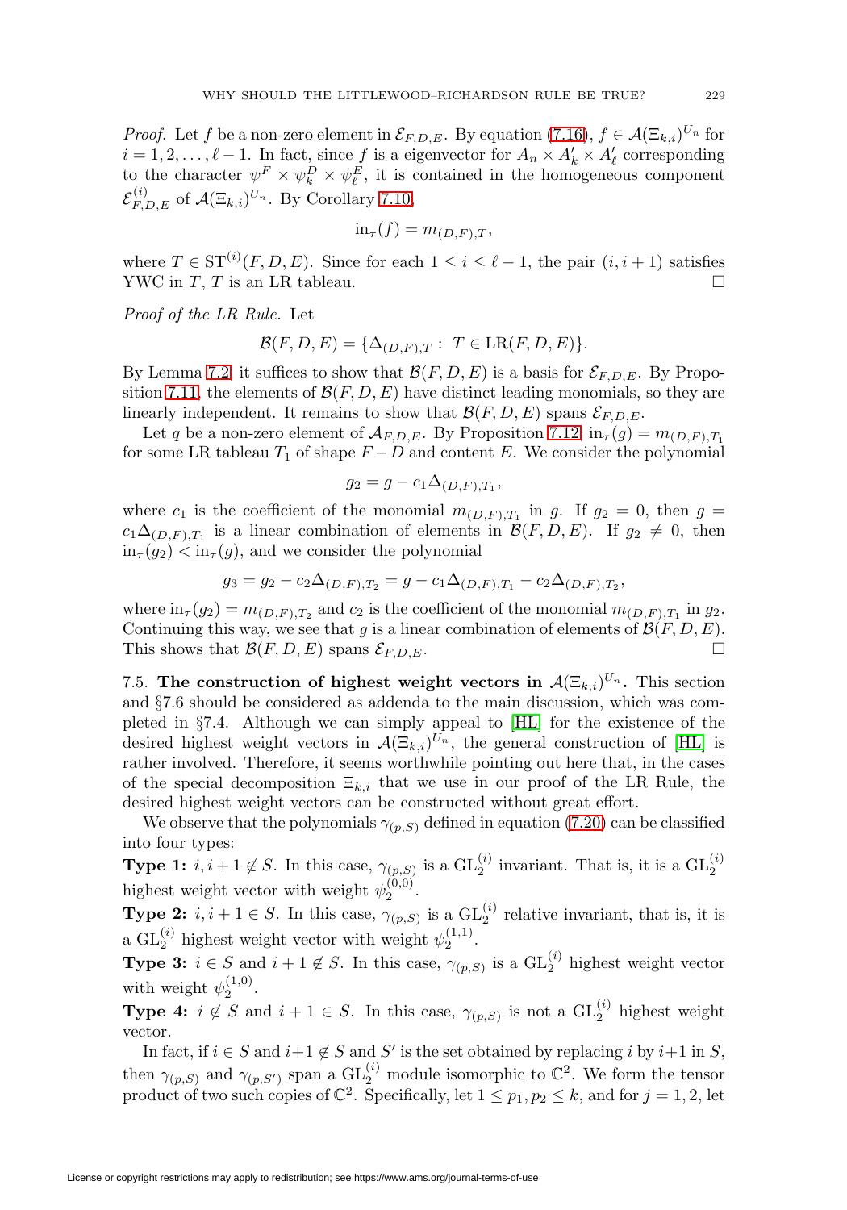*Proof.* Let $f$ be a non-zero element in $\mathcal{E}_{F,D,E}$. By equation (7.16), $f \in \mathcal{A}(\Xi_{k,i})^{U_n}$ for $i = 1, 2, \ldots, \ell - 1$. In fact, since $f$ is a eigenvector for $A_n \times A'_k \times A'_\ell$ corresponding to the character $\psi^F \times \psi^D_k \times \psi^E_\ell$, it is contained in the homogeneous component $\mathcal{E}^{(i)}_{F,D,E}$ of $\mathcal{A}(\Xi_{k,i})^{U_n}$. By Corollary 7.10,

$$\mathrm{in}_\tau(f) = m_{(D,F),T},$$

where $T \in \mathrm{ST}^{(i)}(F, D, E)$. Since for each $1 \leq i \leq \ell - 1$, the pair $(i, i+1)$ satisfies YWC in $T$, $T$ is an LR tableau. $\square$

*Proof of the LR Rule.* Let

$$\mathcal{B}(F, D, E) = \{\Delta_{(D,F),T} : \ T \in \mathrm{LR}(F, D, E)\}.$$

By Lemma 7.2, it suffices to show that $\mathcal{B}(F, D, E)$ is a basis for $\mathcal{E}_{F,D,E}$. By Proposition 7.11, the elements of $\mathcal{B}(F, D, E)$ have distinct leading monomials, so they are linearly independent. It remains to show that $\mathcal{B}(F, D, E)$ spans $\mathcal{E}_{F,D,E}$.

Let $q$ be a non-zero element of $\mathcal{A}_{F,D,E}$. By Proposition 7.12, $\mathrm{in}_\tau(g) = m_{(D,F),T_1}$ for some LR tableau $T_1$ of shape $F - D$ and content $E$. We consider the polynomial

$$g_2 = g - c_1 \Delta_{(D,F),T_1},$$

where $c_1$ is the coefficient of the monomial $m_{(D,F),T_1}$ in $g$. If $g_2 = 0$, then $g = c_1 \Delta_{(D,F),T_1}$ is a linear combination of elements in $\mathcal{B}(F, D, E)$. If $g_2 \neq 0$, then $\mathrm{in}_\tau(g_2) < \mathrm{in}_\tau(g)$, and we consider the polynomial

$$g_3 = g_2 - c_2 \Delta_{(D,F),T_2} = g - c_1 \Delta_{(D,F),T_1} - c_2 \Delta_{(D,F),T_2},$$

where $\mathrm{in}_\tau(g_2) = m_{(D,F),T_2}$ and $c_2$ is the coefficient of the monomial $m_{(D,F),T_1}$ in $g_2$. Continuing this way, we see that $g$ is a linear combination of elements of $\mathcal{B}(F, D, E)$. This shows that $\mathcal{B}(F, D, E)$ spans $\mathcal{E}_{F,D,E}$. $\square$

7.5. **The construction of highest weight vectors in $\mathcal{A}(\Xi_{k,i})^{U_n}$.** This section and §7.6 should be considered as addenda to the main discussion, which was completed in §7.4. Although we can simply appeal to [HL] for the existence of the desired highest weight vectors in $\mathcal{A}(\Xi_{k,i})^{U_n}$, the general construction of [HL] is rather involved. Therefore, it seems worthwhile pointing out here that, in the cases of the special decomposition $\Xi_{k,i}$ that we use in our proof of the LR Rule, the desired highest weight vectors can be constructed without great effort.

We observe that the polynomials $\gamma_{(p,S)}$ defined in equation (7.20) can be classified into four types:

**Type 1:** $i, i+1 \notin S$. In this case, $\gamma_{(p,S)}$ is a $\mathrm{GL}^{(i)}_2$ invariant. That is, it is a $\mathrm{GL}^{(i)}_2$ highest weight vector with weight $\psi^{(0,0)}_2$.

**Type 2:** $i, i+1 \in S$. In this case, $\gamma_{(p,S)}$ is a $\mathrm{GL}^{(i)}_2$ relative invariant, that is, it is a $\mathrm{GL}^{(i)}_2$ highest weight vector with weight $\psi^{(1,1)}_2$.

**Type 3:** $i \in S$ and $i+1 \notin S$. In this case, $\gamma_{(p,S)}$ is a $\mathrm{GL}^{(i)}_2$ highest weight vector with weight $\psi^{(1,0)}_2$.

**Type 4:** $i \notin S$ and $i+1 \in S$. In this case, $\gamma_{(p,S)}$ is not a $\mathrm{GL}^{(i)}_2$ highest weight vector.

In fact, if $i \in S$ and $i+1 \notin S$ and $S'$ is the set obtained by replacing $i$ by $i+1$ in $S$, then $\gamma_{(p,S)}$ and $\gamma_{(p,S')}$ span a $\mathrm{GL}^{(i)}_2$ module isomorphic to $\mathbb{C}^2$. We form the tensor product of two such copies of $\mathbb{C}^2$. Specifically, let $1 \leq p_1, p_2 \leq k$, and for $j = 1, 2$, let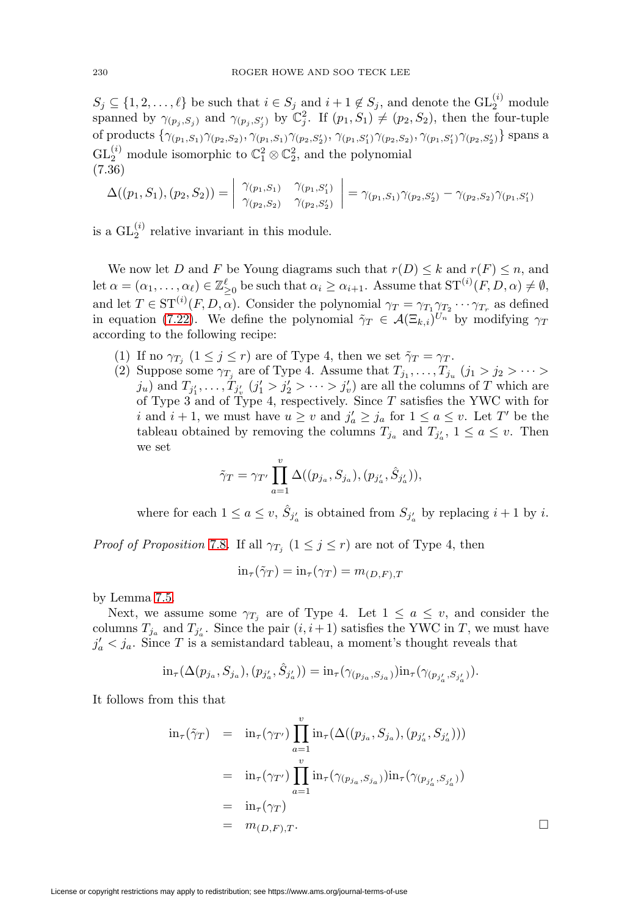$S_j \subseteq \{1, 2, \ldots, \ell\}$ be such that $i \in S_j$ and $i+1 \notin S_j$, and denote the $\mathrm{GL}_2^{(i)}$ module spanned by $\gamma_{(p_j, S_j)}$ and $\gamma_{(p_j, S_j')}$ by $\mathbb{C}_j^2$. If $(p_1, S_1) \neq (p_2, S_2)$, then the four-tuple of products $\{\gamma_{(p_1,S_1)}\gamma_{(p_2,S_2)}, \gamma_{(p_1,S_1)}\gamma_{(p_2,S_2')}, \gamma_{(p_1,S_1')}\gamma_{(p_2,S_2)}, \gamma_{(p_1,S_1')}\gamma_{(p_2,S_2')}\}$ spans a $\mathrm{GL}_2^{(i)}$ module isomorphic to $\mathbb{C}_1^2 \otimes \mathbb{C}_2^2$, and the polynomial

(7.36)
$$\Delta((p_1, S_1), (p_2, S_2)) = \begin{vmatrix} \gamma_{(p_1,S_1)} & \gamma_{(p_1,S_1')} \\ \gamma_{(p_2,S_2)} & \gamma_{(p_2,S_2')} \end{vmatrix} = \gamma_{(p_1,S_1)}\gamma_{(p_2,S_2')} - \gamma_{(p_2,S_2)}\gamma_{(p_1,S_1')}$$

is a $\mathrm{GL}_2^{(i)}$ relative invariant in this module.

We now let $D$ and $F$ be Young diagrams such that $r(D) \leq k$ and $r(F) \leq n$, and let $\alpha = (\alpha_1, \ldots, \alpha_\ell) \in \mathbb{Z}_{\geq 0}^{\ell}$ be such that $\alpha_i \geq \alpha_{i+1}$. Assume that $\mathrm{ST}^{(i)}(F, D, \alpha) \neq \emptyset$, and let $T \in \mathrm{ST}^{(i)}(F, D, \alpha)$. Consider the polynomial $\gamma_T = \gamma_{T_1}\gamma_{T_2}\cdots\gamma_{T_r}$ as defined in equation (7.22). We define the polynomial $\tilde{\gamma}_T \in \mathcal{A}(\Xi_{k,i})^{U_n}$ by modifying $\gamma_T$ according to the following recipe:

(1) If no $\gamma_{T_j}$ $(1 \leq j \leq r)$ are of Type 4, then we set $\tilde{\gamma}_T = \gamma_T$.

(2) Suppose some $\gamma_{T_j}$ are of Type 4. Assume that $T_{j_1}, \ldots, T_{j_u}$ $(j_1 > j_2 > \cdots > j_u)$ and $T_{j_1'}, \ldots, T_{j_v'}$ $(j_1' > j_2' > \cdots > j_v')$ are all the columns of $T$ which are of Type 3 and of Type 4, respectively. Since $T$ satisfies the YWC with for $i$ and $i+1$, we must have $u \geq v$ and $j_a' \geq j_a$ for $1 \leq a \leq v$. Let $T'$ be the tableau obtained by removing the columns $T_{j_a}$ and $T_{j_a'}$, $1 \leq a \leq v$. Then we set

$$\tilde{\gamma}_T = \gamma_{T'} \prod_{a=1}^{v} \Delta((p_{j_a}, S_{j_a}), (p_{j_a'}, \hat{S}_{j_a'})),$$

where for each $1 \leq a \leq v$, $\hat{S}_{j_a'}$ is obtained from $S_{j_a'}$ by replacing $i+1$ by $i$.

*Proof of Proposition* 7.8. If all $\gamma_{T_j}$ $(1 \leq j \leq r)$ are not of Type 4, then

$$\mathrm{in}_\tau(\tilde{\gamma}_T) = \mathrm{in}_\tau(\gamma_T) = m_{(D,F),T}$$

by Lemma 7.5.

Next, we assume some $\gamma_{T_j}$ are of Type 4. Let $1 \leq a \leq v$, and consider the columns $T_{j_a}$ and $T_{j_a'}$. Since the pair $(i, i+1)$ satisfies the YWC in $T$, we must have $j_a' < j_a$. Since $T$ is a semistandard tableau, a moment's thought reveals that

$$\mathrm{in}_\tau(\Delta(p_{j_a}, S_{j_a}), (p_{j_a'}, \hat{S}_{j_a'})) = \mathrm{in}_\tau(\gamma_{(p_{j_a}, S_{j_a})})\mathrm{in}_\tau(\gamma_{(p_{j_a'}, S_{j_a'})}).$$

It follows from this that

$$\begin{aligned}
\mathrm{in}_\tau(\tilde{\gamma}_T) &= \mathrm{in}_\tau(\gamma_{T'}) \prod_{a=1}^{v} \mathrm{in}_\tau(\Delta((p_{j_a}, S_{j_a}), (p_{j_a'}, S_{j_a'}))) \\
&= \mathrm{in}_\tau(\gamma_{T'}) \prod_{a=1}^{v} \mathrm{in}_\tau(\gamma_{(p_{j_a}, S_{j_a})})\mathrm{in}_\tau(\gamma_{(p_{j_a'}, S_{j_a'})}) \\
&= \mathrm{in}_\tau(\gamma_T) \\
&= m_{(D,F),T}.
\end{aligned}$$

$\square$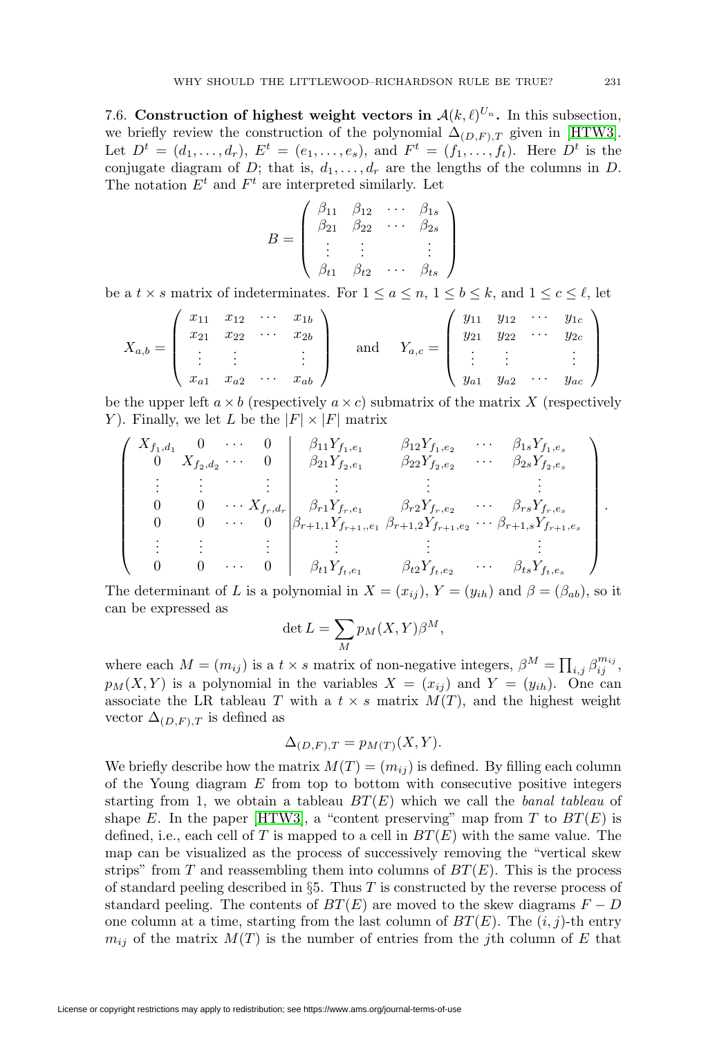7.6. **Construction of highest weight vectors in $\mathcal{A}(k,\ell)^{U_n}$.** In this subsection, we briefly review the construction of the polynomial $\Delta_{(D,F),T}$ given in [HTW3]. Let $D^t = (d_1,\ldots,d_r)$, $E^t = (e_1,\ldots,e_s)$, and $F^t = (f_1,\ldots,f_t)$. Here $D^t$ is the conjugate diagram of $D$; that is, $d_1,\ldots,d_r$ are the lengths of the columns in $D$. The notation $E^t$ and $F^t$ are interpreted similarly. Let

$$B = \begin{pmatrix} \beta_{11} & \beta_{12} & \cdots & \beta_{1s} \\ \beta_{21} & \beta_{22} & \cdots & \beta_{2s} \\ \vdots & \vdots & & \vdots \\ \beta_{t1} & \beta_{t2} & \cdots & \beta_{ts} \end{pmatrix}$$

be a $t \times s$ matrix of indeterminates. For $1 \le a \le n$, $1 \le b \le k$, and $1 \le c \le \ell$, let

$$X_{a,b} = \begin{pmatrix} x_{11} & x_{12} & \cdots & x_{1b} \\ x_{21} & x_{22} & \cdots & x_{2b} \\ \vdots & \vdots & & \vdots \\ x_{a1} & x_{a2} & \cdots & x_{ab} \end{pmatrix} \quad \text{and} \quad Y_{a,c} = \begin{pmatrix} y_{11} & y_{12} & \cdots & y_{1c} \\ y_{21} & y_{22} & \cdots & y_{2c} \\ \vdots & \vdots & & \vdots \\ y_{a1} & y_{a2} & \cdots & y_{ac} \end{pmatrix}$$

be the upper left $a \times b$ (respectively $a \times c$) submatrix of the matrix $X$ (respectively $Y$). Finally, we let $L$ be the $|F| \times |F|$ matrix

$$\left(\begin{array}{cccc|cccc} X_{f_1,d_1} & 0 & \cdots & 0 & \beta_{11}Y_{f_1,e_1} & \beta_{12}Y_{f_1,e_2} & \cdots & \beta_{1s}Y_{f_1,e_s} \\ 0 & X_{f_2,d_2} & \cdots & 0 & \beta_{21}Y_{f_2,e_1} & \beta_{22}Y_{f_2,e_2} & \cdots & \beta_{2s}Y_{f_2,e_s} \\ \vdots & \vdots & & \vdots & \vdots & \vdots & & \vdots \\ 0 & 0 & \cdots & X_{f_r,d_r} & \beta_{r1}Y_{f_r,e_1} & \beta_{r2}Y_{f_r,e_2} & \cdots & \beta_{rs}Y_{f_r,e_s} \\ 0 & 0 & \cdots & 0 & \beta_{r+1,1}Y_{f_{r+1},e_1} & \beta_{r+1,2}Y_{f_{r+1},e_2} & \cdots & \beta_{r+1,s}Y_{f_{r+1},e_s} \\ \vdots & \vdots & & \vdots & \vdots & \vdots & & \vdots \\ 0 & 0 & \cdots & 0 & \beta_{t1}Y_{f_t,e_1} & \beta_{t2}Y_{f_t,e_2} & \cdots & \beta_{ts}Y_{f_t,e_s} \end{array}\right).$$

The determinant of $L$ is a polynomial in $X = (x_{ij})$, $Y = (y_{ih})$ and $\beta = (\beta_{ab})$, so it can be expressed as

$$\det L = \sum_M p_M(X,Y)\beta^M,$$

where each $M = (m_{ij})$ is a $t \times s$ matrix of non-negative integers, $\beta^M = \prod_{i,j}\beta_{ij}^{m_{ij}}$, $p_M(X,Y)$ is a polynomial in the variables $X = (x_{ij})$ and $Y = (y_{ih})$. One can associate the LR tableau $T$ with a $t \times s$ matrix $M(T)$, and the highest weight vector $\Delta_{(D,F),T}$ is defined as

$$\Delta_{(D,F),T} = p_{M(T)}(X,Y).$$

We briefly describe how the matrix $M(T) = (m_{ij})$ is defined. By filling each column of the Young diagram $E$ from top to bottom with consecutive positive integers starting from 1, we obtain a tableau $BT(E)$ which we call the *banal tableau* of shape $E$. In the paper [HTW3], a "content preserving" map from $T$ to $BT(E)$ is defined, i.e., each cell of $T$ is mapped to a cell in $BT(E)$ with the same value. The map can be visualized as the process of successively removing the "vertical skew strips" from $T$ and reassembling them into columns of $BT(E)$. This is the process of standard peeling described in §5. Thus $T$ is constructed by the reverse process of standard peeling. The contents of $BT(E)$ are moved to the skew diagrams $F - D$ one column at a time, starting from the last column of $BT(E)$. The $(i,j)$-th entry $m_{ij}$ of the matrix $M(T)$ is the number of entries from the $j$th column of $E$ that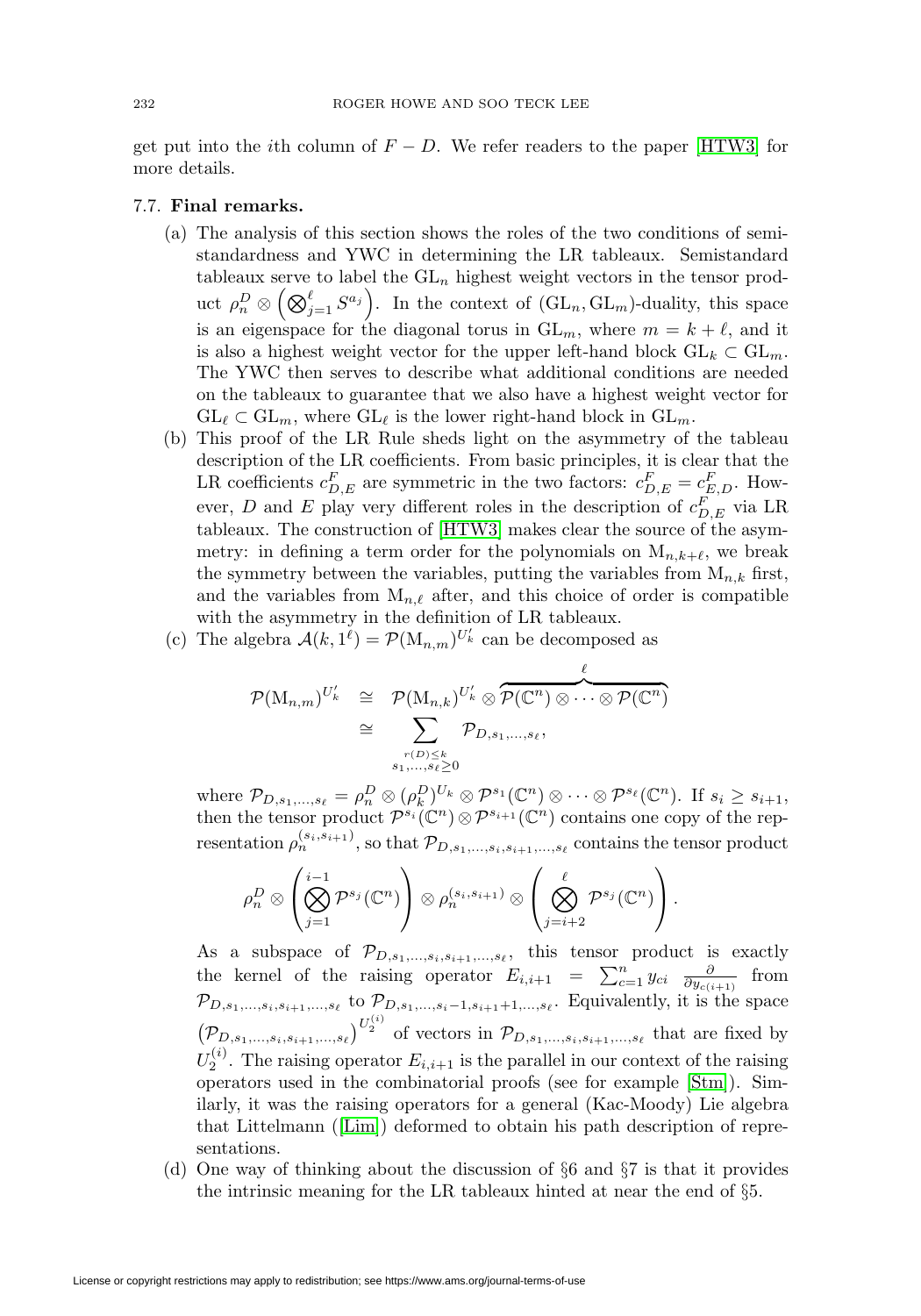get put into the $i$th column of $F - D$. We refer readers to the paper [HTW3] for more details.

### 7.7. Final remarks.

(a) The analysis of this section shows the roles of the two conditions of semistandardness and YWC in determining the LR tableaux. Semistandard tableaux serve to label the $\mathrm{GL}_n$ highest weight vectors in the tensor product $\rho_n^D \otimes \left(\bigotimes_{j=1}^{\ell} S^{a_j}\right)$. In the context of $(\mathrm{GL}_n, \mathrm{GL}_m)$-duality, this space is an eigenspace for the diagonal torus in $\mathrm{GL}_m$, where $m = k + \ell$, and it is also a highest weight vector for the upper left-hand block $\mathrm{GL}_k \subset \mathrm{GL}_m$. The YWC then serves to describe what additional conditions are needed on the tableaux to guarantee that we also have a highest weight vector for $\mathrm{GL}_\ell \subset \mathrm{GL}_m$, where $\mathrm{GL}_\ell$ is the lower right-hand block in $\mathrm{GL}_m$.

(b) This proof of the LR Rule sheds light on the asymmetry of the tableau description of the LR coefficients. From basic principles, it is clear that the LR coefficients $c_{D,E}^F$ are symmetric in the two factors: $c_{D,E}^F = c_{E,D}^F$. However, $D$ and $E$ play very different roles in the description of $c_{D,E}^F$ via LR tableaux. The construction of [HTW3] makes clear the source of the asymmetry: in defining a term order for the polynomials on $\mathrm{M}_{n,k+\ell}$, we break the symmetry between the variables, putting the variables from $\mathrm{M}_{n,k}$ first, and the variables from $\mathrm{M}_{n,\ell}$ after, and this choice of order is compatible with the asymmetry in the definition of LR tableaux.

(c) The algebra $\mathcal{A}(k, 1^\ell) = \mathcal{P}(\mathrm{M}_{n,m})^{U_k'}$ can be decomposed as

$$\begin{aligned}
\mathcal{P}(\mathrm{M}_{n,m})^{U_k'} &\cong \mathcal{P}(\mathrm{M}_{n,k})^{U_k'} \otimes \overbrace{\mathcal{P}(\mathbb{C}^n) \otimes \cdots \otimes \mathcal{P}(\mathbb{C}^n)}^{\ell} \\
&\cong \sum_{\substack{r(D) \leq k \\ s_1, \ldots, s_\ell \geq 0}} \mathcal{P}_{D, s_1, \ldots, s_\ell},
\end{aligned}$$

where $\mathcal{P}_{D,s_1,\ldots,s_\ell} = \rho_n^D \otimes (\rho_k^D)^{U_k} \otimes \mathcal{P}^{s_1}(\mathbb{C}^n) \otimes \cdots \otimes \mathcal{P}^{s_\ell}(\mathbb{C}^n)$. If $s_i \geq s_{i+1}$, then the tensor product $\mathcal{P}^{s_i}(\mathbb{C}^n) \otimes \mathcal{P}^{s_{i+1}}(\mathbb{C}^n)$ contains one copy of the representation $\rho_n^{(s_i, s_{i+1})}$, so that $\mathcal{P}_{D,s_1,\ldots,s_i,s_{i+1},\ldots,s_\ell}$ contains the tensor product

$$\rho_n^D \otimes \left(\bigotimes_{j=1}^{i-1} \mathcal{P}^{s_j}(\mathbb{C}^n)\right) \otimes \rho_n^{(s_i, s_{i+1})} \otimes \left(\bigotimes_{j=i+2}^{\ell} \mathcal{P}^{s_j}(\mathbb{C}^n)\right).$$

As a subspace of $\mathcal{P}_{D,s_1,\ldots,s_i,s_{i+1},\ldots,s_\ell}$, this tensor product is exactly the kernel of the raising operator $E_{i,i+1} = \sum_{c=1}^n y_{ci} \frac{\partial}{\partial y_{c(i+1)}}$ from $\mathcal{P}_{D,s_1,\ldots,s_i,s_{i+1},\ldots,s_\ell}$ to $\mathcal{P}_{D,s_1,\ldots,s_i-1,s_{i+1}+1,\ldots,s_\ell}$. Equivalently, it is the space $\left(\mathcal{P}_{D,s_1,\ldots,s_i,s_{i+1},\ldots,s_\ell}\right)^{U_2^{(i)}}$ of vectors in $\mathcal{P}_{D,s_1,\ldots,s_i,s_{i+1},\ldots,s_\ell}$ that are fixed by $U_2^{(i)}$. The raising operator $E_{i,i+1}$ is the parallel in our context of the raising operators used in the combinatorial proofs (see for example [Stm]). Similarly, it was the raising operators for a general (Kac-Moody) Lie algebra that Littelmann ([Lim]) deformed to obtain his path description of representations.

(d) One way of thinking about the discussion of §6 and §7 is that it provides the intrinsic meaning for the LR tableaux hinted at near the end of §5.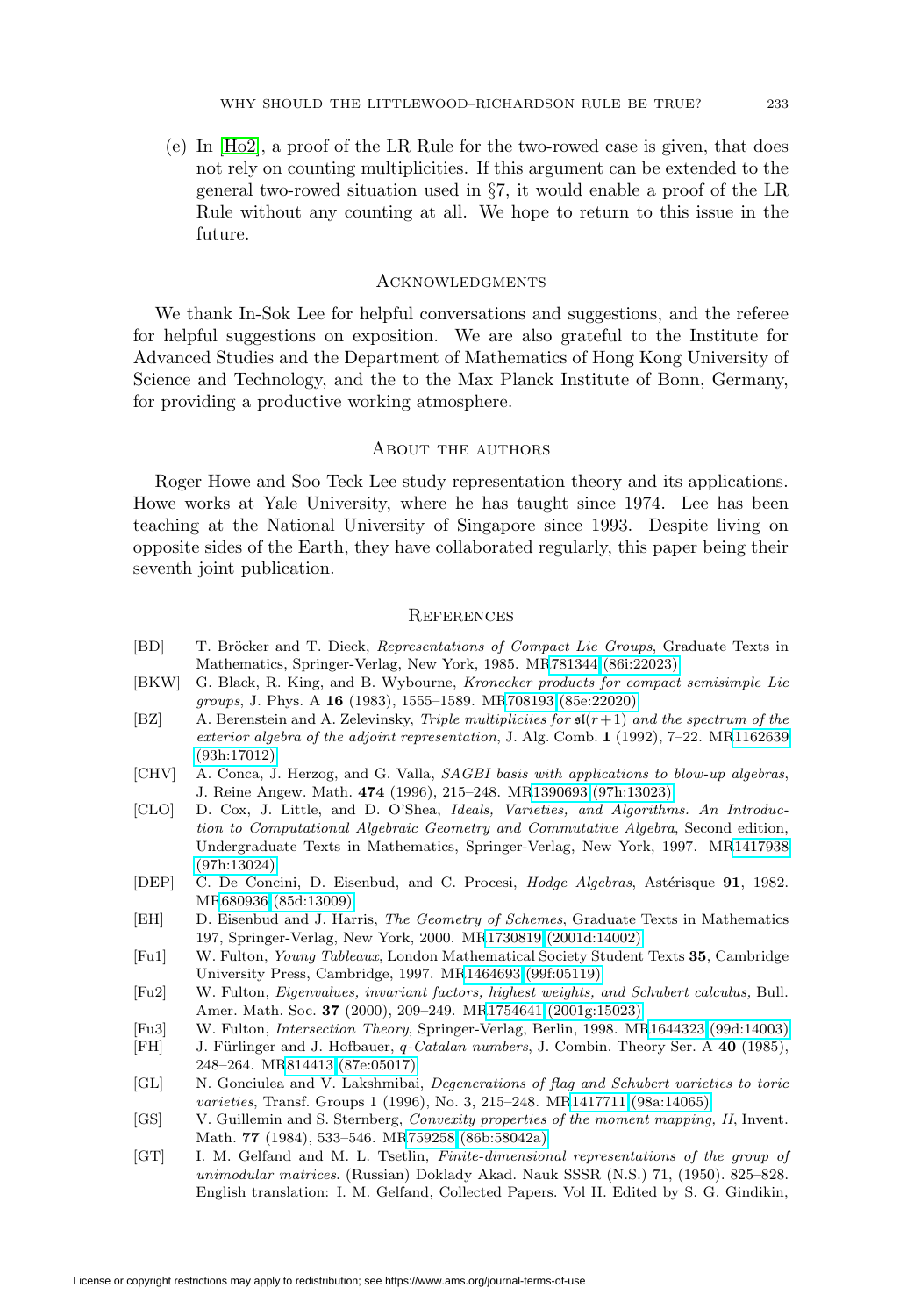(e) In [Ho2], a proof of the LR Rule for the two-rowed case is given, that does not rely on counting multiplicities. If this argument can be extended to the general two-rowed situation used in §7, it would enable a proof of the LR Rule without any counting at all. We hope to return to this issue in the future.

## Acknowledgments

We thank In-Sok Lee for helpful conversations and suggestions, and the referee for helpful suggestions on exposition. We are also grateful to the Institute for Advanced Studies and the Department of Mathematics of Hong Kong University of Science and Technology, and the to the Max Planck Institute of Bonn, Germany, for providing a productive working atmosphere.

## About the authors

Roger Howe and Soo Teck Lee study representation theory and its applications. Howe works at Yale University, where he has taught since 1974. Lee has been teaching at the National University of Singapore since 1993. Despite living on opposite sides of the Earth, they have collaborated regularly, this paper being their seventh joint publication.

## References

[BD] T. Bröcker and T. Dieck, *Representations of Compact Lie Groups*, Graduate Texts in Mathematics, Springer-Verlag, New York, 1985. MR781344 (86i:22023)

[BKW] G. Black, R. King, and B. Wybourne, *Kronecker products for compact semisimple Lie groups*, J. Phys. A **16** (1983), 1555–1589. MR708193 (85e:22020)

[BZ] A. Berenstein and A. Zelevinsky, *Triple multipliciies for $\mathfrak{sl}(r+1)$ and the spectrum of the exterior algebra of the adjoint representation*, J. Alg. Comb. **1** (1992), 7–22. MR1162639 (93h:17012)

[CHV] A. Conca, J. Herzog, and G. Valla, *SAGBI basis with applications to blow-up algebras*, J. Reine Angew. Math. **474** (1996), 215–248. MR1390693 (97h:13023)

[CLO] D. Cox, J. Little, and D. O'Shea, *Ideals, Varieties, and Algorithms. An Introduction to Computational Algebraic Geometry and Commutative Algebra*, Second edition, Undergraduate Texts in Mathematics, Springer-Verlag, New York, 1997. MR1417938 (97h:13024)

[DEP] C. De Concini, D. Eisenbud, and C. Procesi, *Hodge Algebras*, Astérisque **91**, 1982. MR680936 (85d:13009)

[EH] D. Eisenbud and J. Harris, *The Geometry of Schemes*, Graduate Texts in Mathematics 197, Springer-Verlag, New York, 2000. MR1730819 (2001d:14002)

[Fu1] W. Fulton, *Young Tableaux*, London Mathematical Society Student Texts **35**, Cambridge University Press, Cambridge, 1997. MR1464693 (99f:05119)

[Fu2] W. Fulton, *Eigenvalues, invariant factors, highest weights, and Schubert calculus,* Bull. Amer. Math. Soc. **37** (2000), 209–249. MR1754641 (2001g:15023)

[Fu3] W. Fulton, *Intersection Theory*, Springer-Verlag, Berlin, 1998. MR1644323 (99d:14003)

[FH] J. Fürlinger and J. Hofbauer, *q-Catalan numbers*, J. Combin. Theory Ser. A **40** (1985), 248–264. MR814413 (87e:05017)

[GL] N. Gonciulea and V. Lakshmibai, *Degenerations of flag and Schubert varieties to toric varieties*, Transf. Groups 1 (1996), No. 3, 215–248. MR1417711 (98a:14065)

[GS] V. Guillemin and S. Sternberg, *Convexity properties of the moment mapping, II*, Invent. Math. **77** (1984), 533–546. MR759258 (86b:58042a)

[GT] I. M. Gelfand and M. L. Tsetlin, *Finite-dimensional representations of the group of unimodular matrices.* (Russian) Doklady Akad. Nauk SSSR (N.S.) 71, (1950). 825–828. English translation: I. M. Gelfand, Collected Papers. Vol II. Edited by S. G. Gindikin,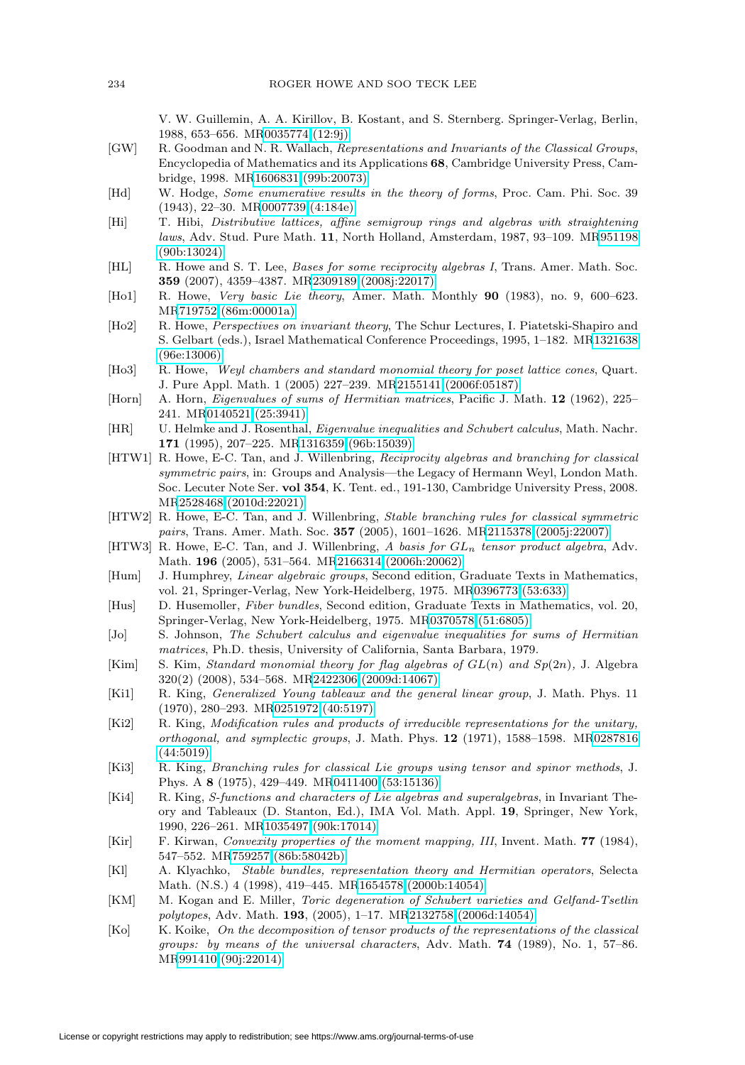V. W. Guillemin, A. A. Kirillov, B. Kostant, and S. Sternberg. Springer-Verlag, Berlin, 1988, 653–656. MR0035774 (12:9j)

[GW] R. Goodman and N. R. Wallach, *Representations and Invariants of the Classical Groups*, Encyclopedia of Mathematics and its Applications **68**, Cambridge University Press, Cambridge, 1998. MR1606831 (99b:20073)

[Hd] W. Hodge, *Some enumerative results in the theory of forms*, Proc. Cam. Phi. Soc. 39 (1943), 22–30. MR0007739 (4:184e)

[Hi] T. Hibi, *Distributive lattices, affine semigroup rings and algebras with straightening laws*, Adv. Stud. Pure Math. **11**, North Holland, Amsterdam, 1987, 93–109. MR951198 (90b:13024)

[HL] R. Howe and S. T. Lee, *Bases for some reciprocity algebras I*, Trans. Amer. Math. Soc. **359** (2007), 4359–4387. MR2309189 (2008j:22017)

[Ho1] R. Howe, *Very basic Lie theory*, Amer. Math. Monthly **90** (1983), no. 9, 600–623. MR719752 (86m:00001a)

[Ho2] R. Howe, *Perspectives on invariant theory*, The Schur Lectures, I. Piatetski-Shapiro and S. Gelbart (eds.), Israel Mathematical Conference Proceedings, 1995, 1–182. MR1321638 (96e:13006)

[Ho3] R. Howe, *Weyl chambers and standard monomial theory for poset lattice cones*, Quart. J. Pure Appl. Math. 1 (2005) 227–239. MR2155141 (2006f:05187)

[Horn] A. Horn, *Eigenvalues of sums of Hermitian matrices*, Pacific J. Math. **12** (1962), 225–241. MR0140521 (25:3941)

[HR] U. Helmke and J. Rosenthal, *Eigenvalue inequalities and Schubert calculus*, Math. Nachr. **171** (1995), 207–225. MR1316359 (96b:15039)

[HTW1] R. Howe, E-C. Tan, and J. Willenbring, *Reciprocity algebras and branching for classical symmetric pairs*, in: Groups and Analysis—the Legacy of Hermann Weyl, London Math. Soc. Lecuter Note Ser. **vol 354**, K. Tent. ed., 191-130, Cambridge University Press, 2008. MR2528468 (2010d:22021)

[HTW2] R. Howe, E-C. Tan, and J. Willenbring, *Stable branching rules for classical symmetric pairs*, Trans. Amer. Math. Soc. **357** (2005), 1601–1626. MR2115378 (2005j:22007)

[HTW3] R. Howe, E-C. Tan, and J. Willenbring, *A basis for $GL_n$ tensor product algebra*, Adv. Math. **196** (2005), 531–564. MR2166314 (2006h:20062)

[Hum] J. Humphrey, *Linear algebraic groups*, Second edition, Graduate Texts in Mathematics, vol. 21, Springer-Verlag, New York-Heidelberg, 1975. MR0396773 (53:633)

[Hus] D. Husemoller, *Fiber bundles*, Second edition, Graduate Texts in Mathematics, vol. 20, Springer-Verlag, New York-Heidelberg, 1975. MR0370578 (51:6805)

[Jo] S. Johnson, *The Schubert calculus and eigenvalue inequalities for sums of Hermitian matrices*, Ph.D. thesis, University of California, Santa Barbara, 1979.

[Kim] S. Kim, *Standard monomial theory for flag algebras of $GL(n)$ and $Sp(2n)$*, J. Algebra 320(2) (2008), 534–568. MR2422306 (2009d:14067)

[Ki1] R. King, *Generalized Young tableaux and the general linear group*, J. Math. Phys. 11 (1970), 280–293. MR0251972 (40:5197)

[Ki2] R. King, *Modification rules and products of irreducible representations for the unitary, orthogonal, and symplectic groups*, J. Math. Phys. **12** (1971), 1588–1598. MR0287816 (44:5019)

[Ki3] R. King, *Branching rules for classical Lie groups using tensor and spinor methods*, J. Phys. A **8** (1975), 429–449. MR0411400 (53:15136)

[Ki4] R. King, *S-functions and characters of Lie algebras and superalgebras*, in Invariant Theory and Tableaux (D. Stanton, Ed.), IMA Vol. Math. Appl. **19**, Springer, New York, 1990, 226–261. MR1035497 (90k:17014)

[Kir] F. Kirwan, *Convexity properties of the moment mapping, III*, Invent. Math. **77** (1984), 547–552. MR759257 (86b:58042b)

[Kl] A. Klyachko, *Stable bundles, representation theory and Hermitian operators*, Selecta Math. (N.S.) 4 (1998), 419–445. MR1654578 (2000b:14054)

[KM] M. Kogan and E. Miller, *Toric degeneration of Schubert varieties and Gelfand-Tsetlin polytopes*, Adv. Math. **193**, (2005), 1–17. MR2132758 (2006d:14054)

[Ko] K. Koike, *On the decomposition of tensor products of the representations of the classical groups: by means of the universal characters*, Adv. Math. **74** (1989), No. 1, 57–86. MR991410 (90j:22014)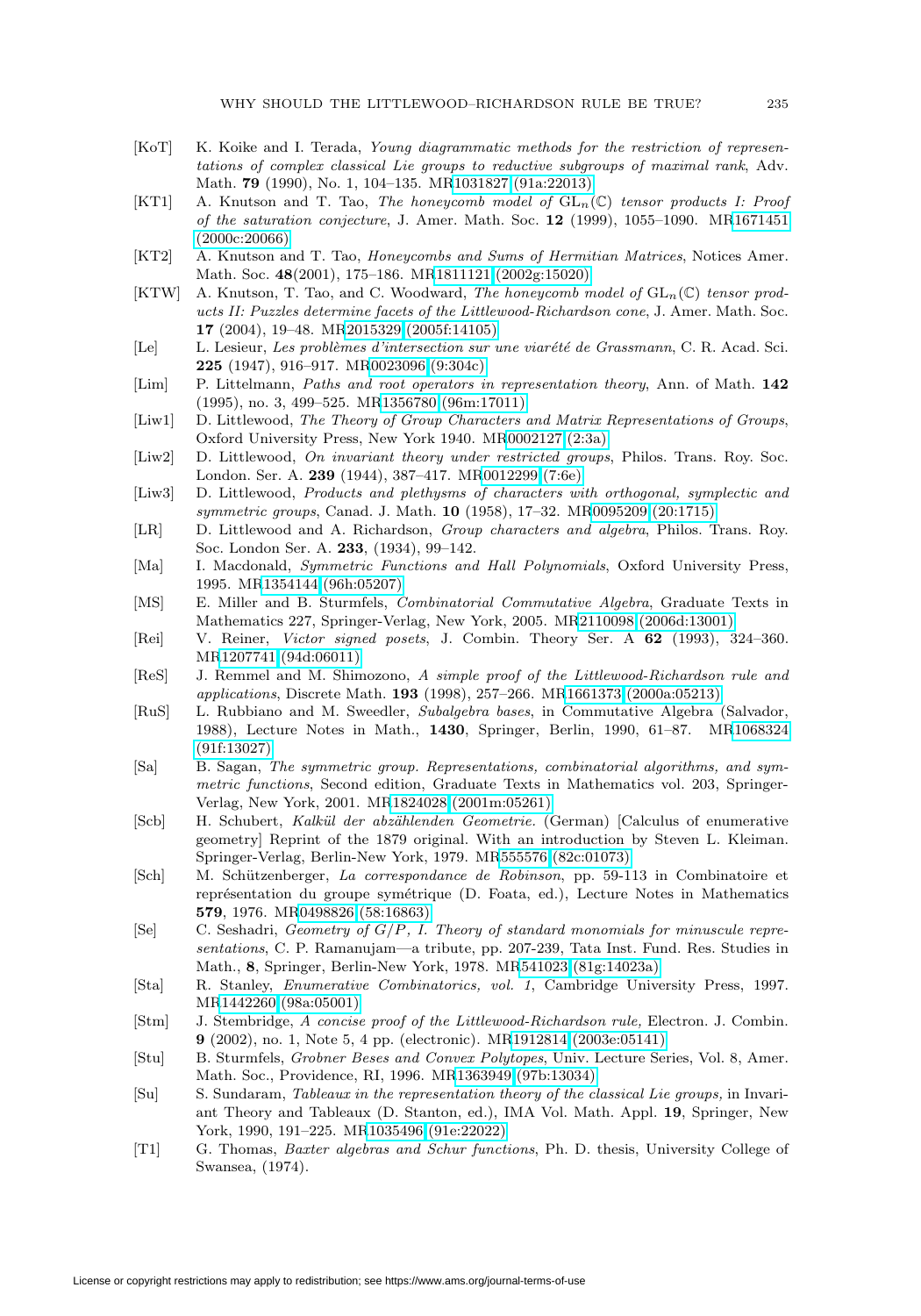[KoT] K. Koike and I. Terada, *Young diagrammatic methods for the restriction of representations of complex classical Lie groups to reductive subgroups of maximal rank*, Adv. Math. **79** (1990), No. 1, 104–135. MR1031827 (91a:22013)

[KT1] A. Knutson and T. Tao, *The honeycomb model of* $\mathrm{GL}_n(\mathbb{C})$ *tensor products I: Proof of the saturation conjecture*, J. Amer. Math. Soc. **12** (1999), 1055–1090. MR1671451 (2000c:20066)

[KT2] A. Knutson and T. Tao, *Honeycombs and Sums of Hermitian Matrices*, Notices Amer. Math. Soc. **48**(2001), 175–186. MR1811121 (2002g:15020)

[KTW] A. Knutson, T. Tao, and C. Woodward, *The honeycomb model of* $\mathrm{GL}_n(\mathbb{C})$ *tensor products II: Puzzles determine facets of the Littlewood-Richardson cone*, J. Amer. Math. Soc. **17** (2004), 19–48. MR2015329 (2005f:14105)

[Le] L. Lesieur, *Les problèmes d'intersection sur une viarété de Grassmann*, C. R. Acad. Sci. **225** (1947), 916–917. MR0023096 (9:304c)

[Lim] P. Littelmann, *Paths and root operators in representation theory*, Ann. of Math. **142** (1995), no. 3, 499–525. MR1356780 (96m:17011)

[Liw1] D. Littlewood, *The Theory of Group Characters and Matrix Representations of Groups*, Oxford University Press, New York 1940. MR0002127 (2:3a)

[Liw2] D. Littlewood, *On invariant theory under restricted groups*, Philos. Trans. Roy. Soc. London. Ser. A. **239** (1944), 387–417. MR0012299 (7:6e)

[Liw3] D. Littlewood, *Products and plethysms of characters with orthogonal, symplectic and symmetric groups*, Canad. J. Math. **10** (1958), 17–32. MR0095209 (20:1715)

[LR] D. Littlewood and A. Richardson, *Group characters and algebra*, Philos. Trans. Roy. Soc. London Ser. A. **233**, (1934), 99–142.

[Ma] I. Macdonald, *Symmetric Functions and Hall Polynomials*, Oxford University Press, 1995. MR1354144 (96h:05207)

[MS] E. Miller and B. Sturmfels, *Combinatorial Commutative Algebra*, Graduate Texts in Mathematics 227, Springer-Verlag, New York, 2005. MR2110098 (2006d:13001)

[Rei] V. Reiner, *Victor signed posets*, J. Combin. Theory Ser. A **62** (1993), 324–360. MR1207741 (94d:06011)

[ReS] J. Remmel and M. Shimozono, *A simple proof of the Littlewood-Richardson rule and applications*, Discrete Math. **193** (1998), 257–266. MR1661373 (2000a:05213)

[RuS] L. Rubbiano and M. Sweedler, *Subalgebra bases*, in Commutative Algebra (Salvador, 1988), Lecture Notes in Math., **1430**, Springer, Berlin, 1990, 61–87. MR1068324 (91f:13027)

[Sa] B. Sagan, *The symmetric group. Representations, combinatorial algorithms, and symmetric functions*, Second edition, Graduate Texts in Mathematics vol. 203, Springer-Verlag, New York, 2001. MR1824028 (2001m:05261)

[Scb] H. Schubert, *Kalkül der abzählenden Geometrie.* (German) [Calculus of enumerative geometry] Reprint of the 1879 original. With an introduction by Steven L. Kleiman. Springer-Verlag, Berlin-New York, 1979. MR555576 (82c:01073)

[Sch] M. Schützenberger, *La correspondance de Robinson*, pp. 59-113 in Combinatoire et représentation du groupe symétrique (D. Foata, ed.), Lecture Notes in Mathematics **579**, 1976. MR0498826 (58:16863)

[Se] C. Seshadri, *Geometry of* $G/P$*, I. Theory of standard monomials for minuscule representations*, C. P. Ramanujam—a tribute, pp. 207-239, Tata Inst. Fund. Res. Studies in Math., **8**, Springer, Berlin-New York, 1978. MR541023 (81g:14023a)

[Sta] R. Stanley, *Enumerative Combinatorics, vol. 1*, Cambridge University Press, 1997. MR1442260 (98a:05001)

[Stm] J. Stembridge, *A concise proof of the Littlewood-Richardson rule,* Electron. J. Combin. **9** (2002), no. 1, Note 5, 4 pp. (electronic). MR1912814 (2003e:05141)

[Stu] B. Sturmfels, *Grobner Beses and Convex Polytopes*, Univ. Lecture Series, Vol. 8, Amer. Math. Soc., Providence, RI, 1996. MR1363949 (97b:13034)

[Su] S. Sundaram, *Tableaux in the representation theory of the classical Lie groups,* in Invariant Theory and Tableaux (D. Stanton, ed.), IMA Vol. Math. Appl. **19**, Springer, New York, 1990, 191–225. MR1035496 (91e:22022)

[T1] G. Thomas, *Baxter algebras and Schur functions*, Ph. D. thesis, University College of Swansea, (1974).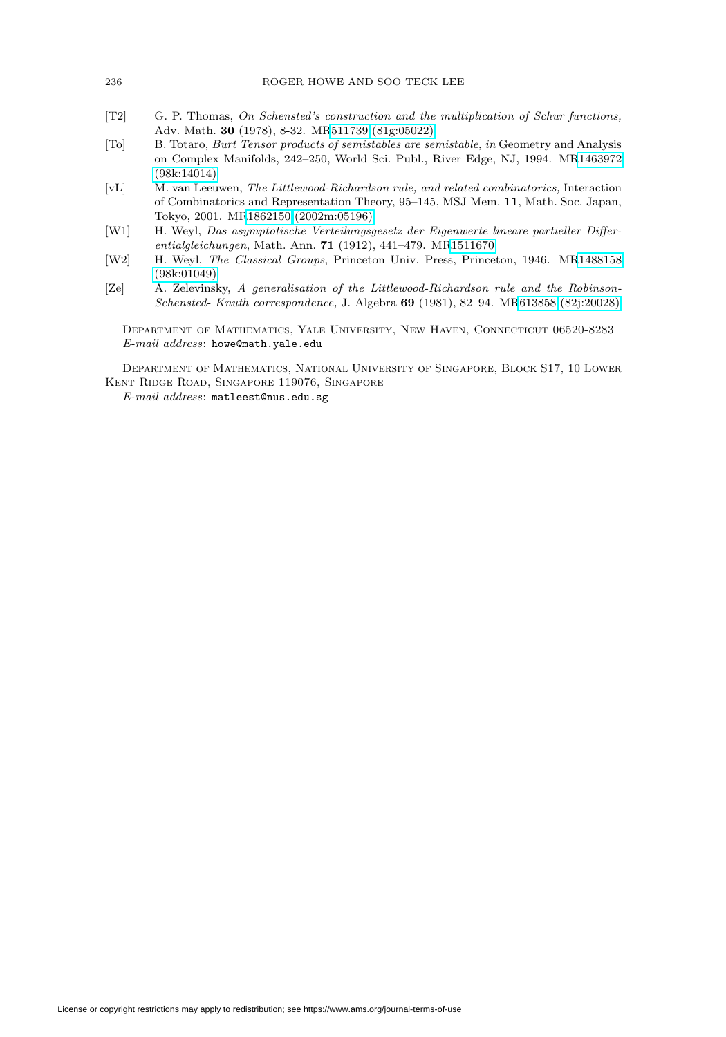[T2] G. P. Thomas, *On Schensted's construction and the multiplication of Schur functions,* Adv. Math. **30** (1978), 8-32. MR511739 (81g:05022)

[To] B. Totaro, *Burt Tensor products of semistables are semistable*, *in* Geometry and Analysis on Complex Manifolds, 242–250, World Sci. Publ., River Edge, NJ, 1994. MR1463972 (98k:14014)

[vL] M. van Leeuwen, *The Littlewood-Richardson rule, and related combinatorics,* Interaction of Combinatorics and Representation Theory, 95–145, MSJ Mem. **11**, Math. Soc. Japan, Tokyo, 2001. MR1862150 (2002m:05196)

[W1] H. Weyl, *Das asymptotische Verteilungsgesetz der Eigenwerte lineare partieller Differentialgleichungen*, Math. Ann. **71** (1912), 441–479. MR1511670

[W2] H. Weyl, *The Classical Groups*, Princeton Univ. Press, Princeton, 1946. MR1488158 (98k:01049)

[Ze] A. Zelevinsky, *A generalisation of the Littlewood-Richardson rule and the Robinson-Schensted- Knuth correspondence,* J. Algebra **69** (1981), 82–94. MR613858 (82j:20028)

Department of Mathematics, Yale University, New Haven, Connecticut 06520-8283
*E-mail address*: howe@math.yale.edu

Department of Mathematics, National University of Singapore, Block S17, 10 Lower Kent Ridge Road, Singapore 119076, Singapore
*E-mail address*: matleest@nus.edu.sg